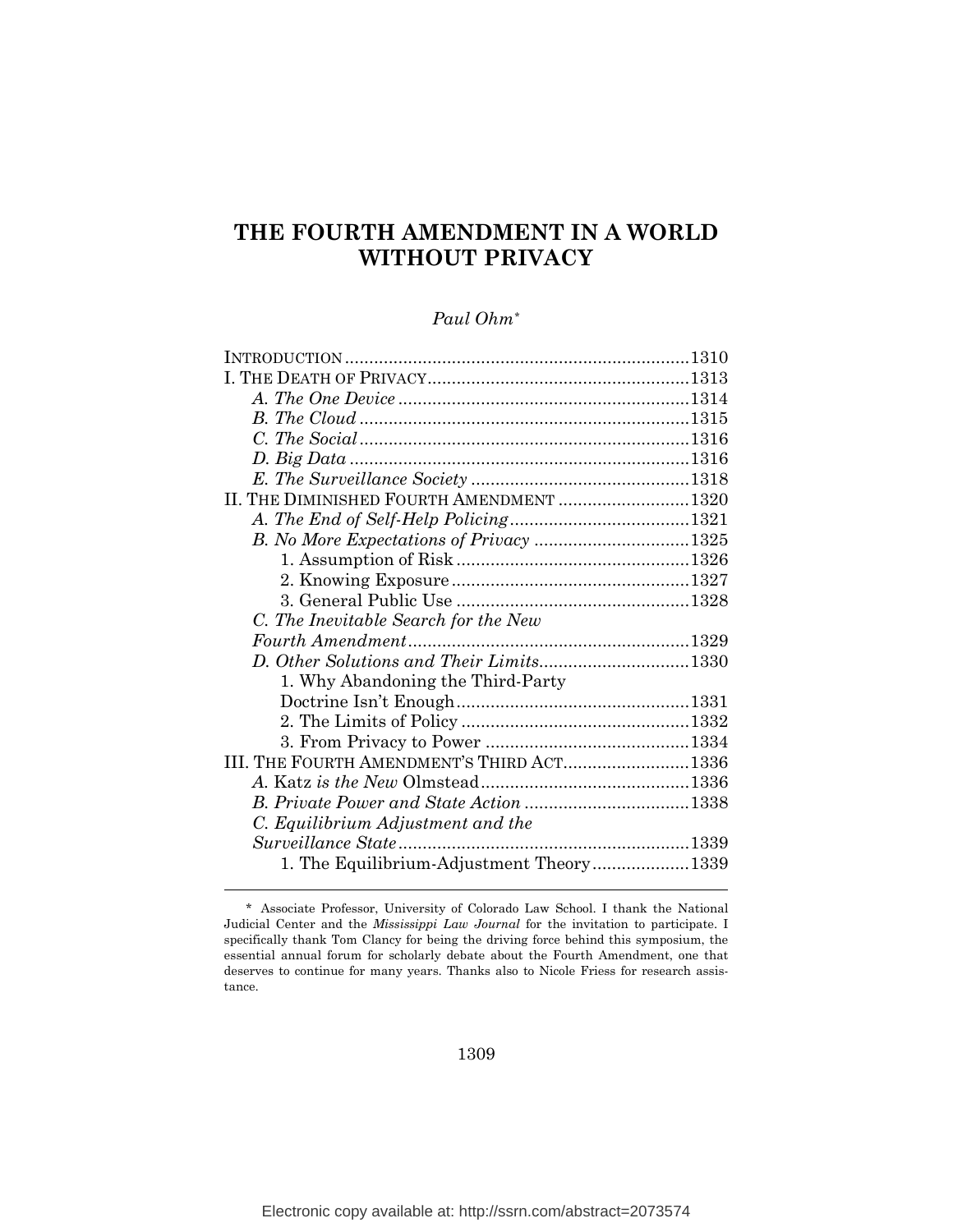# THE FOURTH AMENDMENT IN A WORLD WITHOUT PRIVACY

*Paul Ohm*[*]

INTRODUCTION ......................................................................1310
I. THE DEATH OF PRIVACY......................................................1313
    *A. The One Device* ............................................................1314
    *B. The Cloud* ....................................................................1315
    *C. The Social* ....................................................................1316
    *D. Big Data* ......................................................................1316
    *E. The Surveillance Society* .............................................1318
II. THE DIMINISHED FOURTH AMENDMENT ...........................1320
    *A. The End of Self-Help Policing*.....................................1321
    *B. No More Expectations of Privacy* ................................1325
        1. Assumption of Risk ................................................1326
        2. Knowing Exposure .................................................1327
        3. General Public Use ................................................1328
    *C. The Inevitable Search for the New Fourth Amendment*..........................................................1329
    *D. Other Solutions and Their Limits*..............................1330
        1. Why Abandoning the Third-Party Doctrine Isn't Enough................................................1331
        2. The Limits of Policy ...............................................1332
        3. From Privacy to Power ..........................................1334
III. THE FOURTH AMENDMENT'S THIRD ACT..........................1336
    *A.* Katz *is the New* Olmstead...........................................1336
    *B. Private Power and State Action* ..................................1338
    *C. Equilibrium Adjustment and the Surveillance State*............................................................1339
        1. The Equilibrium-Adjustment Theory....................1339

---

\* Associate Professor, University of Colorado Law School. I thank the National Judicial Center and the *Mississippi Law Journal* for the invitation to participate. I specifically thank Tom Clancy for being the driving force behind this symposium, the essential annual forum for scholarly debate about the Fourth Amendment, one that deserves to continue for many years. Thanks also to Nicole Friess for research assistance.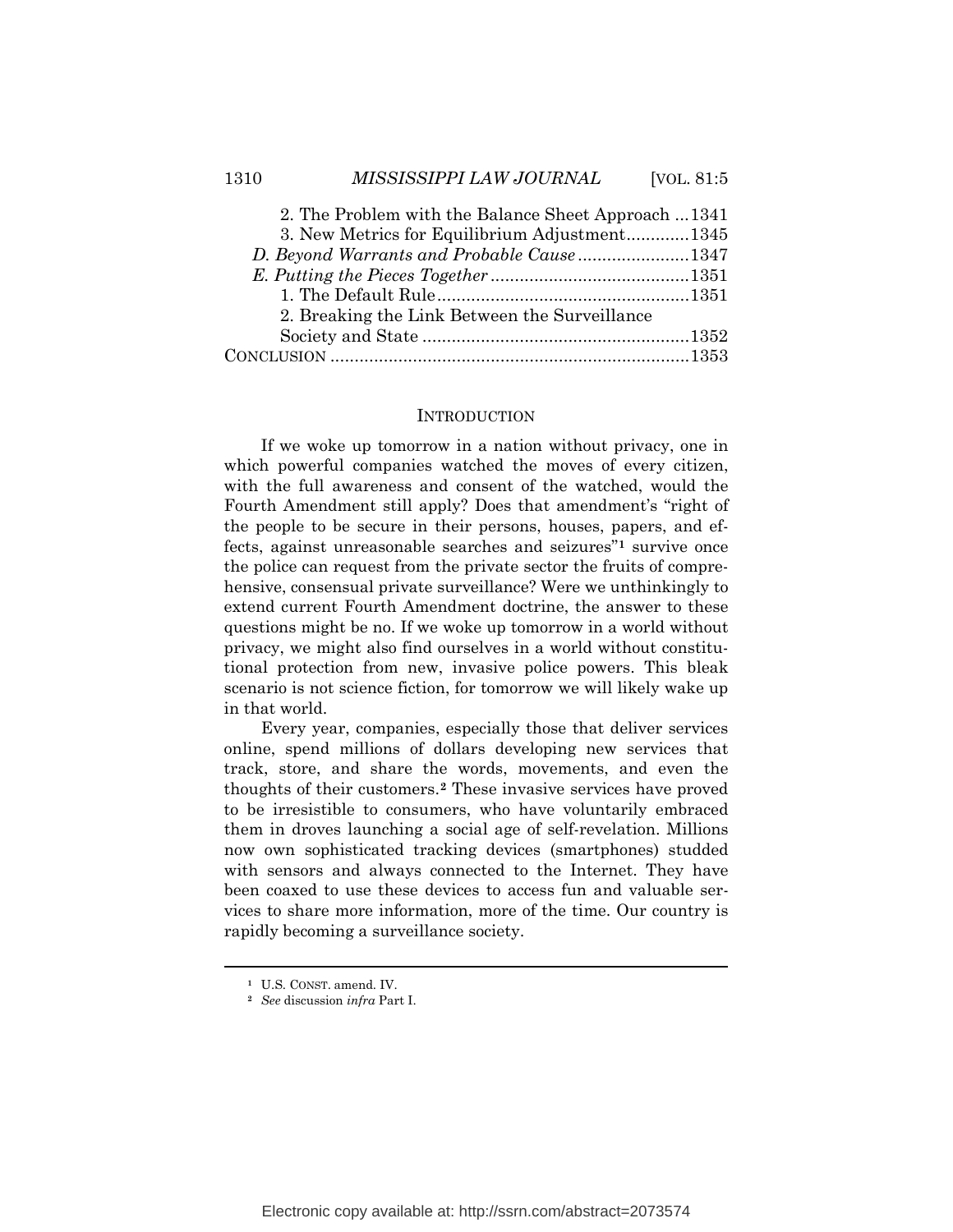2. The Problem with the Balance Sheet Approach ...1341
3. New Metrics for Equilibrium Adjustment.............1345
*D. Beyond Warrants and Probable Cause*.......................1347
*E. Putting the Pieces Together*.........................................1351
1. The Default Rule....................................................1351
2. Breaking the Link Between the Surveillance Society and State ......................................................1352
CONCLUSION .........................................................................1353

## INTRODUCTION

If we woke up tomorrow in a nation without privacy, one in which powerful companies watched the moves of every citizen, with the full awareness and consent of the watched, would the Fourth Amendment still apply? Does that amendment's "right of the people to be secure in their persons, houses, papers, and effects, against unreasonable searches and seizures"[1] survive once the police can request from the private sector the fruits of comprehensive, consensual private surveillance? Were we unthinkingly to extend current Fourth Amendment doctrine, the answer to these questions might be no. If we woke up tomorrow in a world without privacy, we might also find ourselves in a world without constitutional protection from new, invasive police powers. This bleak scenario is not science fiction, for tomorrow we will likely wake up in that world.

Every year, companies, especially those that deliver services online, spend millions of dollars developing new services that track, store, and share the words, movements, and even the thoughts of their customers.[2] These invasive services have proved to be irresistible to consumers, who have voluntarily embraced them in droves launching a social age of self-revelation. Millions now own sophisticated tracking devices (smartphones) studded with sensors and always connected to the Internet. They have been coaxed to use these devices to access fun and valuable services to share more information, more of the time. Our country is rapidly becoming a surveillance society.

---

[1] U.S. CONST. amend. IV.

[2] *See* discussion *infra* Part I.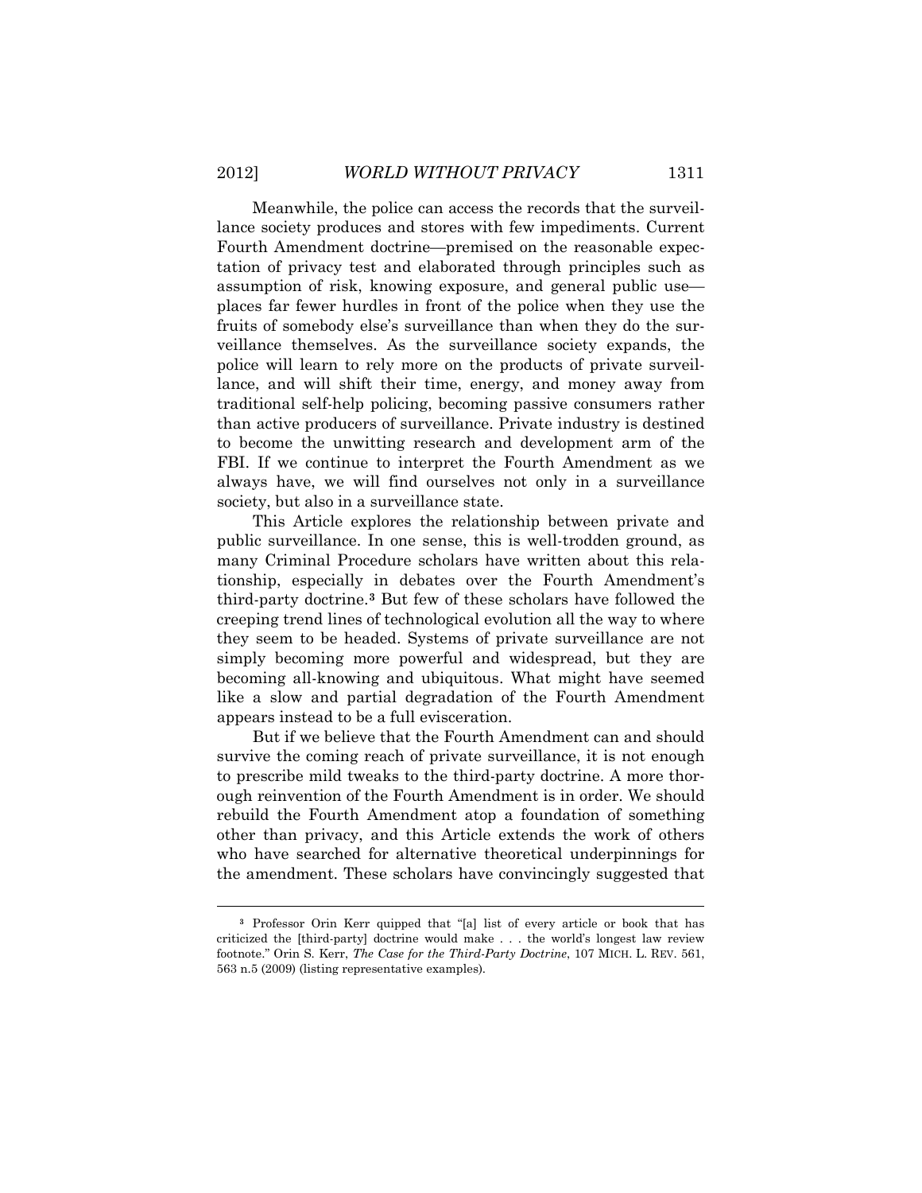Meanwhile, the police can access the records that the surveillance society produces and stores with few impediments. Current Fourth Amendment doctrine—premised on the reasonable expectation of privacy test and elaborated through principles such as assumption of risk, knowing exposure, and general public use—places far fewer hurdles in front of the police when they use the fruits of somebody else's surveillance than when they do the surveillance themselves. As the surveillance society expands, the police will learn to rely more on the products of private surveillance, and will shift their time, energy, and money away from traditional self-help policing, becoming passive consumers rather than active producers of surveillance. Private industry is destined to become the unwitting research and development arm of the FBI. If we continue to interpret the Fourth Amendment as we always have, we will find ourselves not only in a surveillance society, but also in a surveillance state.

This Article explores the relationship between private and public surveillance. In one sense, this is well-trodden ground, as many Criminal Procedure scholars have written about this relationship, especially in debates over the Fourth Amendment's third-party doctrine.[3] But few of these scholars have followed the creeping trend lines of technological evolution all the way to where they seem to be headed. Systems of private surveillance are not simply becoming more powerful and widespread, but they are becoming all-knowing and ubiquitous. What might have seemed like a slow and partial degradation of the Fourth Amendment appears instead to be a full evisceration.

But if we believe that the Fourth Amendment can and should survive the coming reach of private surveillance, it is not enough to prescribe mild tweaks to the third-party doctrine. A more thorough reinvention of the Fourth Amendment is in order. We should rebuild the Fourth Amendment atop a foundation of something other than privacy, and this Article extends the work of others who have searched for alternative theoretical underpinnings for the amendment. These scholars have convincingly suggested that

---

[3] Professor Orin Kerr quipped that "[a] list of every article or book that has criticized the [third-party] doctrine would make . . . the world's longest law review footnote." Orin S. Kerr, *The Case for the Third-Party Doctrine*, 107 MICH. L. REV. 561, 563 n.5 (2009) (listing representative examples).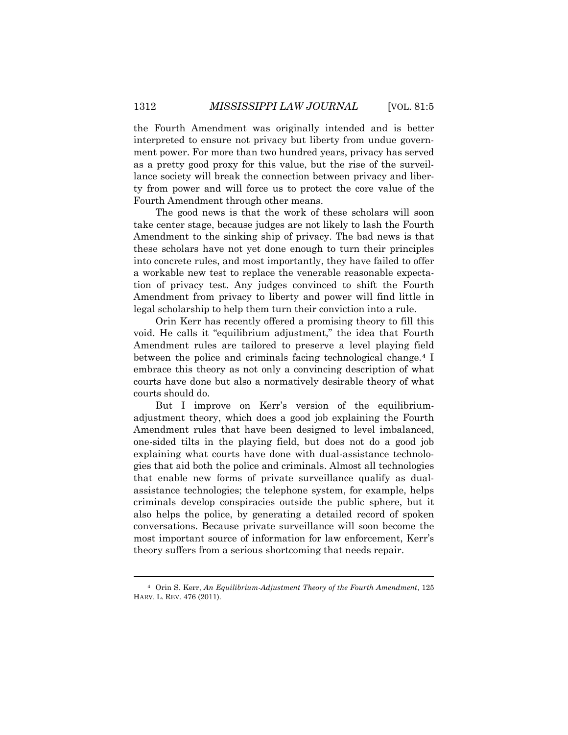the Fourth Amendment was originally intended and is better interpreted to ensure not privacy but liberty from undue government power. For more than two hundred years, privacy has served as a pretty good proxy for this value, but the rise of the surveillance society will break the connection between privacy and liberty from power and will force us to protect the core value of the Fourth Amendment through other means.

The good news is that the work of these scholars will soon take center stage, because judges are not likely to lash the Fourth Amendment to the sinking ship of privacy. The bad news is that these scholars have not yet done enough to turn their principles into concrete rules, and most importantly, they have failed to offer a workable new test to replace the venerable reasonable expectation of privacy test. Any judges convinced to shift the Fourth Amendment from privacy to liberty and power will find little in legal scholarship to help them turn their conviction into a rule.

Orin Kerr has recently offered a promising theory to fill this void. He calls it "equilibrium adjustment," the idea that Fourth Amendment rules are tailored to preserve a level playing field between the police and criminals facing technological change.[4] I embrace this theory as not only a convincing description of what courts have done but also a normatively desirable theory of what courts should do.

But I improve on Kerr's version of the equilibrium-adjustment theory, which does a good job explaining the Fourth Amendment rules that have been designed to level imbalanced, one-sided tilts in the playing field, but does not do a good job explaining what courts have done with dual-assistance technologies that aid both the police and criminals. Almost all technologies that enable new forms of private surveillance qualify as dual-assistance technologies; the telephone system, for example, helps criminals develop conspiracies outside the public sphere, but it also helps the police, by generating a detailed record of spoken conversations. Because private surveillance will soon become the most important source of information for law enforcement, Kerr's theory suffers from a serious shortcoming that needs repair.

---

[4] Orin S. Kerr, *An Equilibrium-Adjustment Theory of the Fourth Amendment*, 125 HARV. L. REV. 476 (2011).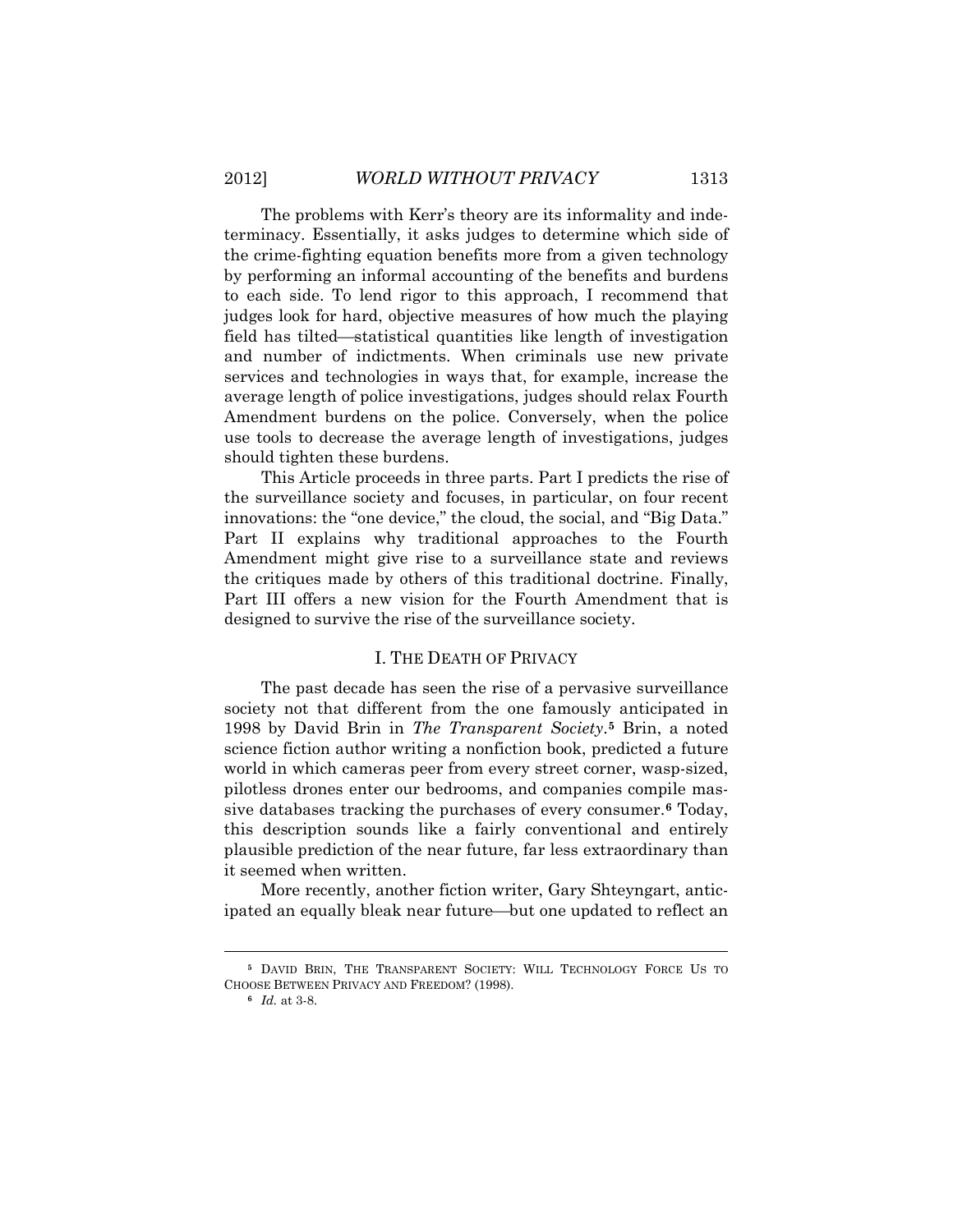The problems with Kerr's theory are its informality and indeterminacy. Essentially, it asks judges to determine which side of the crime-fighting equation benefits more from a given technology by performing an informal accounting of the benefits and burdens to each side. To lend rigor to this approach, I recommend that judges look for hard, objective measures of how much the playing field has tilted—statistical quantities like length of investigation and number of indictments. When criminals use new private services and technologies in ways that, for example, increase the average length of police investigations, judges should relax Fourth Amendment burdens on the police. Conversely, when the police use tools to decrease the average length of investigations, judges should tighten these burdens.

This Article proceeds in three parts. Part I predicts the rise of the surveillance society and focuses, in particular, on four recent innovations: the "one device," the cloud, the social, and "Big Data." Part II explains why traditional approaches to the Fourth Amendment might give rise to a surveillance state and reviews the critiques made by others of this traditional doctrine. Finally, Part III offers a new vision for the Fourth Amendment that is designed to survive the rise of the surveillance society.

## I. THE DEATH OF PRIVACY

The past decade has seen the rise of a pervasive surveillance society not that different from the one famously anticipated in 1998 by David Brin in *The Transparent Society*.[5] Brin, a noted science fiction author writing a nonfiction book, predicted a future world in which cameras peer from every street corner, wasp-sized, pilotless drones enter our bedrooms, and companies compile massive databases tracking the purchases of every consumer.[6] Today, this description sounds like a fairly conventional and entirely plausible prediction of the near future, far less extraordinary than it seemed when written.

More recently, another fiction writer, Gary Shteyngart, anticipated an equally bleak near future—but one updated to reflect an

---

[5] DAVID BRIN, THE TRANSPARENT SOCIETY: WILL TECHNOLOGY FORCE US TO CHOOSE BETWEEN PRIVACY AND FREEDOM? (1998).

[6] *Id.* at 3-8.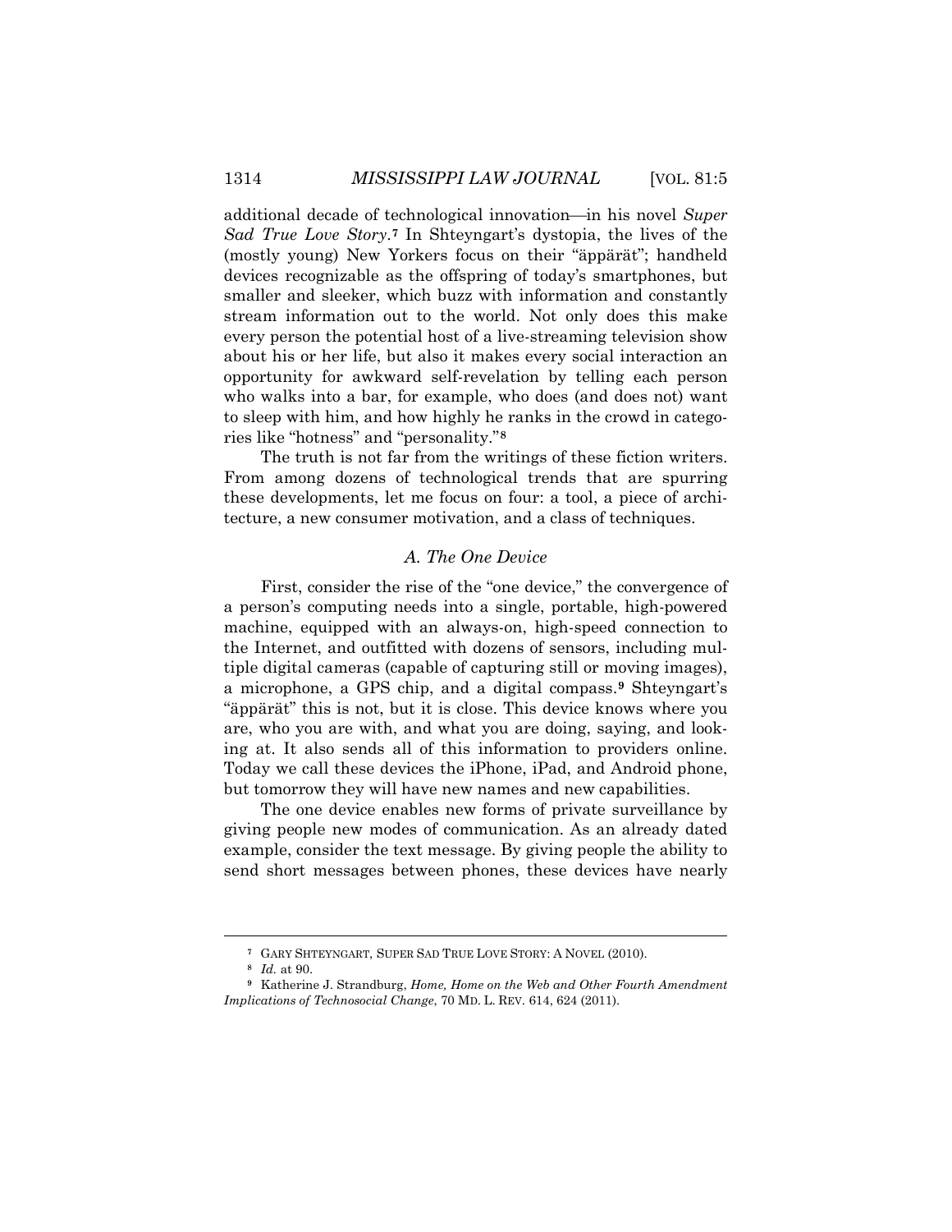additional decade of technological innovation—in his novel *Super Sad True Love Story*.[7] In Shteyngart's dystopia, the lives of the (mostly young) New Yorkers focus on their "äppärät"; handheld devices recognizable as the offspring of today's smartphones, but smaller and sleeker, which buzz with information and constantly stream information out to the world. Not only does this make every person the potential host of a live-streaming television show about his or her life, but also it makes every social interaction an opportunity for awkward self-revelation by telling each person who walks into a bar, for example, who does (and does not) want to sleep with him, and how highly he ranks in the crowd in categories like "hotness" and "personality."[8]

The truth is not far from the writings of these fiction writers. From among dozens of technological trends that are spurring these developments, let me focus on four: a tool, a piece of architecture, a new consumer motivation, and a class of techniques.

### *A. The One Device*

First, consider the rise of the "one device," the convergence of a person's computing needs into a single, portable, high-powered machine, equipped with an always-on, high-speed connection to the Internet, and outfitted with dozens of sensors, including multiple digital cameras (capable of capturing still or moving images), a microphone, a GPS chip, and a digital compass.[9] Shteyngart's "äppärät" this is not, but it is close. This device knows where you are, who you are with, and what you are doing, saying, and looking at. It also sends all of this information to providers online. Today we call these devices the iPhone, iPad, and Android phone, but tomorrow they will have new names and new capabilities.

The one device enables new forms of private surveillance by giving people new modes of communication. As an already dated example, consider the text message. By giving people the ability to send short messages between phones, these devices have nearly

---

[7] GARY SHTEYNGART, SUPER SAD TRUE LOVE STORY: A NOVEL (2010).

[8] *Id.* at 90.

[9] Katherine J. Strandburg, *Home, Home on the Web and Other Fourth Amendment Implications of Technosocial Change*, 70 MD. L. REV. 614, 624 (2011).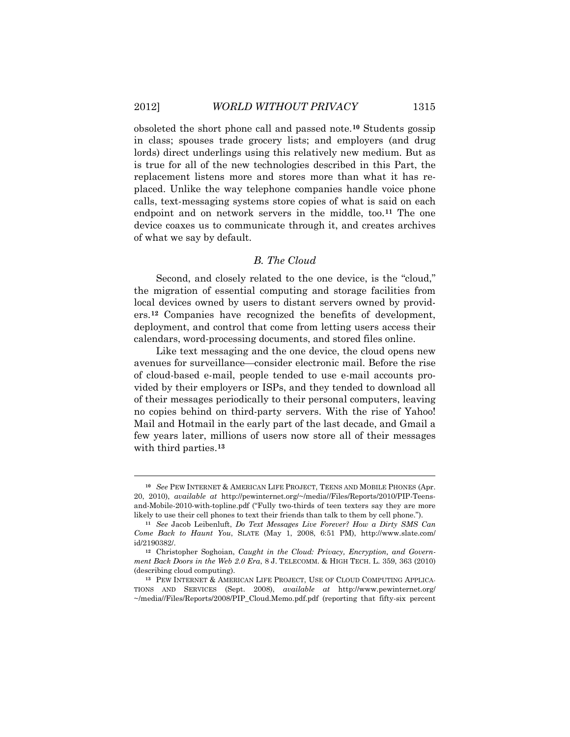obsoleted the short phone call and passed note.[10] Students gossip in class; spouses trade grocery lists; and employers (and drug lords) direct underlings using this relatively new medium. But as is true for all of the new technologies described in this Part, the replacement listens more and stores more than what it has replaced. Unlike the way telephone companies handle voice phone calls, text-messaging systems store copies of what is said on each endpoint and on network servers in the middle, too.[11] The one device coaxes us to communicate through it, and creates archives of what we say by default.

### *B. The Cloud*

Second, and closely related to the one device, is the "cloud," the migration of essential computing and storage facilities from local devices owned by users to distant servers owned by providers.[12] Companies have recognized the benefits of development, deployment, and control that come from letting users access their calendars, word-processing documents, and stored files online.

Like text messaging and the one device, the cloud opens new avenues for surveillance—consider electronic mail. Before the rise of cloud-based e-mail, people tended to use e-mail accounts provided by their employers or ISPs, and they tended to download all of their messages periodically to their personal computers, leaving no copies behind on third-party servers. With the rise of Yahoo! Mail and Hotmail in the early part of the last decade, and Gmail a few years later, millions of users now store all of their messages with third parties.[13]

---

[10] *See* PEW INTERNET & AMERICAN LIFE PROJECT, TEENS AND MOBILE PHONES (Apr. 20, 2010), *available at* http://pewinternet.org/~/media//Files/Reports/2010/PIP-Teens-and-Mobile-2010-with-topline.pdf ("Fully two-thirds of teen texters say they are more likely to use their cell phones to text their friends than talk to them by cell phone.").

[11] *See* Jacob Leibenluft, *Do Text Messages Live Forever? How a Dirty SMS Can Come Back to Haunt You*, SLATE (May 1, 2008, 6:51 PM), http://www.slate.com/id/2190382/.

[12] Christopher Soghoian, *Caught in the Cloud: Privacy, Encryption, and Government Back Doors in the Web 2.0 Era*, 8 J. TELECOMM. & HIGH TECH. L. 359, 363 (2010) (describing cloud computing).

[13] PEW INTERNET & AMERICAN LIFE PROJECT, USE OF CLOUD COMPUTING APPLICATIONS AND SERVICES (Sept. 2008), *available at* http://www.pewinternet.org/~/media//Files/Reports/2008/PIP_Cloud.Memo.pdf.pdf (reporting that fifty-six percent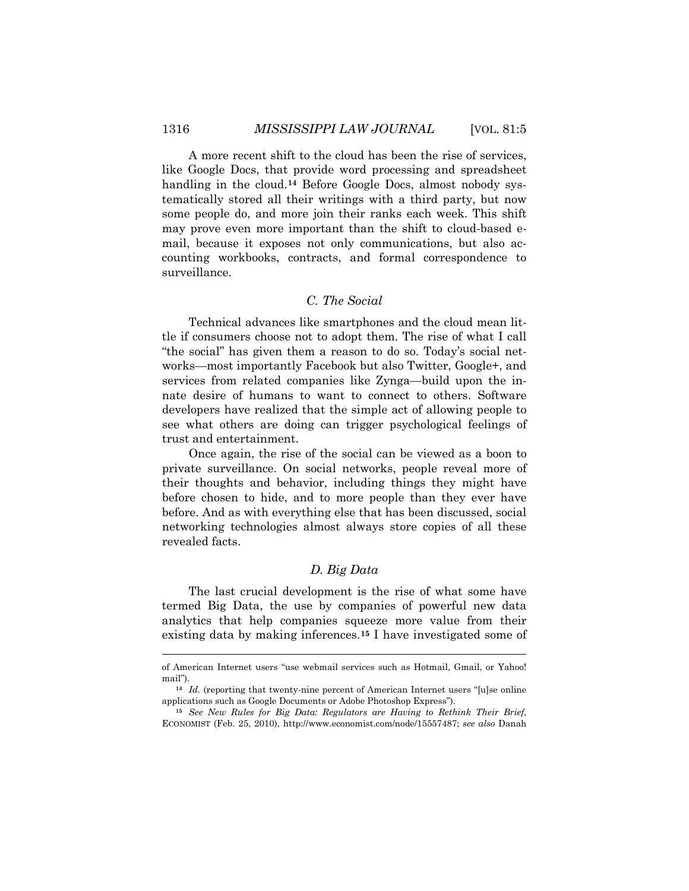A more recent shift to the cloud has been the rise of services, like Google Docs, that provide word processing and spreadsheet handling in the cloud.[14] Before Google Docs, almost nobody systematically stored all their writings with a third party, but now some people do, and more join their ranks each week. This shift may prove even more important than the shift to cloud-based e-mail, because it exposes not only communications, but also accounting workbooks, contracts, and formal correspondence to surveillance.

### *C. The Social*

Technical advances like smartphones and the cloud mean little if consumers choose not to adopt them. The rise of what I call "the social" has given them a reason to do so. Today's social networks—most importantly Facebook but also Twitter, Google+, and services from related companies like Zynga—build upon the innate desire of humans to want to connect to others. Software developers have realized that the simple act of allowing people to see what others are doing can trigger psychological feelings of trust and entertainment.

Once again, the rise of the social can be viewed as a boon to private surveillance. On social networks, people reveal more of their thoughts and behavior, including things they might have before chosen to hide, and to more people than they ever have before. And as with everything else that has been discussed, social networking technologies almost always store copies of all these revealed facts.

### *D. Big Data*

The last crucial development is the rise of what some have termed Big Data, the use by companies of powerful new data analytics that help companies squeeze more value from their existing data by making inferences.[15] I have investigated some of

---

of American Internet users "use webmail services such as Hotmail, Gmail, or Yahoo! mail").

[14] *Id.* (reporting that twenty-nine percent of American Internet users "[u]se online applications such as Google Documents or Adobe Photoshop Express").

[15] *See New Rules for Big Data: Regulators are Having to Rethink Their Brief*, ECONOMIST (Feb. 25, 2010), http://www.economist.com/node/15557487; *see also* Danah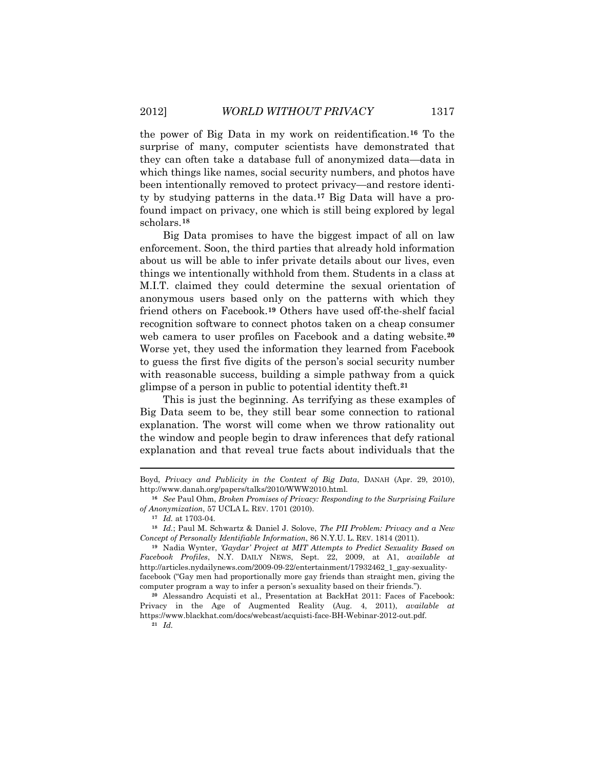the power of Big Data in my work on reidentification.[16] To the surprise of many, computer scientists have demonstrated that they can often take a database full of anonymized data—data in which things like names, social security numbers, and photos have been intentionally removed to protect privacy—and restore identity by studying patterns in the data.[17] Big Data will have a profound impact on privacy, one which is still being explored by legal scholars.[18]

Big Data promises to have the biggest impact of all on law enforcement. Soon, the third parties that already hold information about us will be able to infer private details about our lives, even things we intentionally withhold from them. Students in a class at M.I.T. claimed they could determine the sexual orientation of anonymous users based only on the patterns with which they friend others on Facebook.[19] Others have used off-the-shelf facial recognition software to connect photos taken on a cheap consumer web camera to user profiles on Facebook and a dating website.[20] Worse yet, they used the information they learned from Facebook to guess the first five digits of the person's social security number with reasonable success, building a simple pathway from a quick glimpse of a person in public to potential identity theft.[21]

This is just the beginning. As terrifying as these examples of Big Data seem to be, they still bear some connection to rational explanation. The worst will come when we throw rationality out the window and people begin to draw inferences that defy rational explanation and that reveal true facts about individuals that the

---

Boyd, *Privacy and Publicity in the Context of Big Data*, DANAH (Apr. 29, 2010), http://www.danah.org/papers/talks/2010/WWW2010.html.

[16] *See* Paul Ohm, *Broken Promises of Privacy: Responding to the Surprising Failure of Anonymization*, 57 UCLA L. REV. 1701 (2010).

[17] *Id.* at 1703-04.

[18] *Id.*; Paul M. Schwartz & Daniel J. Solove, *The PII Problem: Privacy and a New Concept of Personally Identifiable Information*, 86 N.Y.U. L. REV. 1814 (2011).

[19] Nadia Wynter, *'Gaydar' Project at MIT Attempts to Predict Sexuality Based on Facebook Profiles*, N.Y. DAILY NEWS, Sept. 22, 2009, at A1, *available at* http://articles.nydailynews.com/2009-09-22/entertainment/17932462_1_gay-sexuality-facebook ("Gay men had proportionally more gay friends than straight men, giving the computer program a way to infer a person's sexuality based on their friends.").

[20] Alessandro Acquisti et al., Presentation at BackHat 2011: Faces of Facebook: Privacy in the Age of Augmented Reality (Aug. 4, 2011), *available at* https://www.blackhat.com/docs/webcast/acquisti-face-BH-Webinar-2012-out.pdf.

[21] *Id.*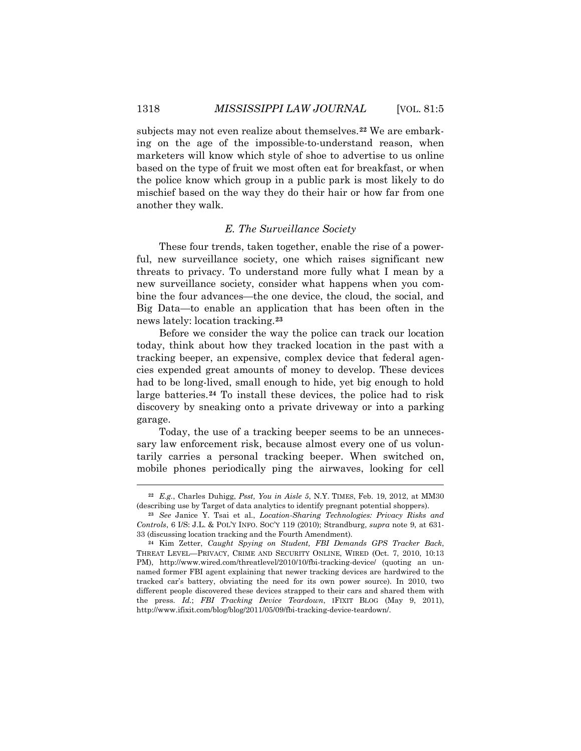subjects may not even realize about themselves.[22] We are embarking on the age of the impossible-to-understand reason, when marketers will know which style of shoe to advertise to us online based on the type of fruit we most often eat for breakfast, or when the police know which group in a public park is most likely to do mischief based on the way they do their hair or how far from one another they walk.

### *E. The Surveillance Society*

These four trends, taken together, enable the rise of a powerful, new surveillance society, one which raises significant new threats to privacy. To understand more fully what I mean by a new surveillance society, consider what happens when you combine the four advances—the one device, the cloud, the social, and Big Data—to enable an application that has been often in the news lately: location tracking.[23]

Before we consider the way the police can track our location today, think about how they tracked location in the past with a tracking beeper, an expensive, complex device that federal agencies expended great amounts of money to develop. These devices had to be long-lived, small enough to hide, yet big enough to hold large batteries.[24] To install these devices, the police had to risk discovery by sneaking onto a private driveway or into a parking garage.

Today, the use of a tracking beeper seems to be an unnecessary law enforcement risk, because almost every one of us voluntarily carries a personal tracking beeper. When switched on, mobile phones periodically ping the airwaves, looking for cell

---

[22] *E.g.*, Charles Duhigg, *Psst, You in Aisle 5*, N.Y. TIMES, Feb. 19, 2012, at MM30 (describing use by Target of data analytics to identify pregnant potential shoppers).

[23] *See* Janice Y. Tsai et al., *Location-Sharing Technologies: Privacy Risks and Controls*, 6 I/S: J.L. & POL'Y INFO. SOC'Y 119 (2010); Strandburg, *supra* note 9, at 631-33 (discussing location tracking and the Fourth Amendment).

[24] Kim Zetter, *Caught Spying on Student, FBI Demands GPS Tracker Back*, THREAT LEVEL—PRIVACY, CRIME AND SECURITY ONLINE, WIRED (Oct. 7, 2010, 10:13 PM), http://www.wired.com/threatlevel/2010/10/fbi-tracking-device/ (quoting an unnamed former FBI agent explaining that newer tracking devices are hardwired to the tracked car's battery, obviating the need for its own power source). In 2010, two different people discovered these devices strapped to their cars and shared them with the press. *Id.*; *FBI Tracking Device Teardown*, IFIXIT BLOG (May 9, 2011), http://www.ifixit.com/blog/blog/2011/05/09/fbi-tracking-device-teardown/.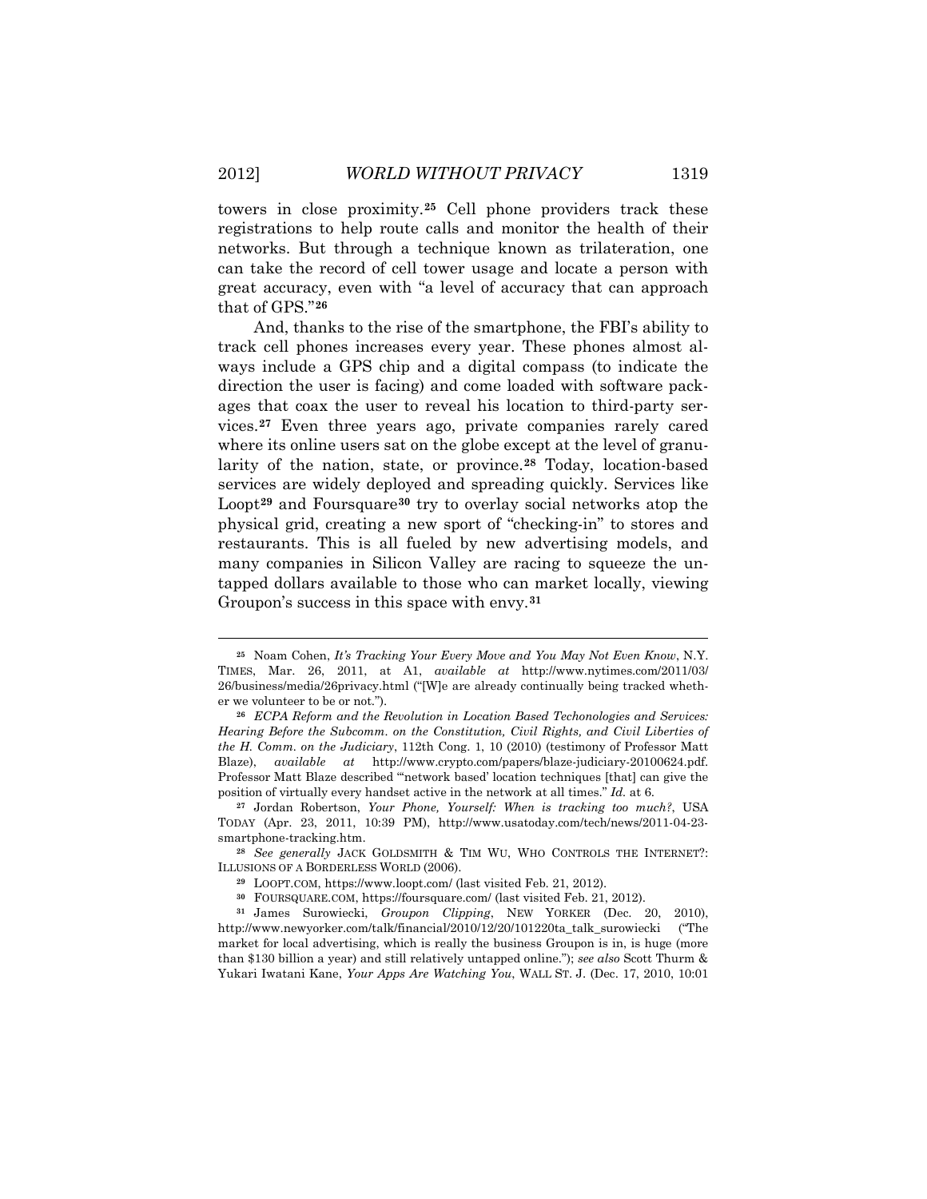towers in close proximity.[25] Cell phone providers track these registrations to help route calls and monitor the health of their networks. But through a technique known as trilateration, one can take the record of cell tower usage and locate a person with great accuracy, even with "a level of accuracy that can approach that of GPS."[26]

And, thanks to the rise of the smartphone, the FBI's ability to track cell phones increases every year. These phones almost always include a GPS chip and a digital compass (to indicate the direction the user is facing) and come loaded with software packages that coax the user to reveal his location to third-party services.[27] Even three years ago, private companies rarely cared where its online users sat on the globe except at the level of granularity of the nation, state, or province.[28] Today, location-based services are widely deployed and spreading quickly. Services like Loopt[29] and Foursquare[30] try to overlay social networks atop the physical grid, creating a new sport of "checking-in" to stores and restaurants. This is all fueled by new advertising models, and many companies in Silicon Valley are racing to squeeze the untapped dollars available to those who can market locally, viewing Groupon's success in this space with envy.[31]

---

[25] Noam Cohen, *It's Tracking Your Every Move and You May Not Even Know*, N.Y. TIMES, Mar. 26, 2011, at A1, *available at* http://www.nytimes.com/2011/03/26/business/media/26privacy.html ("[W]e are already continually being tracked whether we volunteer to be or not.").

[26] *ECPA Reform and the Revolution in Location Based Techonologies and Services: Hearing Before the Subcomm. on the Constitution, Civil Rights, and Civil Liberties of the H. Comm. on the Judiciary*, 112th Cong. 1, 10 (2010) (testimony of Professor Matt Blaze), *available at* http://www.crypto.com/papers/blaze-judiciary-20100624.pdf. Professor Matt Blaze described "'network based' location techniques [that] can give the position of virtually every handset active in the network at all times." *Id.* at 6.

[27] Jordan Robertson, *Your Phone, Yourself: When is tracking too much?*, USA TODAY (Apr. 23, 2011, 10:39 PM), http://www.usatoday.com/tech/news/2011-04-23-smartphone-tracking.htm.

[28] *See generally* JACK GOLDSMITH & TIM WU, WHO CONTROLS THE INTERNET?: ILLUSIONS OF A BORDERLESS WORLD (2006).

[29] LOOPT.COM, https://www.loopt.com/ (last visited Feb. 21, 2012).

[30] FOURSQUARE.COM, https://foursquare.com/ (last visited Feb. 21, 2012).

[31] James Surowiecki, *Groupon Clipping*, NEW YORKER (Dec. 20, 2010), http://www.newyorker.com/talk/financial/2010/12/20/101220ta_talk_surowiecki ("The market for local advertising, which is really the business Groupon is in, is huge (more than $130 billion a year) and still relatively untapped online."); *see also* Scott Thurm & Yukari Iwatani Kane, *Your Apps Are Watching You*, WALL ST. J. (Dec. 17, 2010, 10:01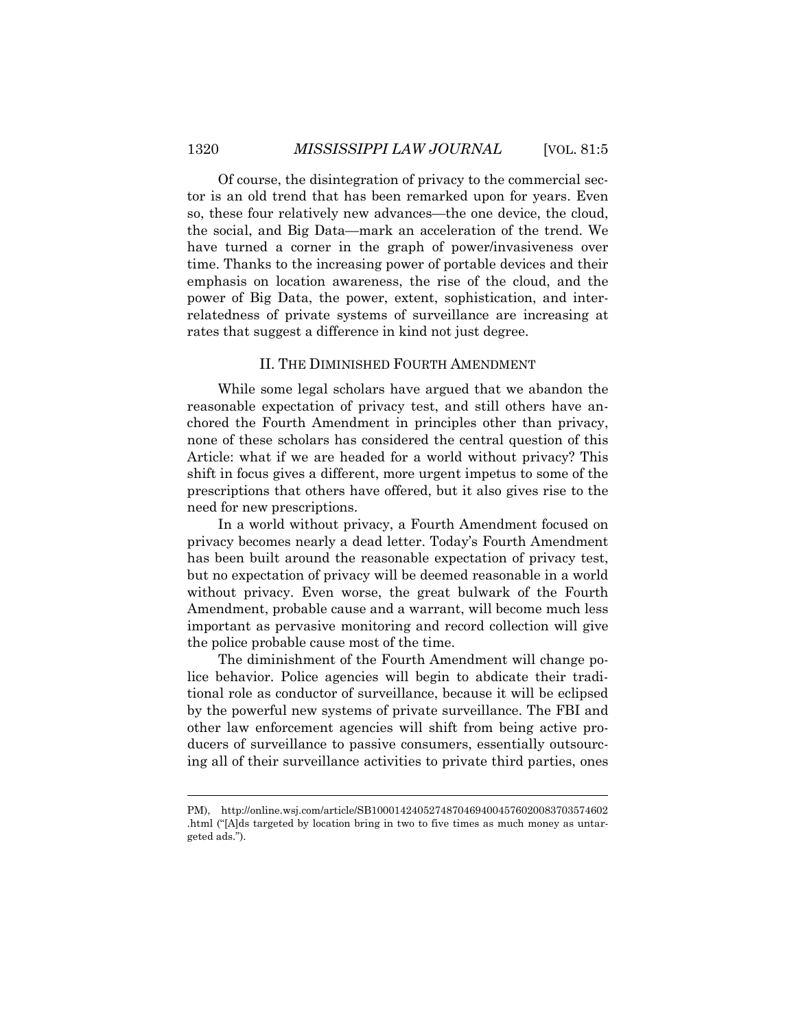Of course, the disintegration of privacy to the commercial sector is an old trend that has been remarked upon for years. Even so, these four relatively new advances—the one device, the cloud, the social, and Big Data—mark an acceleration of the trend. We have turned a corner in the graph of power/invasiveness over time. Thanks to the increasing power of portable devices and their emphasis on location awareness, the rise of the cloud, and the power of Big Data, the power, extent, sophistication, and interrelatedness of private systems of surveillance are increasing at rates that suggest a difference in kind not just degree.

## II. THE DIMINISHED FOURTH AMENDMENT

While some legal scholars have argued that we abandon the reasonable expectation of privacy test, and still others have anchored the Fourth Amendment in principles other than privacy, none of these scholars has considered the central question of this Article: what if we are headed for a world without privacy? This shift in focus gives a different, more urgent impetus to some of the prescriptions that others have offered, but it also gives rise to the need for new prescriptions.

In a world without privacy, a Fourth Amendment focused on privacy becomes nearly a dead letter. Today's Fourth Amendment has been built around the reasonable expectation of privacy test, but no expectation of privacy will be deemed reasonable in a world without privacy. Even worse, the great bulwark of the Fourth Amendment, probable cause and a warrant, will become much less important as pervasive monitoring and record collection will give the police probable cause most of the time.

The diminishment of the Fourth Amendment will change police behavior. Police agencies will begin to abdicate their traditional role as conductor of surveillance, because it will be eclipsed by the powerful new systems of private surveillance. The FBI and other law enforcement agencies will shift from being active producers of surveillance to passive consumers, essentially outsourcing all of their surveillance activities to private third parties, ones

---

PM), http://online.wsj.com/article/SB10001424052748704694004576020083703574602.html ("[A]ds targeted by location bring in two to five times as much money as untargeted ads.").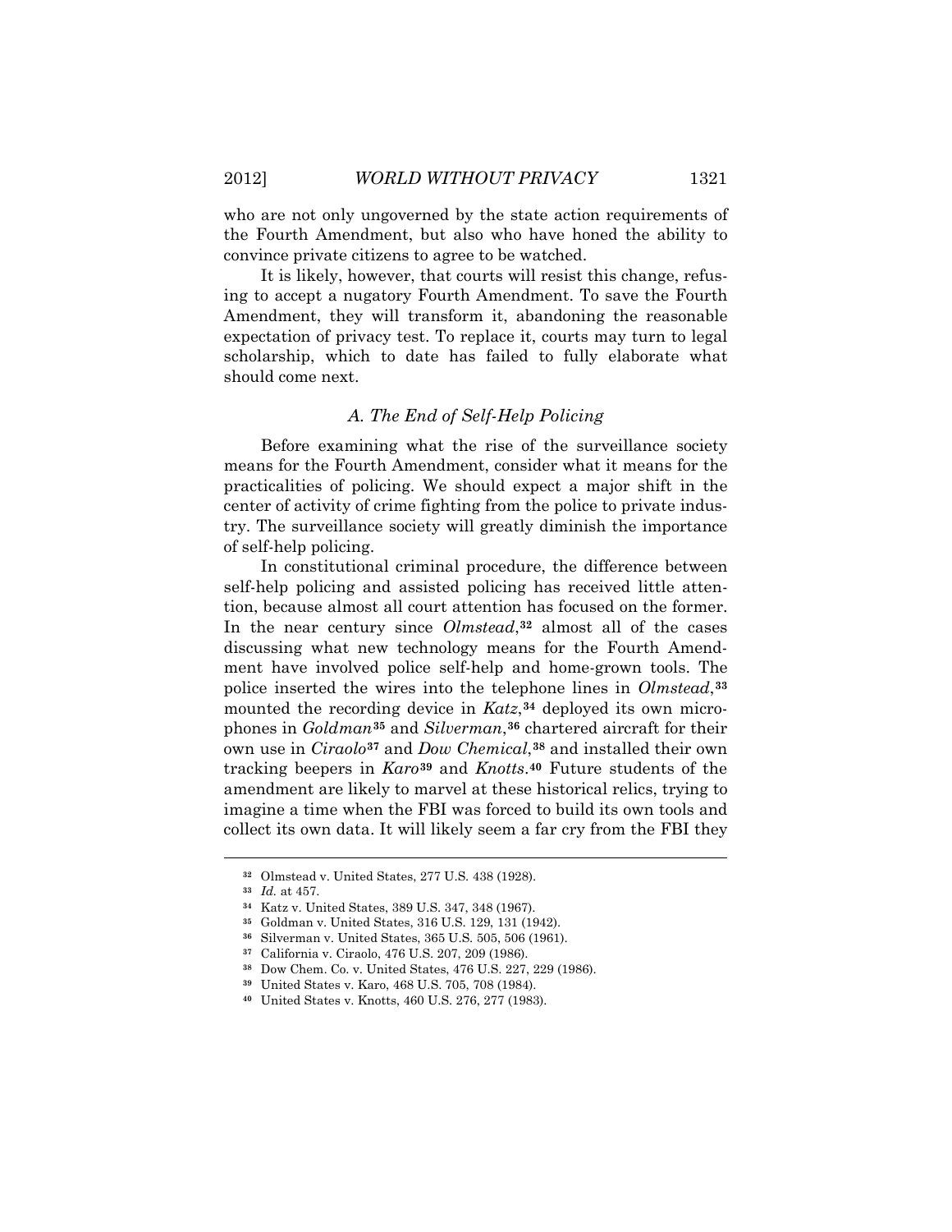who are not only ungoverned by the state action requirements of the Fourth Amendment, but also who have honed the ability to convince private citizens to agree to be watched.

It is likely, however, that courts will resist this change, refusing to accept a nugatory Fourth Amendment. To save the Fourth Amendment, they will transform it, abandoning the reasonable expectation of privacy test. To replace it, courts may turn to legal scholarship, which to date has failed to fully elaborate what should come next.

### *A. The End of Self-Help Policing*

Before examining what the rise of the surveillance society means for the Fourth Amendment, consider what it means for the practicalities of policing. We should expect a major shift in the center of activity of crime fighting from the police to private industry. The surveillance society will greatly diminish the importance of self-help policing.

In constitutional criminal procedure, the difference between self-help policing and assisted policing has received little attention, because almost all court attention has focused on the former. In the near century since *Olmstead*,[32] almost all of the cases discussing what new technology means for the Fourth Amendment have involved police self-help and home-grown tools. The police inserted the wires into the telephone lines in *Olmstead*,[33] mounted the recording device in *Katz*,[34] deployed its own microphones in *Goldman*[35] and *Silverman*,[36] chartered aircraft for their own use in *Ciraolo*[37] and *Dow Chemical*,[38] and installed their own tracking beepers in *Karo*[39] and *Knotts*.[40] Future students of the amendment are likely to marvel at these historical relics, trying to imagine a time when the FBI was forced to build its own tools and collect its own data. It will likely seem a far cry from the FBI they

---

[32] Olmstead v. United States, 277 U.S. 438 (1928).

[33] *Id.* at 457.

[34] Katz v. United States, 389 U.S. 347, 348 (1967).

[35] Goldman v. United States, 316 U.S. 129, 131 (1942).

[36] Silverman v. United States, 365 U.S. 505, 506 (1961).

[37] California v. Ciraolo, 476 U.S. 207, 209 (1986).

[38] Dow Chem. Co. v. United States, 476 U.S. 227, 229 (1986).

[39] United States v. Karo, 468 U.S. 705, 708 (1984).

[40] United States v. Knotts, 460 U.S. 276, 277 (1983).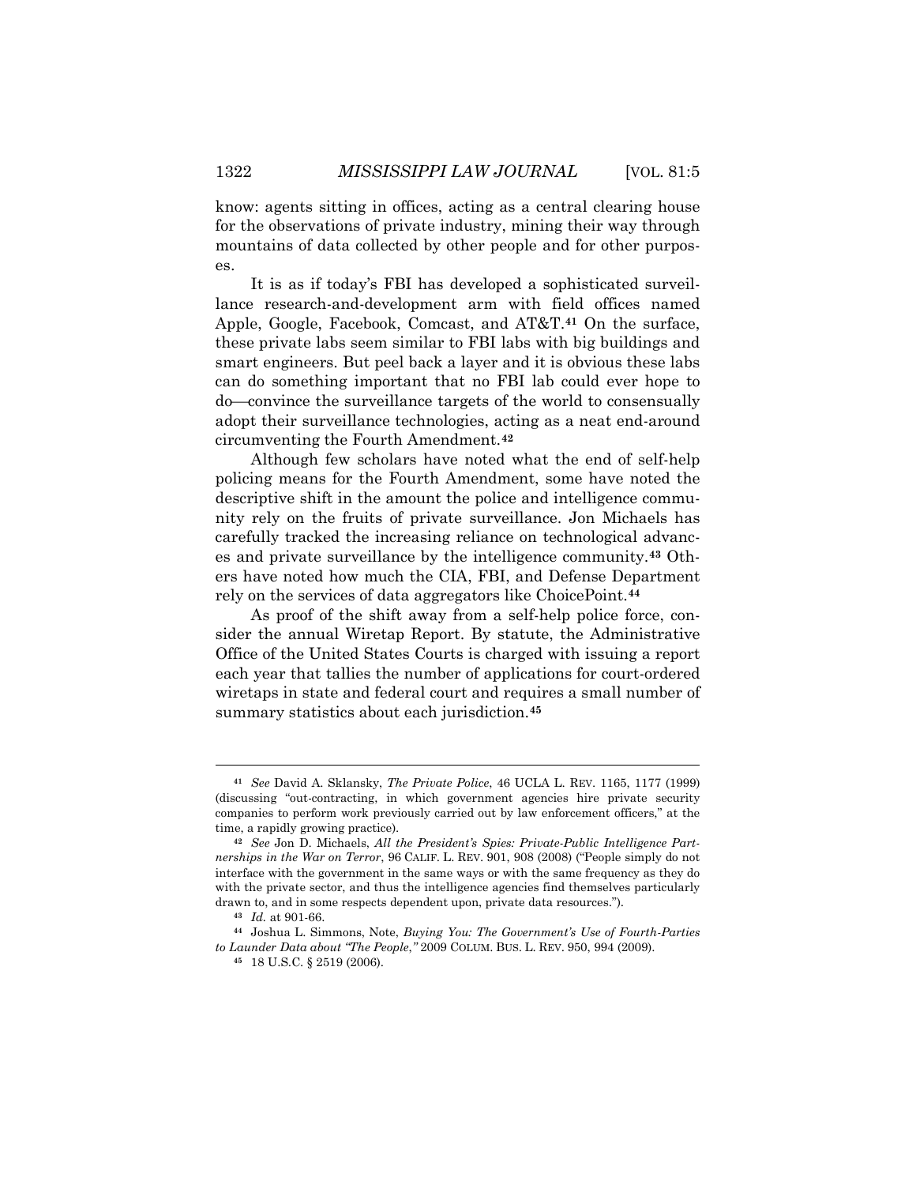know: agents sitting in offices, acting as a central clearing house for the observations of private industry, mining their way through mountains of data collected by other people and for other purposes.

It is as if today's FBI has developed a sophisticated surveillance research-and-development arm with field offices named Apple, Google, Facebook, Comcast, and AT&T.[41] On the surface, these private labs seem similar to FBI labs with big buildings and smart engineers. But peel back a layer and it is obvious these labs can do something important that no FBI lab could ever hope to do—convince the surveillance targets of the world to consensually adopt their surveillance technologies, acting as a neat end-around circumventing the Fourth Amendment.[42]

Although few scholars have noted what the end of self-help policing means for the Fourth Amendment, some have noted the descriptive shift in the amount the police and intelligence community rely on the fruits of private surveillance. Jon Michaels has carefully tracked the increasing reliance on technological advances and private surveillance by the intelligence community.[43] Others have noted how much the CIA, FBI, and Defense Department rely on the services of data aggregators like ChoicePoint.[44]

As proof of the shift away from a self-help police force, consider the annual Wiretap Report. By statute, the Administrative Office of the United States Courts is charged with issuing a report each year that tallies the number of applications for court-ordered wiretaps in state and federal court and requires a small number of summary statistics about each jurisdiction.[45]

---

[41] *See* David A. Sklansky, *The Private Police*, 46 UCLA L. REV. 1165, 1177 (1999) (discussing "out-contracting, in which government agencies hire private security companies to perform work previously carried out by law enforcement officers," at the time, a rapidly growing practice).

[42] *See* Jon D. Michaels, *All the President's Spies: Private-Public Intelligence Partnerships in the War on Terror*, 96 CALIF. L. REV. 901, 908 (2008) ("People simply do not interface with the government in the same ways or with the same frequency as they do with the private sector, and thus the intelligence agencies find themselves particularly drawn to, and in some respects dependent upon, private data resources.").

[43] *Id.* at 901-66.

[44] Joshua L. Simmons, Note, *Buying You: The Government's Use of Fourth-Parties to Launder Data about "The People,"* 2009 COLUM. BUS. L. REV. 950, 994 (2009).

[45] 18 U.S.C. § 2519 (2006).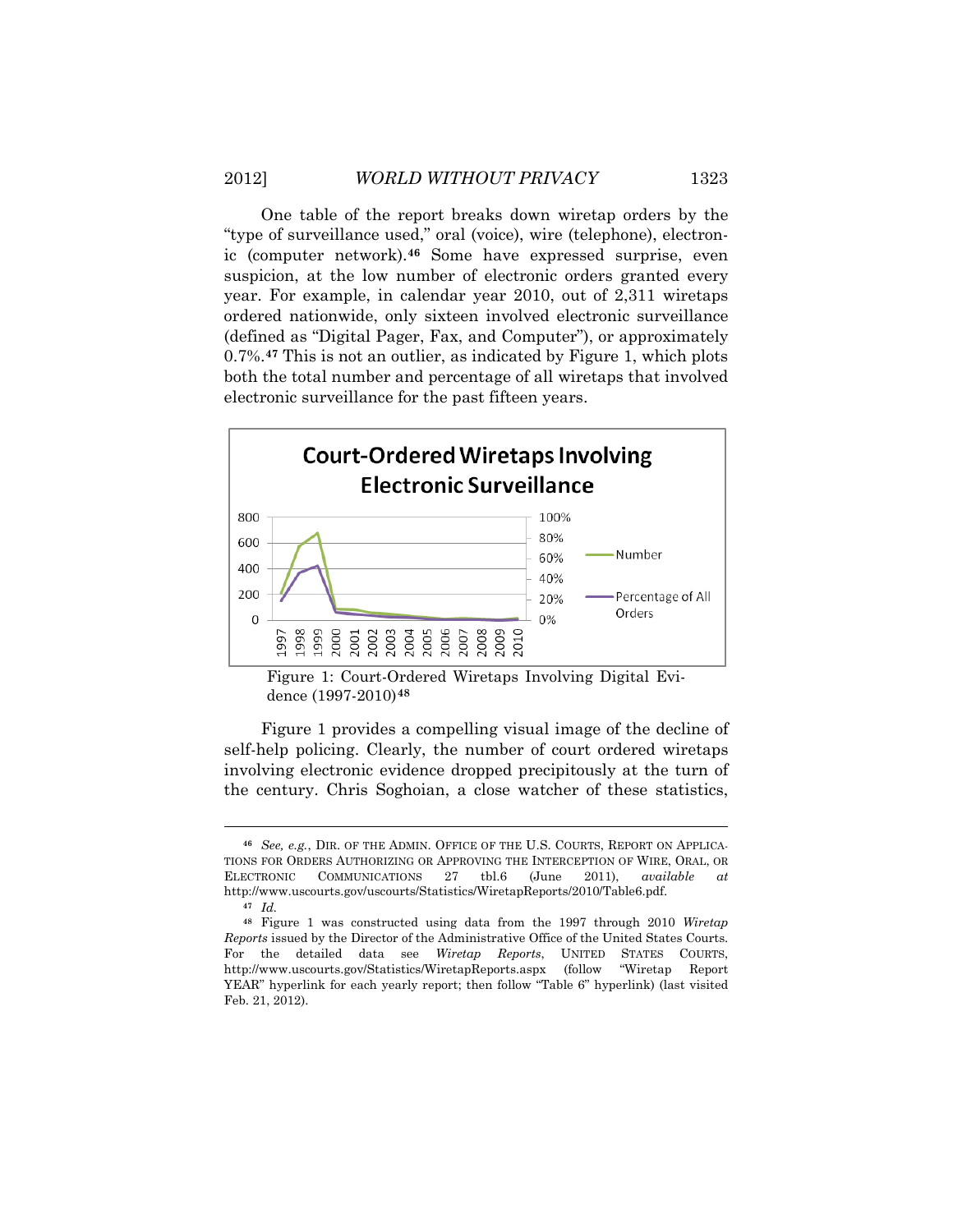One table of the report breaks down wiretap orders by the "type of surveillance used," oral (voice), wire (telephone), electronic (computer network).[46] Some have expressed surprise, even suspicion, at the low number of electronic orders granted every year. For example, in calendar year 2010, out of 2,311 wiretaps ordered nationwide, only sixteen involved electronic surveillance (defined as "Digital Pager, Fax, and Computer"), or approximately 0.7%.[47] This is not an outlier, as indicated by Figure 1, which plots both the total number and percentage of all wiretaps that involved electronic surveillance for the past fifteen years.

Figure 1: Court-Ordered Wiretaps Involving Digital Evidence (1997-2010)[48]

Figure 1 provides a compelling visual image of the decline of self-help policing. Clearly, the number of court ordered wiretaps involving electronic evidence dropped precipitously at the turn of the century. Chris Soghoian, a close watcher of these statistics,

---

[46] *See, e.g.*, DIR. OF THE ADMIN. OFFICE OF THE U.S. COURTS, REPORT ON APPLICATIONS FOR ORDERS AUTHORIZING OR APPROVING THE INTERCEPTION OF WIRE, ORAL, OR ELECTRONIC COMMUNICATIONS 27 tbl.6 (June 2011), *available at* http://www.uscourts.gov/uscourts/Statistics/WiretapReports/2010/Table6.pdf.

[47] *Id.*

[48] Figure 1 was constructed using data from the 1997 through 2010 *Wiretap Reports* issued by the Director of the Administrative Office of the United States Courts. For the detailed data see *Wiretap Reports*, UNITED STATES COURTS, http://www.uscourts.gov/Statistics/WiretapReports.aspx (follow "Wiretap Report YEAR" hyperlink for each yearly report; then follow "Table 6" hyperlink) (last visited Feb. 21, 2012).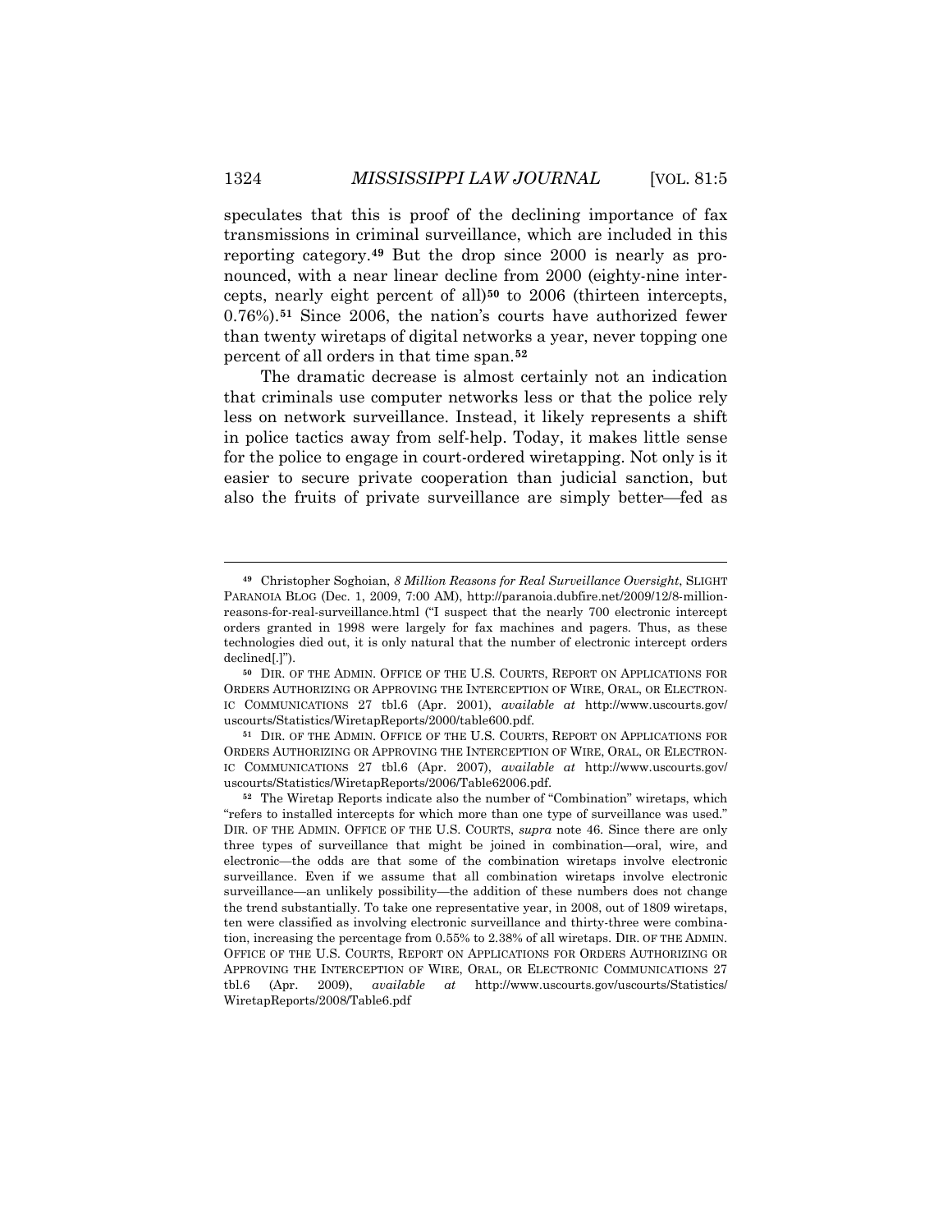speculates that this is proof of the declining importance of fax transmissions in criminal surveillance, which are included in this reporting category.[49] But the drop since 2000 is nearly as pronounced, with a near linear decline from 2000 (eighty-nine intercepts, nearly eight percent of all)[50] to 2006 (thirteen intercepts, 0.76%).[51] Since 2006, the nation's courts have authorized fewer than twenty wiretaps of digital networks a year, never topping one percent of all orders in that time span.[52]

The dramatic decrease is almost certainly not an indication that criminals use computer networks less or that the police rely less on network surveillance. Instead, it likely represents a shift in police tactics away from self-help. Today, it makes little sense for the police to engage in court-ordered wiretapping. Not only is it easier to secure private cooperation than judicial sanction, but also the fruits of private surveillance are simply better—fed as

---

[49] Christopher Soghoian, *8 Million Reasons for Real Surveillance Oversight*, SLIGHT PARANOIA BLOG (Dec. 1, 2009, 7:00 AM), http://paranoia.dubfire.net/2009/12/8-million-reasons-for-real-surveillance.html ("I suspect that the nearly 700 electronic intercept orders granted in 1998 were largely for fax machines and pagers. Thus, as these technologies died out, it is only natural that the number of electronic intercept orders declined[.]").

[50] DIR. OF THE ADMIN. OFFICE OF THE U.S. COURTS, REPORT ON APPLICATIONS FOR ORDERS AUTHORIZING OR APPROVING THE INTERCEPTION OF WIRE, ORAL, OR ELECTRONIC COMMUNICATIONS 27 tbl.6 (Apr. 2001), *available at* http://www.uscourts.gov/uscourts/Statistics/WiretapReports/2000/table600.pdf.

[51] DIR. OF THE ADMIN. OFFICE OF THE U.S. COURTS, REPORT ON APPLICATIONS FOR ORDERS AUTHORIZING OR APPROVING THE INTERCEPTION OF WIRE, ORAL, OR ELECTRONIC COMMUNICATIONS 27 tbl.6 (Apr. 2007), *available at* http://www.uscourts.gov/uscourts/Statistics/WiretapReports/2006/Table62006.pdf.

[52] The Wiretap Reports indicate also the number of "Combination" wiretaps, which "refers to installed intercepts for which more than one type of surveillance was used." DIR. OF THE ADMIN. OFFICE OF THE U.S. COURTS, *supra* note 46. Since there are only three types of surveillance that might be joined in combination—oral, wire, and electronic—the odds are that some of the combination wiretaps involve electronic surveillance. Even if we assume that all combination wiretaps involve electronic surveillance—an unlikely possibility—the addition of these numbers does not change the trend substantially. To take one representative year, in 2008, out of 1809 wiretaps, ten were classified as involving electronic surveillance and thirty-three were combination, increasing the percentage from 0.55% to 2.38% of all wiretaps. DIR. OF THE ADMIN. OFFICE OF THE U.S. COURTS, REPORT ON APPLICATIONS FOR ORDERS AUTHORIZING OR APPROVING THE INTERCEPTION OF WIRE, ORAL, OR ELECTRONIC COMMUNICATIONS 27 tbl.6 (Apr. 2009), *available at* http://www.uscourts.gov/uscourts/Statistics/WiretapReports/2008/Table6.pdf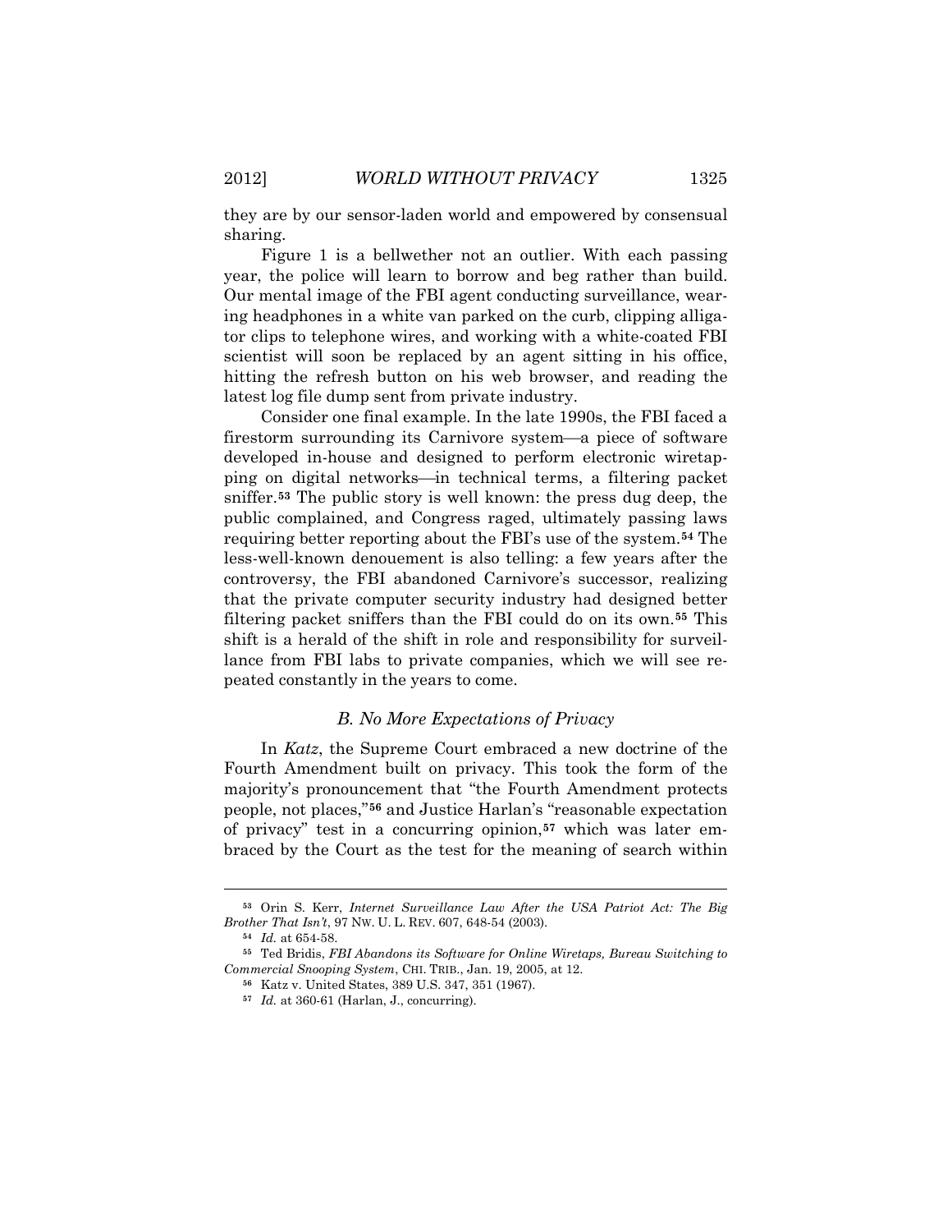they are by our sensor-laden world and empowered by consensual sharing.

Figure 1 is a bellwether not an outlier. With each passing year, the police will learn to borrow and beg rather than build. Our mental image of the FBI agent conducting surveillance, wearing headphones in a white van parked on the curb, clipping alligator clips to telephone wires, and working with a white-coated FBI scientist will soon be replaced by an agent sitting in his office, hitting the refresh button on his web browser, and reading the latest log file dump sent from private industry.

Consider one final example. In the late 1990s, the FBI faced a firestorm surrounding its Carnivore system—a piece of software developed in-house and designed to perform electronic wiretapping on digital networks—in technical terms, a filtering packet sniffer.[53] The public story is well known: the press dug deep, the public complained, and Congress raged, ultimately passing laws requiring better reporting about the FBI's use of the system.[54] The less-well-known denouement is also telling: a few years after the controversy, the FBI abandoned Carnivore's successor, realizing that the private computer security industry had designed better filtering packet sniffers than the FBI could do on its own.[55] This shift is a herald of the shift in role and responsibility for surveillance from FBI labs to private companies, which we will see repeated constantly in the years to come.

### *B. No More Expectations of Privacy*

In *Katz*, the Supreme Court embraced a new doctrine of the Fourth Amendment built on privacy. This took the form of the majority's pronouncement that "the Fourth Amendment protects people, not places,"[56] and Justice Harlan's "reasonable expectation of privacy" test in a concurring opinion,[57] which was later embraced by the Court as the test for the meaning of search within

---

[53] Orin S. Kerr, *Internet Surveillance Law After the USA Patriot Act: The Big Brother That Isn't*, 97 NW. U. L. REV. 607, 648-54 (2003).

[54] *Id.* at 654-58.

[55] Ted Bridis, *FBI Abandons its Software for Online Wiretaps, Bureau Switching to Commercial Snooping System*, CHI. TRIB., Jan. 19, 2005, at 12.

[56] Katz v. United States, 389 U.S. 347, 351 (1967).

[57] *Id.* at 360-61 (Harlan, J., concurring).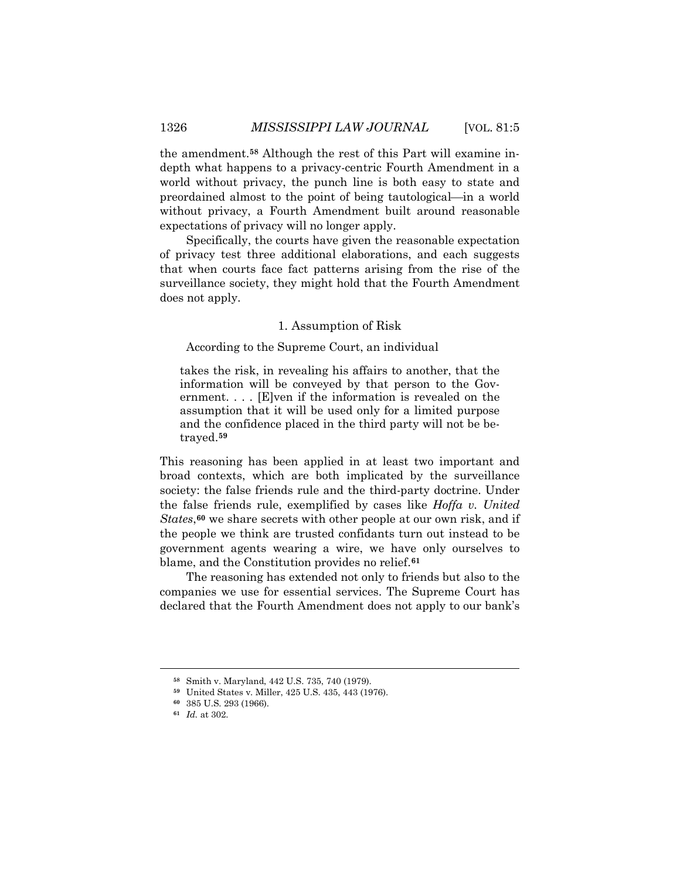the amendment.[58] Although the rest of this Part will examine in-depth what happens to a privacy-centric Fourth Amendment in a world without privacy, the punch line is both easy to state and preordained almost to the point of being tautological—in a world without privacy, a Fourth Amendment built around reasonable expectations of privacy will no longer apply.

Specifically, the courts have given the reasonable expectation of privacy test three additional elaborations, and each suggests that when courts face fact patterns arising from the rise of the surveillance society, they might hold that the Fourth Amendment does not apply.

### 1. Assumption of Risk

According to the Supreme Court, an individual

> takes the risk, in revealing his affairs to another, that the information will be conveyed by that person to the Government. . . . [E]ven if the information is revealed on the assumption that it will be used only for a limited purpose and the confidence placed in the third party will not be betrayed.[59]

This reasoning has been applied in at least two important and broad contexts, which are both implicated by the surveillance society: the false friends rule and the third-party doctrine. Under the false friends rule, exemplified by cases like *Hoffa v. United States*,[60] we share secrets with other people at our own risk, and if the people we think are trusted confidants turn out instead to be government agents wearing a wire, we have only ourselves to blame, and the Constitution provides no relief.[61]

The reasoning has extended not only to friends but also to the companies we use for essential services. The Supreme Court has declared that the Fourth Amendment does not apply to our bank's

---

[58] Smith v. Maryland, 442 U.S. 735, 740 (1979).

[59] United States v. Miller, 425 U.S. 435, 443 (1976).

[60] 385 U.S. 293 (1966).

[61] *Id.* at 302.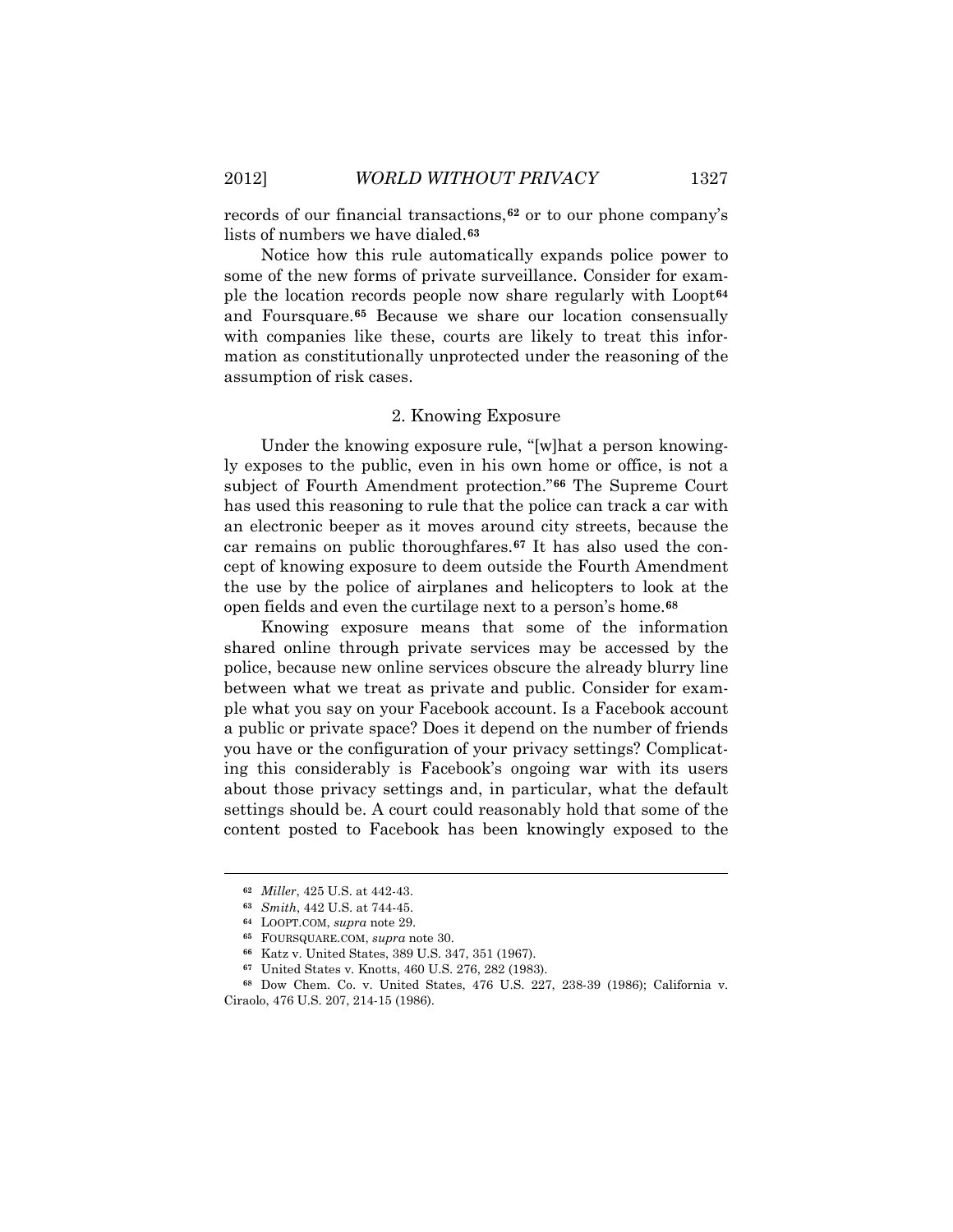records of our financial transactions,[62] or to our phone company's lists of numbers we have dialed.[63]

Notice how this rule automatically expands police power to some of the new forms of private surveillance. Consider for example the location records people now share regularly with Loopt[64] and Foursquare.[65] Because we share our location consensually with companies like these, courts are likely to treat this information as constitutionally unprotected under the reasoning of the assumption of risk cases.

### 2. Knowing Exposure

Under the knowing exposure rule, "[w]hat a person knowingly exposes to the public, even in his own home or office, is not a subject of Fourth Amendment protection."[66] The Supreme Court has used this reasoning to rule that the police can track a car with an electronic beeper as it moves around city streets, because the car remains on public thoroughfares.[67] It has also used the concept of knowing exposure to deem outside the Fourth Amendment the use by the police of airplanes and helicopters to look at the open fields and even the curtilage next to a person's home.[68]

Knowing exposure means that some of the information shared online through private services may be accessed by the police, because new online services obscure the already blurry line between what we treat as private and public. Consider for example what you say on your Facebook account. Is a Facebook account a public or private space? Does it depend on the number of friends you have or the configuration of your privacy settings? Complicating this considerably is Facebook's ongoing war with its users about those privacy settings and, in particular, what the default settings should be. A court could reasonably hold that some of the content posted to Facebook has been knowingly exposed to the

---

[62] *Miller*, 425 U.S. at 442-43.

[63] *Smith*, 442 U.S. at 744-45.

[64] LOOPT.COM, *supra* note 29.

[65] FOURSQUARE.COM, *supra* note 30.

[66] Katz v. United States, 389 U.S. 347, 351 (1967).

[67] United States v. Knotts, 460 U.S. 276, 282 (1983).

[68] Dow Chem. Co. v. United States, 476 U.S. 227, 238-39 (1986); California v. Ciraolo, 476 U.S. 207, 214-15 (1986).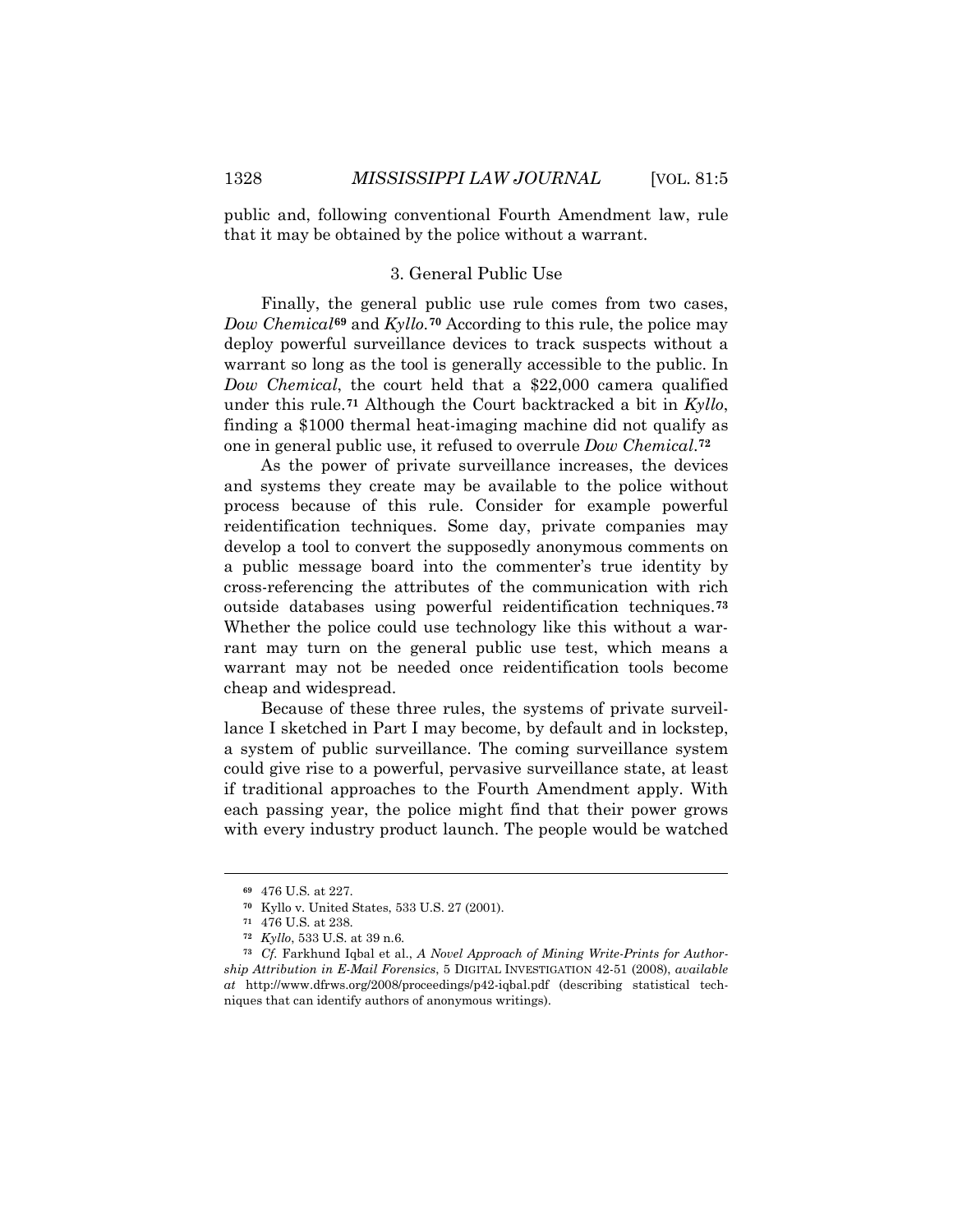public and, following conventional Fourth Amendment law, rule that it may be obtained by the police without a warrant.

### 3. General Public Use

Finally, the general public use rule comes from two cases, *Dow Chemical*[69] and *Kyllo*.[70] According to this rule, the police may deploy powerful surveillance devices to track suspects without a warrant so long as the tool is generally accessible to the public. In *Dow Chemical*, the court held that a $22,000 camera qualified under this rule.[71] Although the Court backtracked a bit in *Kyllo*, finding a $1000 thermal heat-imaging machine did not qualify as one in general public use, it refused to overrule *Dow Chemical*.[72]

As the power of private surveillance increases, the devices and systems they create may be available to the police without process because of this rule. Consider for example powerful reidentification techniques. Some day, private companies may develop a tool to convert the supposedly anonymous comments on a public message board into the commenter's true identity by cross-referencing the attributes of the communication with rich outside databases using powerful reidentification techniques.[73] Whether the police could use technology like this without a warrant may turn on the general public use test, which means a warrant may not be needed once reidentification tools become cheap and widespread.

Because of these three rules, the systems of private surveillance I sketched in Part I may become, by default and in lockstep, a system of public surveillance. The coming surveillance system could give rise to a powerful, pervasive surveillance state, at least if traditional approaches to the Fourth Amendment apply. With each passing year, the police might find that their power grows with every industry product launch. The people would be watched

---

[69] 476 U.S. at 227.

[70] Kyllo v. United States, 533 U.S. 27 (2001).

[71] 476 U.S. at 238.

[72] *Kyllo*, 533 U.S. at 39 n.6.

[73] *Cf.* Farkhund Iqbal et al., *A Novel Approach of Mining Write-Prints for Authorship Attribution in E-Mail Forensics*, 5 DIGITAL INVESTIGATION 42-51 (2008), *available at* http://www.dfrws.org/2008/proceedings/p42-iqbal.pdf (describing statistical techniques that can identify authors of anonymous writings).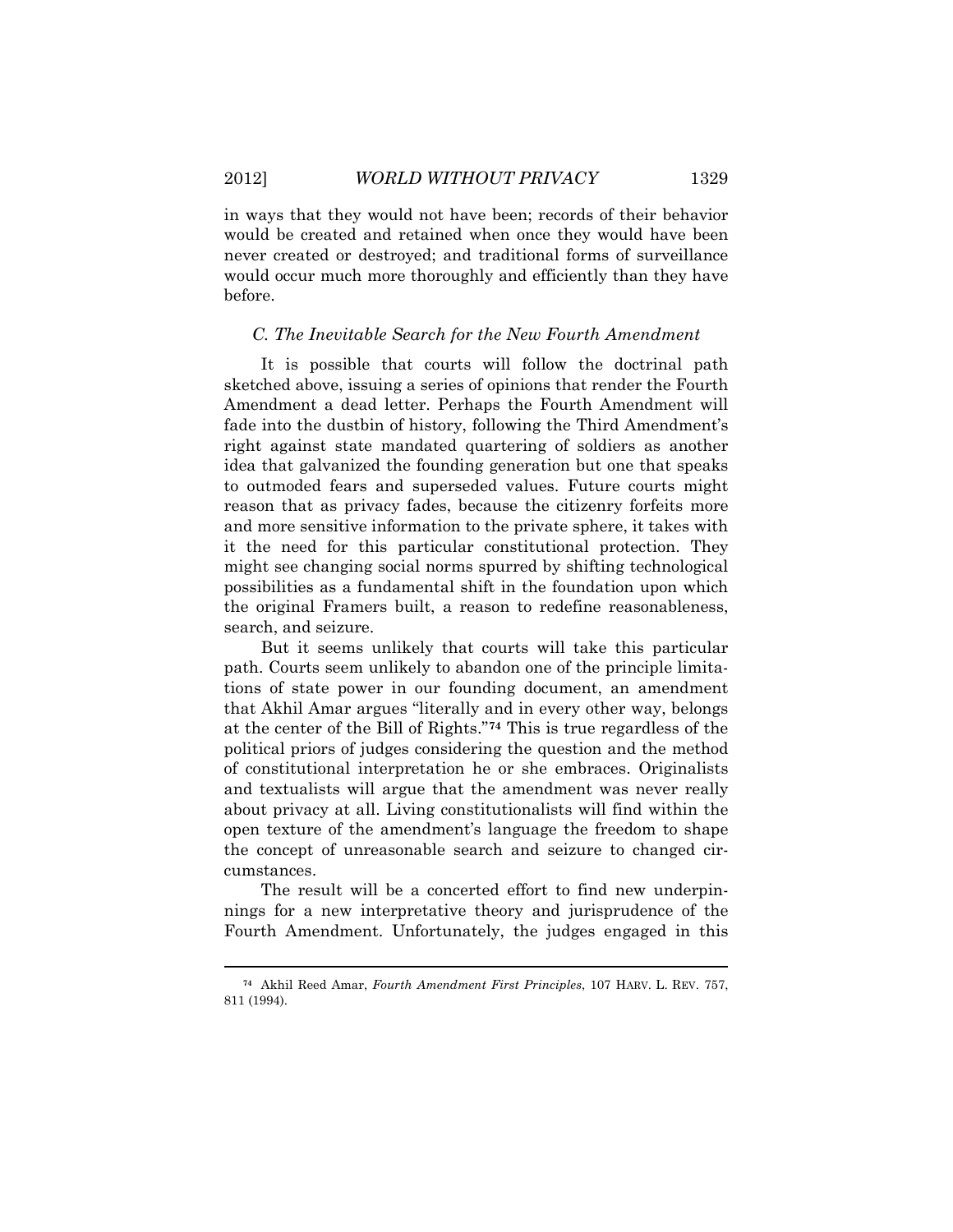in ways that they would not have been; records of their behavior would be created and retained when once they would have been never created or destroyed; and traditional forms of surveillance would occur much more thoroughly and efficiently than they have before.

### *C. The Inevitable Search for the New Fourth Amendment*

It is possible that courts will follow the doctrinal path sketched above, issuing a series of opinions that render the Fourth Amendment a dead letter. Perhaps the Fourth Amendment will fade into the dustbin of history, following the Third Amendment's right against state mandated quartering of soldiers as another idea that galvanized the founding generation but one that speaks to outmoded fears and superseded values. Future courts might reason that as privacy fades, because the citizenry forfeits more and more sensitive information to the private sphere, it takes with it the need for this particular constitutional protection. They might see changing social norms spurred by shifting technological possibilities as a fundamental shift in the foundation upon which the original Framers built, a reason to redefine reasonableness, search, and seizure.

But it seems unlikely that courts will take this particular path. Courts seem unlikely to abandon one of the principle limitations of state power in our founding document, an amendment that Akhil Amar argues "literally and in every other way, belongs at the center of the Bill of Rights."[74] This is true regardless of the political priors of judges considering the question and the method of constitutional interpretation he or she embraces. Originalists and textualists will argue that the amendment was never really about privacy at all. Living constitutionalists will find within the open texture of the amendment's language the freedom to shape the concept of unreasonable search and seizure to changed circumstances.

The result will be a concerted effort to find new underpinnings for a new interpretative theory and jurisprudence of the Fourth Amendment. Unfortunately, the judges engaged in this

---

[74] Akhil Reed Amar, *Fourth Amendment First Principles*, 107 HARV. L. REV. 757, 811 (1994).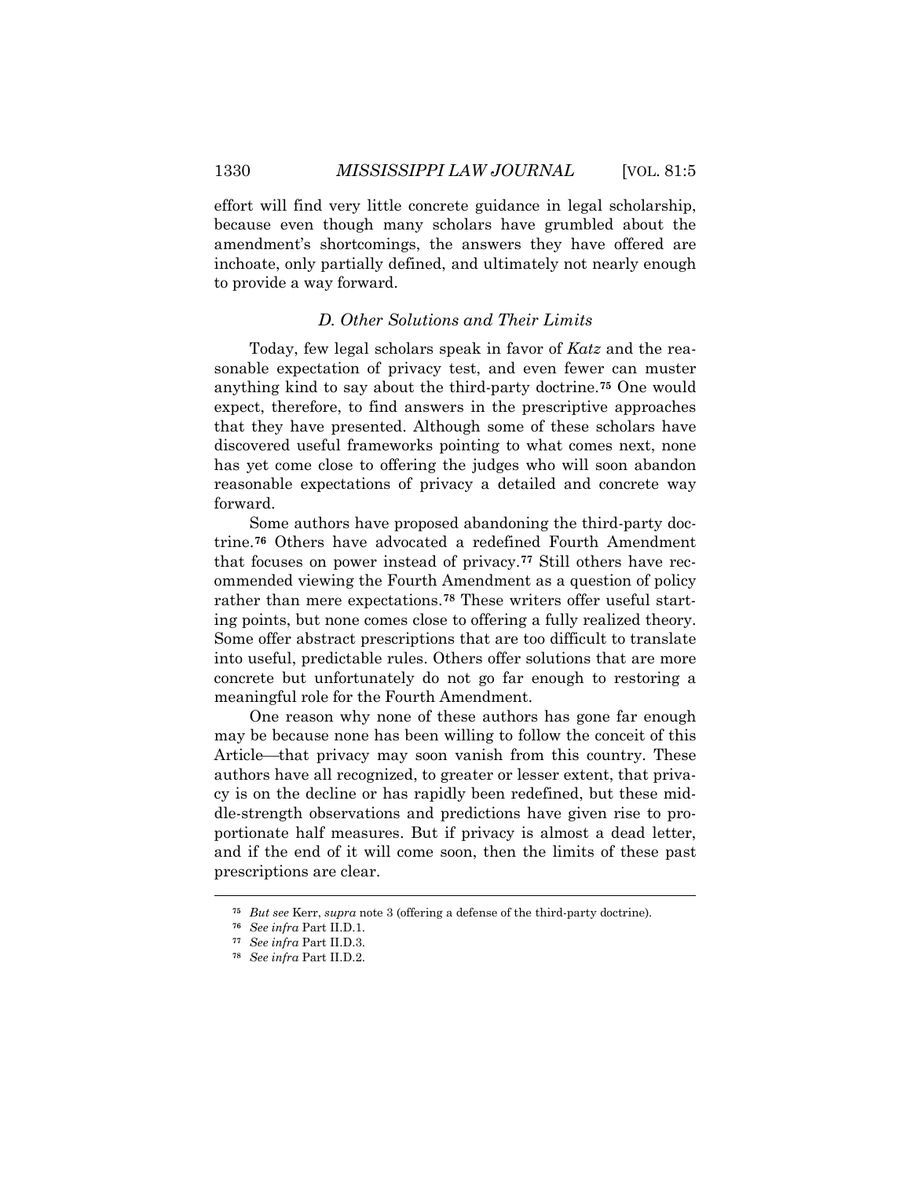effort will find very little concrete guidance in legal scholarship, because even though many scholars have grumbled about the amendment's shortcomings, the answers they have offered are inchoate, only partially defined, and ultimately not nearly enough to provide a way forward.

### *D. Other Solutions and Their Limits*

Today, few legal scholars speak in favor of *Katz* and the reasonable expectation of privacy test, and even fewer can muster anything kind to say about the third-party doctrine.[75] One would expect, therefore, to find answers in the prescriptive approaches that they have presented. Although some of these scholars have discovered useful frameworks pointing to what comes next, none has yet come close to offering the judges who will soon abandon reasonable expectations of privacy a detailed and concrete way forward.

Some authors have proposed abandoning the third-party doctrine.[76] Others have advocated a redefined Fourth Amendment that focuses on power instead of privacy.[77] Still others have recommended viewing the Fourth Amendment as a question of policy rather than mere expectations.[78] These writers offer useful starting points, but none comes close to offering a fully realized theory. Some offer abstract prescriptions that are too difficult to translate into useful, predictable rules. Others offer solutions that are more concrete but unfortunately do not go far enough to restoring a meaningful role for the Fourth Amendment.

One reason why none of these authors has gone far enough may be because none has been willing to follow the conceit of this Article—that privacy may soon vanish from this country. These authors have all recognized, to greater or lesser extent, that privacy is on the decline or has rapidly been redefined, but these middle-strength observations and predictions have given rise to proportionate half measures. But if privacy is almost a dead letter, and if the end of it will come soon, then the limits of these past prescriptions are clear.

---

[75] *But see* Kerr, *supra* note 3 (offering a defense of the third-party doctrine).

[76] *See infra* Part II.D.1.

[77] *See infra* Part II.D.3.

[78] *See infra* Part II.D.2.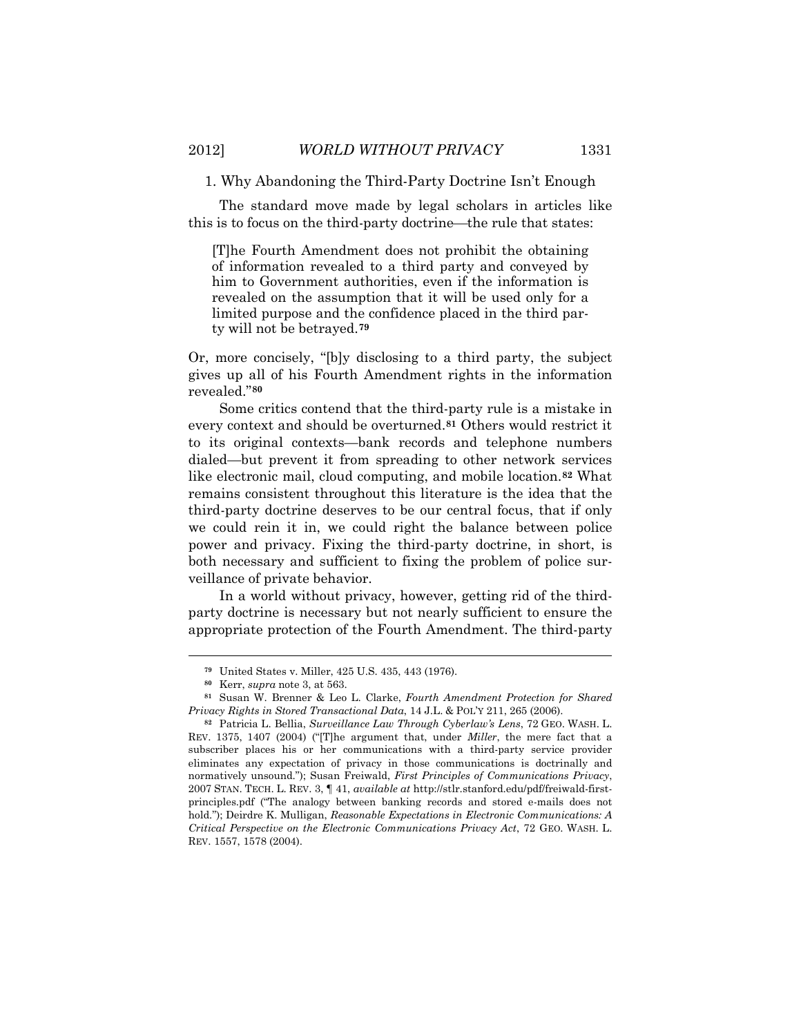### 1. Why Abandoning the Third-Party Doctrine Isn't Enough

The standard move made by legal scholars in articles like this is to focus on the third-party doctrine—the rule that states:

> [T]he Fourth Amendment does not prohibit the obtaining of information revealed to a third party and conveyed by him to Government authorities, even if the information is revealed on the assumption that it will be used only for a limited purpose and the confidence placed in the third party will not be betrayed.[79]

Or, more concisely, "[b]y disclosing to a third party, the subject gives up all of his Fourth Amendment rights in the information revealed."[80]

Some critics contend that the third-party rule is a mistake in every context and should be overturned.[81] Others would restrict it to its original contexts—bank records and telephone numbers dialed—but prevent it from spreading to other network services like electronic mail, cloud computing, and mobile location.[82] What remains consistent throughout this literature is the idea that the third-party doctrine deserves to be our central focus, that if only we could rein it in, we could right the balance between police power and privacy. Fixing the third-party doctrine, in short, is both necessary and sufficient to fixing the problem of police surveillance of private behavior.

In a world without privacy, however, getting rid of the third-party doctrine is necessary but not nearly sufficient to ensure the appropriate protection of the Fourth Amendment. The third-party

---

[79] United States v. Miller, 425 U.S. 435, 443 (1976).

[80] Kerr, *supra* note 3, at 563.

[81] Susan W. Brenner & Leo L. Clarke, *Fourth Amendment Protection for Shared Privacy Rights in Stored Transactional Data*, 14 J.L. & POL'Y 211, 265 (2006).

[82] Patricia L. Bellia, *Surveillance Law Through Cyberlaw's Lens*, 72 GEO. WASH. L. REV. 1375, 1407 (2004) ("[T]he argument that, under *Miller*, the mere fact that a subscriber places his or her communications with a third-party service provider eliminates any expectation of privacy in those communications is doctrinally and normatively unsound."); Susan Freiwald, *First Principles of Communications Privacy*, 2007 STAN. TECH. L. REV. 3, ¶ 41, *available at* http://stlr.stanford.edu/pdf/freiwald-first-principles.pdf ("The analogy between banking records and stored e-mails does not hold."); Deirdre K. Mulligan, *Reasonable Expectations in Electronic Communications: A Critical Perspective on the Electronic Communications Privacy Act*, 72 GEO. WASH. L. REV. 1557, 1578 (2004).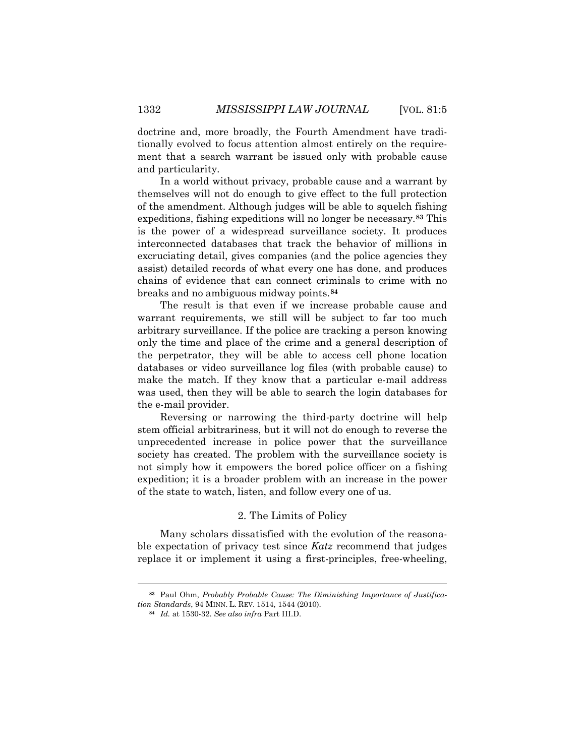doctrine and, more broadly, the Fourth Amendment have traditionally evolved to focus attention almost entirely on the requirement that a search warrant be issued only with probable cause and particularity.

In a world without privacy, probable cause and a warrant by themselves will not do enough to give effect to the full protection of the amendment. Although judges will be able to squelch fishing expeditions, fishing expeditions will no longer be necessary.[83] This is the power of a widespread surveillance society. It produces interconnected databases that track the behavior of millions in excruciating detail, gives companies (and the police agencies they assist) detailed records of what every one has done, and produces chains of evidence that can connect criminals to crime with no breaks and no ambiguous midway points.[84]

The result is that even if we increase probable cause and warrant requirements, we still will be subject to far too much arbitrary surveillance. If the police are tracking a person knowing only the time and place of the crime and a general description of the perpetrator, they will be able to access cell phone location databases or video surveillance log files (with probable cause) to make the match. If they know that a particular e-mail address was used, then they will be able to search the login databases for the e-mail provider.

Reversing or narrowing the third-party doctrine will help stem official arbitrariness, but it will not do enough to reverse the unprecedented increase in police power that the surveillance society has created. The problem with the surveillance society is not simply how it empowers the bored police officer on a fishing expedition; it is a broader problem with an increase in the power of the state to watch, listen, and follow every one of us.

### 2. The Limits of Policy

Many scholars dissatisfied with the evolution of the reasonable expectation of privacy test since *Katz* recommend that judges replace it or implement it using a first-principles, free-wheeling,

---

[83] Paul Ohm, *Probably Probable Cause: The Diminishing Importance of Justification Standards*, 94 MINN. L. REV. 1514, 1544 (2010).

[84] *Id.* at 1530-32. *See also infra* Part III.D.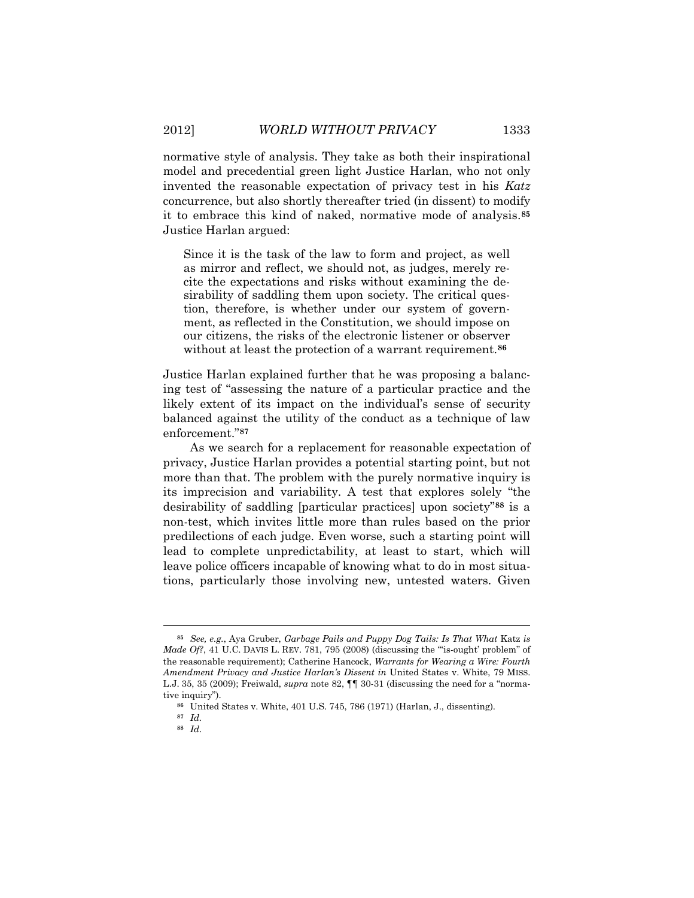normative style of analysis. They take as both their inspirational model and precedential green light Justice Harlan, who not only invented the reasonable expectation of privacy test in his *Katz* concurrence, but also shortly thereafter tried (in dissent) to modify it to embrace this kind of naked, normative mode of analysis.[85] Justice Harlan argued:

> Since it is the task of the law to form and project, as well as mirror and reflect, we should not, as judges, merely recite the expectations and risks without examining the desirability of saddling them upon society. The critical question, therefore, is whether under our system of government, as reflected in the Constitution, we should impose on our citizens, the risks of the electronic listener or observer without at least the protection of a warrant requirement.[86]

Justice Harlan explained further that he was proposing a balancing test of "assessing the nature of a particular practice and the likely extent of its impact on the individual's sense of security balanced against the utility of the conduct as a technique of law enforcement."[87]

As we search for a replacement for reasonable expectation of privacy, Justice Harlan provides a potential starting point, but not more than that. The problem with the purely normative inquiry is its imprecision and variability. A test that explores solely "the desirability of saddling [particular practices] upon society"[88] is a non-test, which invites little more than rules based on the prior predilections of each judge. Even worse, such a starting point will lead to complete unpredictability, at least to start, which will leave police officers incapable of knowing what to do in most situations, particularly those involving new, untested waters. Given

---

[85] *See, e.g.*, Aya Gruber, *Garbage Pails and Puppy Dog Tails: Is That What* Katz *is Made Of?*, 41 U.C. DAVIS L. REV. 781, 795 (2008) (discussing the "'is-ought' problem" of the reasonable requirement); Catherine Hancock, *Warrants for Wearing a Wire: Fourth Amendment Privacy and Justice Harlan's Dissent in* United States v. White, 79 MISS. L.J. 35, 35 (2009); Freiwald, *supra* note 82, ¶¶ 30-31 (discussing the need for a "normative inquiry").

[86] United States v. White, 401 U.S. 745, 786 (1971) (Harlan, J., dissenting).

[87] *Id.*

[88] *Id*.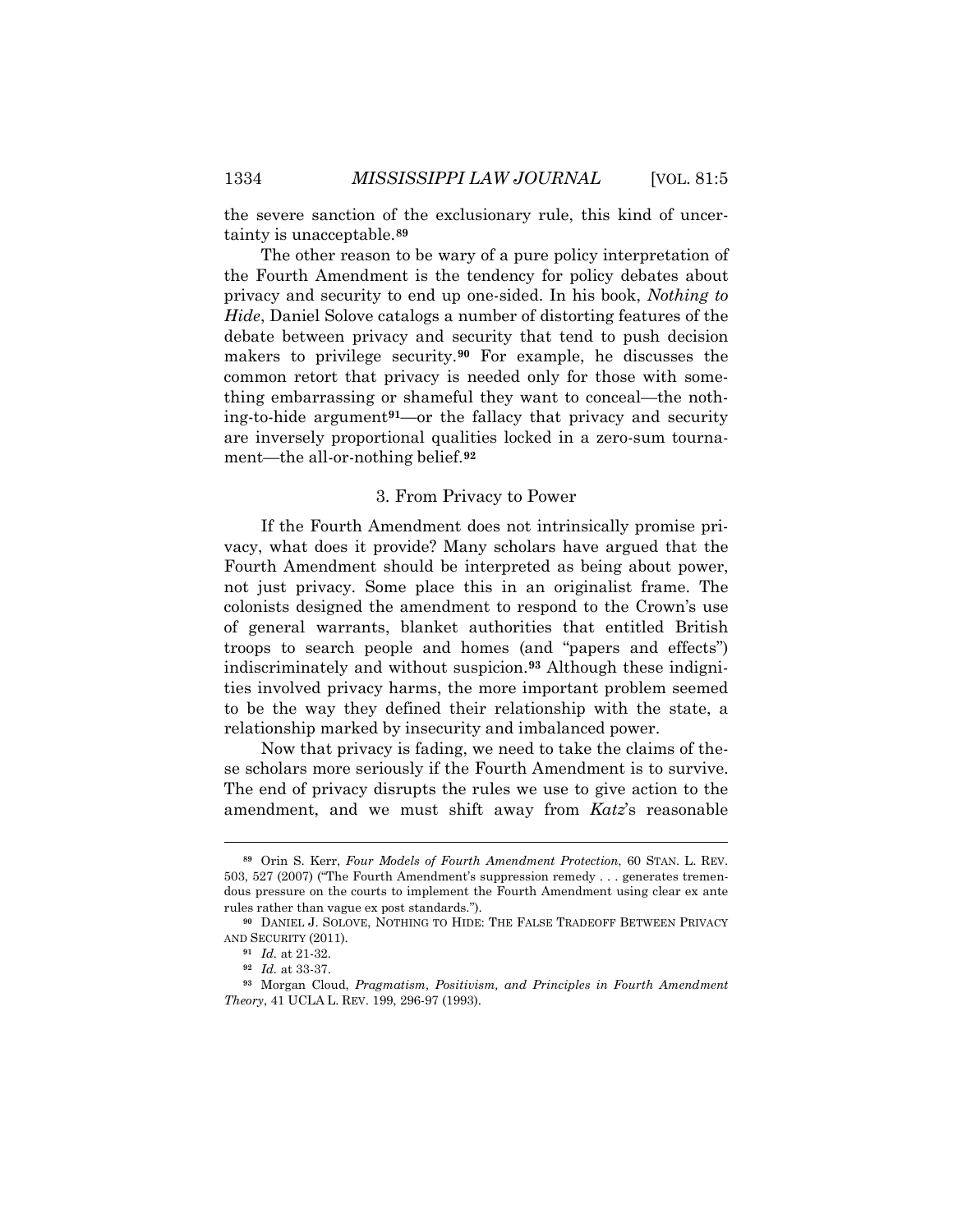the severe sanction of the exclusionary rule, this kind of uncertainty is unacceptable.[89]

The other reason to be wary of a pure policy interpretation of the Fourth Amendment is the tendency for policy debates about privacy and security to end up one-sided. In his book, *Nothing to Hide*, Daniel Solove catalogs a number of distorting features of the debate between privacy and security that tend to push decision makers to privilege security.[90] For example, he discusses the common retort that privacy is needed only for those with something embarrassing or shameful they want to conceal—the nothing-to-hide argument[91]—or the fallacy that privacy and security are inversely proportional qualities locked in a zero-sum tournament—the all-or-nothing belief.[92]

### 3. From Privacy to Power

If the Fourth Amendment does not intrinsically promise privacy, what does it provide? Many scholars have argued that the Fourth Amendment should be interpreted as being about power, not just privacy. Some place this in an originalist frame. The colonists designed the amendment to respond to the Crown's use of general warrants, blanket authorities that entitled British troops to search people and homes (and "papers and effects") indiscriminately and without suspicion.[93] Although these indignities involved privacy harms, the more important problem seemed to be the way they defined their relationship with the state, a relationship marked by insecurity and imbalanced power.

Now that privacy is fading, we need to take the claims of these scholars more seriously if the Fourth Amendment is to survive. The end of privacy disrupts the rules we use to give action to the amendment, and we must shift away from *Katz*'s reasonable

---

[89] Orin S. Kerr, *Four Models of Fourth Amendment Protection*, 60 STAN. L. REV. 503, 527 (2007) ("The Fourth Amendment's suppression remedy . . . generates tremendous pressure on the courts to implement the Fourth Amendment using clear ex ante rules rather than vague ex post standards.").

[90] DANIEL J. SOLOVE, NOTHING TO HIDE: THE FALSE TRADEOFF BETWEEN PRIVACY AND SECURITY (2011).

[91] *Id.* at 21-32.

[92] *Id.* at 33-37.

[93] Morgan Cloud, *Pragmatism, Positivism, and Principles in Fourth Amendment Theory*, 41 UCLA L. REV. 199, 296-97 (1993).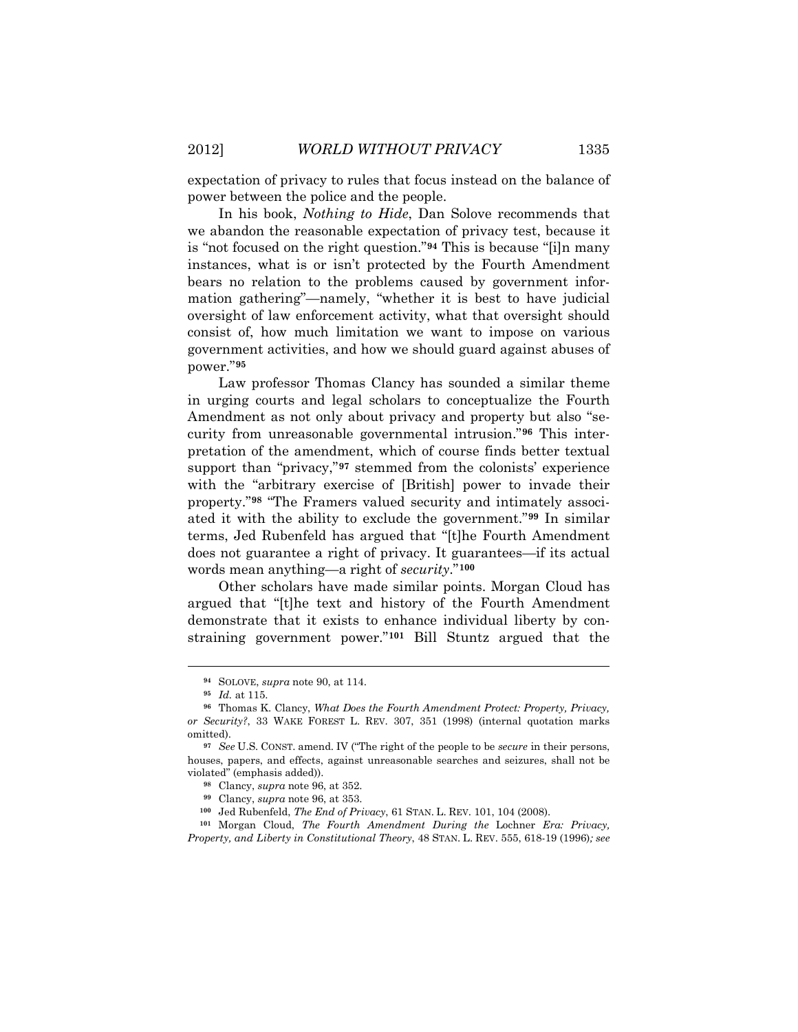expectation of privacy to rules that focus instead on the balance of power between the police and the people.

In his book, *Nothing to Hide*, Dan Solove recommends that we abandon the reasonable expectation of privacy test, because it is "not focused on the right question."[94] This is because "[i]n many instances, what is or isn't protected by the Fourth Amendment bears no relation to the problems caused by government information gathering"—namely, "whether it is best to have judicial oversight of law enforcement activity, what that oversight should consist of, how much limitation we want to impose on various government activities, and how we should guard against abuses of power."[95]

Law professor Thomas Clancy has sounded a similar theme in urging courts and legal scholars to conceptualize the Fourth Amendment as not only about privacy and property but also "security from unreasonable governmental intrusion."[96] This interpretation of the amendment, which of course finds better textual support than "privacy,"[97] stemmed from the colonists' experience with the "arbitrary exercise of [British] power to invade their property."[98] "The Framers valued security and intimately associated it with the ability to exclude the government."[99] In similar terms, Jed Rubenfeld has argued that "[t]he Fourth Amendment does not guarantee a right of privacy. It guarantees—if its actual words mean anything—a right of *security*."[100]

Other scholars have made similar points. Morgan Cloud has argued that "[t]he text and history of the Fourth Amendment demonstrate that it exists to enhance individual liberty by constraining government power."[101] Bill Stuntz argued that the

---

[94] SOLOVE, *supra* note 90, at 114.

[95] *Id.* at 115.

[96] Thomas K. Clancy, *What Does the Fourth Amendment Protect: Property, Privacy, or Security?*, 33 WAKE FOREST L. REV. 307, 351 (1998) (internal quotation marks omitted).

[97] *See* U.S. CONST. amend. IV ("The right of the people to be *secure* in their persons, houses, papers, and effects, against unreasonable searches and seizures, shall not be violated" (emphasis added)).

[98] Clancy, *supra* note 96, at 352.

[99] Clancy, *supra* note 96, at 353.

[100] Jed Rubenfeld, *The End of Privacy*, 61 STAN. L. REV. 101, 104 (2008).

[101] Morgan Cloud, *The Fourth Amendment During the* Lochner *Era: Privacy, Property, and Liberty in Constitutional Theory*, 48 STAN. L. REV. 555, 618-19 (1996)*; see*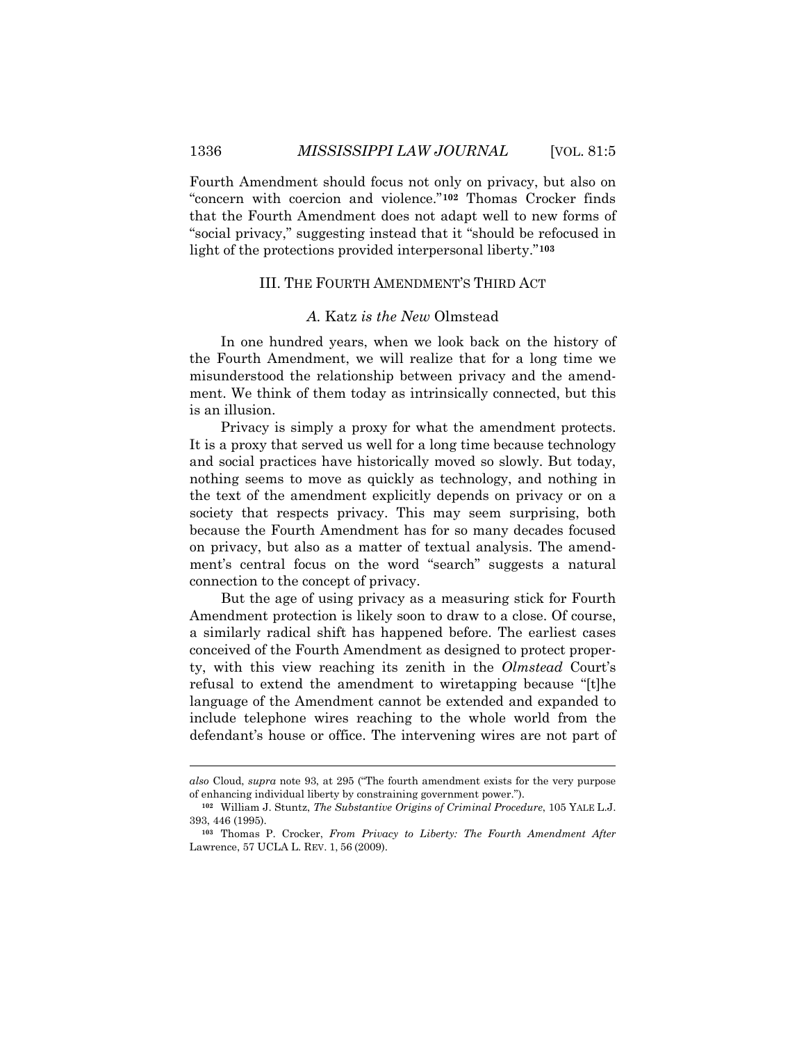Fourth Amendment should focus not only on privacy, but also on "concern with coercion and violence."[102] Thomas Crocker finds that the Fourth Amendment does not adapt well to new forms of "social privacy," suggesting instead that it "should be refocused in light of the protections provided interpersonal liberty."[103]

## III. THE FOURTH AMENDMENT'S THIRD ACT

### *A.* Katz *is the New* Olmstead

In one hundred years, when we look back on the history of the Fourth Amendment, we will realize that for a long time we misunderstood the relationship between privacy and the amendment. We think of them today as intrinsically connected, but this is an illusion.

Privacy is simply a proxy for what the amendment protects. It is a proxy that served us well for a long time because technology and social practices have historically moved so slowly. But today, nothing seems to move as quickly as technology, and nothing in the text of the amendment explicitly depends on privacy or on a society that respects privacy. This may seem surprising, both because the Fourth Amendment has for so many decades focused on privacy, but also as a matter of textual analysis. The amendment's central focus on the word "search" suggests a natural connection to the concept of privacy.

But the age of using privacy as a measuring stick for Fourth Amendment protection is likely soon to draw to a close. Of course, a similarly radical shift has happened before. The earliest cases conceived of the Fourth Amendment as designed to protect property, with this view reaching its zenith in the *Olmstead* Court's refusal to extend the amendment to wiretapping because "[t]he language of the Amendment cannot be extended and expanded to include telephone wires reaching to the whole world from the defendant's house or office. The intervening wires are not part of

---

*also* Cloud, *supra* note 93, at 295 ("The fourth amendment exists for the very purpose of enhancing individual liberty by constraining government power.").

[102] William J. Stuntz, *The Substantive Origins of Criminal Procedure*, 105 YALE L.J. 393, 446 (1995).

[103] Thomas P. Crocker, *From Privacy to Liberty: The Fourth Amendment After* Lawrence, 57 UCLA L. REV. 1, 56 (2009).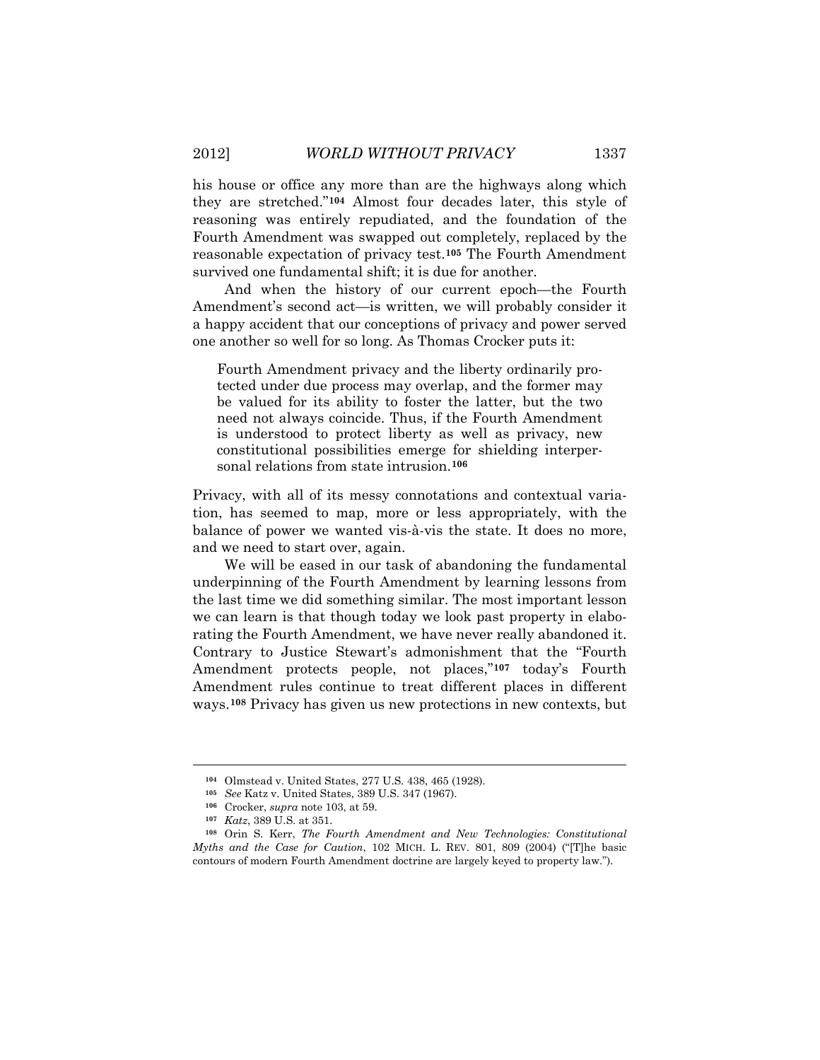his house or office any more than are the highways along which they are stretched."[104] Almost four decades later, this style of reasoning was entirely repudiated, and the foundation of the Fourth Amendment was swapped out completely, replaced by the reasonable expectation of privacy test.[105] The Fourth Amendment survived one fundamental shift; it is due for another.

And when the history of our current epoch—the Fourth Amendment's second act—is written, we will probably consider it a happy accident that our conceptions of privacy and power served one another so well for so long. As Thomas Crocker puts it:

> Fourth Amendment privacy and the liberty ordinarily protected under due process may overlap, and the former may be valued for its ability to foster the latter, but the two need not always coincide. Thus, if the Fourth Amendment is understood to protect liberty as well as privacy, new constitutional possibilities emerge for shielding interpersonal relations from state intrusion.[106]

Privacy, with all of its messy connotations and contextual variation, has seemed to map, more or less appropriately, with the balance of power we wanted vis-à-vis the state. It does no more, and we need to start over, again.

We will be eased in our task of abandoning the fundamental underpinning of the Fourth Amendment by learning lessons from the last time we did something similar. The most important lesson we can learn is that though today we look past property in elaborating the Fourth Amendment, we have never really abandoned it. Contrary to Justice Stewart's admonishment that the "Fourth Amendment protects people, not places,"[107] today's Fourth Amendment rules continue to treat different places in different ways.[108] Privacy has given us new protections in new contexts, but

---

[104] Olmstead v. United States, 277 U.S. 438, 465 (1928).

[105] *See* Katz v. United States, 389 U.S. 347 (1967).

[106] Crocker, *supra* note 103, at 59.

[107] *Katz*, 389 U.S. at 351.

[108] Orin S. Kerr, *The Fourth Amendment and New Technologies: Constitutional Myths and the Case for Caution*, 102 MICH. L. REV. 801, 809 (2004) ("[T]he basic contours of modern Fourth Amendment doctrine are largely keyed to property law.").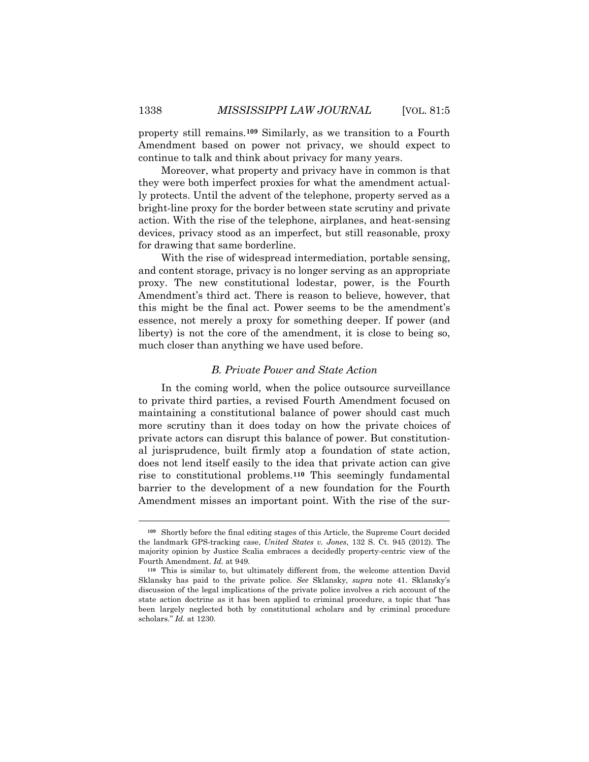property still remains.[109] Similarly, as we transition to a Fourth Amendment based on power not privacy, we should expect to continue to talk and think about privacy for many years.

Moreover, what property and privacy have in common is that they were both imperfect proxies for what the amendment actually protects. Until the advent of the telephone, property served as a bright-line proxy for the border between state scrutiny and private action. With the rise of the telephone, airplanes, and heat-sensing devices, privacy stood as an imperfect, but still reasonable, proxy for drawing that same borderline.

With the rise of widespread intermediation, portable sensing, and content storage, privacy is no longer serving as an appropriate proxy. The new constitutional lodestar, power, is the Fourth Amendment's third act. There is reason to believe, however, that this might be the final act. Power seems to be the amendment's essence, not merely a proxy for something deeper. If power (and liberty) is not the core of the amendment, it is close to being so, much closer than anything we have used before.

### *B. Private Power and State Action*

In the coming world, when the police outsource surveillance to private third parties, a revised Fourth Amendment focused on maintaining a constitutional balance of power should cast much more scrutiny than it does today on how the private choices of private actors can disrupt this balance of power. But constitutional jurisprudence, built firmly atop a foundation of state action, does not lend itself easily to the idea that private action can give rise to constitutional problems.[110] This seemingly fundamental barrier to the development of a new foundation for the Fourth Amendment misses an important point. With the rise of the sur-

---

[109] Shortly before the final editing stages of this Article, the Supreme Court decided the landmark GPS-tracking case, *United States v. Jones*, 132 S. Ct. 945 (2012). The majority opinion by Justice Scalia embraces a decidedly property-centric view of the Fourth Amendment. *Id.* at 949.

[110] This is similar to, but ultimately different from, the welcome attention David Sklansky has paid to the private police. *See* Sklansky, *supra* note 41. Sklansky's discussion of the legal implications of the private police involves a rich account of the state action doctrine as it has been applied to criminal procedure, a topic that "has been largely neglected both by constitutional scholars and by criminal procedure scholars." *Id.* at 1230.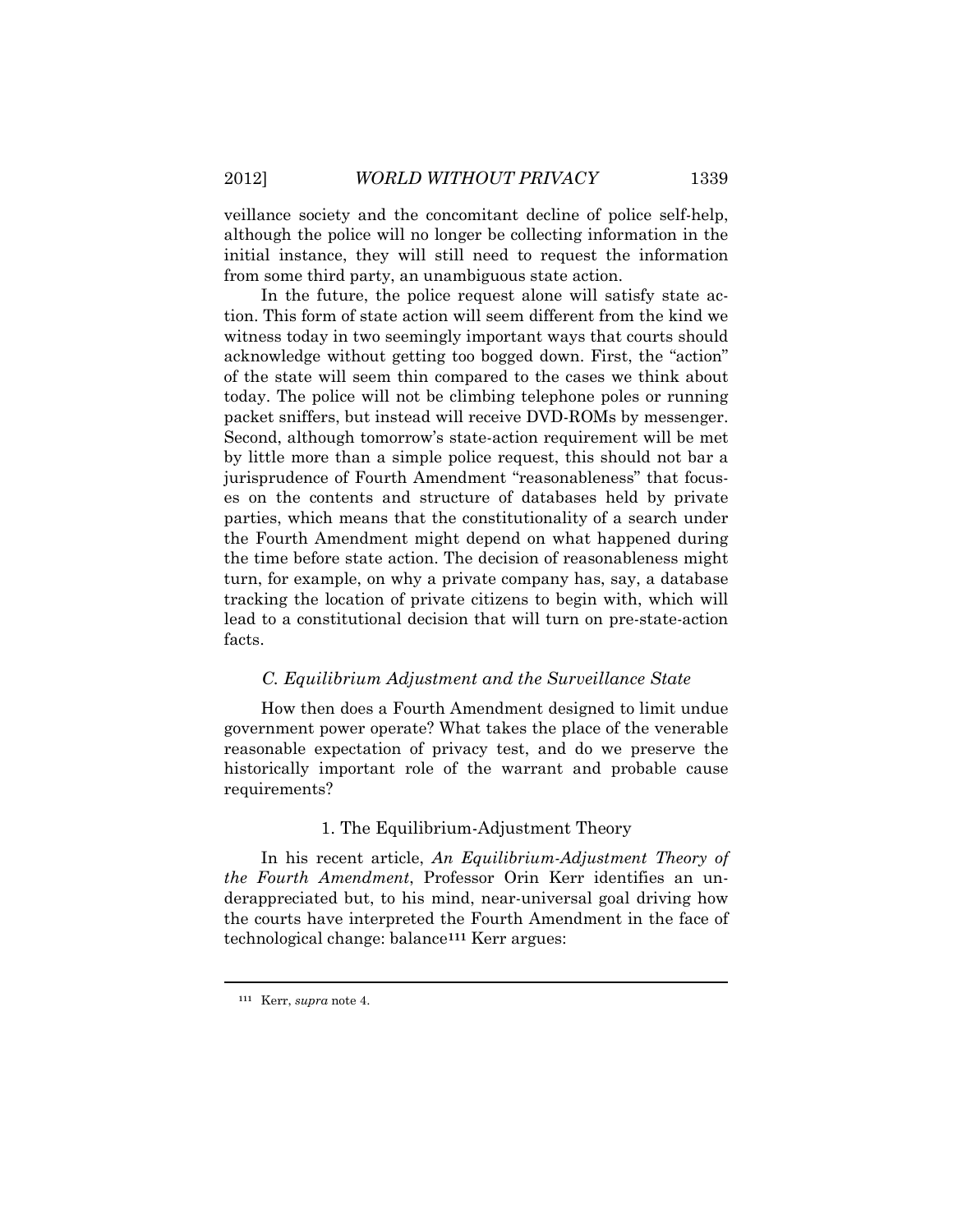veillance society and the concomitant decline of police self-help, although the police will no longer be collecting information in the initial instance, they will still need to request the information from some third party, an unambiguous state action.

In the future, the police request alone will satisfy state action. This form of state action will seem different from the kind we witness today in two seemingly important ways that courts should acknowledge without getting too bogged down. First, the "action" of the state will seem thin compared to the cases we think about today. The police will not be climbing telephone poles or running packet sniffers, but instead will receive DVD-ROMs by messenger. Second, although tomorrow's state-action requirement will be met by little more than a simple police request, this should not bar a jurisprudence of Fourth Amendment "reasonableness" that focuses on the contents and structure of databases held by private parties, which means that the constitutionality of a search under the Fourth Amendment might depend on what happened during the time before state action. The decision of reasonableness might turn, for example, on why a private company has, say, a database tracking the location of private citizens to begin with, which will lead to a constitutional decision that will turn on pre-state-action facts.

### *C. Equilibrium Adjustment and the Surveillance State*

How then does a Fourth Amendment designed to limit undue government power operate? What takes the place of the venerable reasonable expectation of privacy test, and do we preserve the historically important role of the warrant and probable cause requirements?

#### 1. The Equilibrium-Adjustment Theory

In his recent article, *An Equilibrium-Adjustment Theory of the Fourth Amendment*, Professor Orin Kerr identifies an underappreciated but, to his mind, near-universal goal driving how the courts have interpreted the Fourth Amendment in the face of technological change: balance[111] Kerr argues:

---

[111] Kerr, *supra* note 4.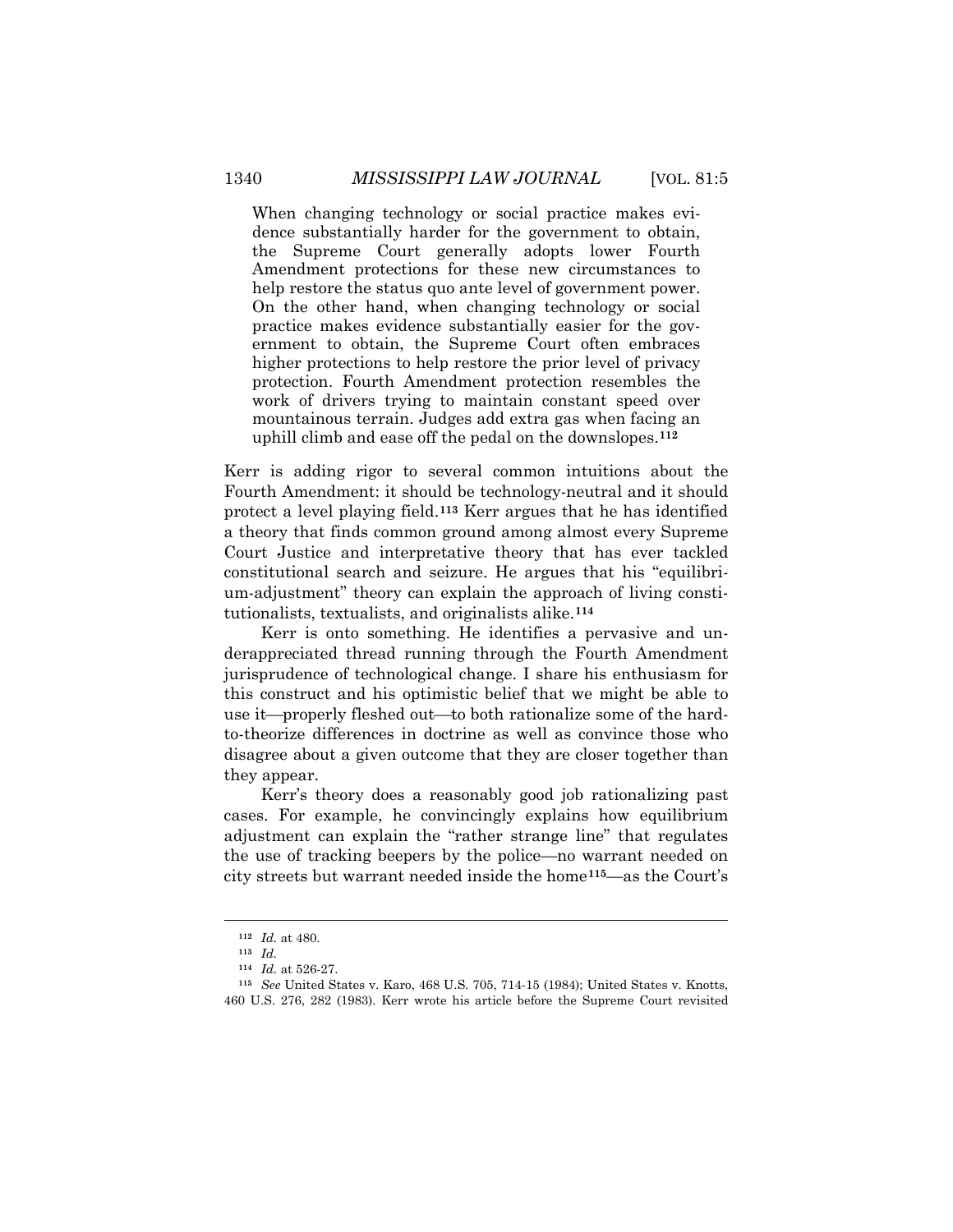> When changing technology or social practice makes evidence substantially harder for the government to obtain, the Supreme Court generally adopts lower Fourth Amendment protections for these new circumstances to help restore the status quo ante level of government power. On the other hand, when changing technology or social practice makes evidence substantially easier for the government to obtain, the Supreme Court often embraces higher protections to help restore the prior level of privacy protection. Fourth Amendment protection resembles the work of drivers trying to maintain constant speed over mountainous terrain. Judges add extra gas when facing an uphill climb and ease off the pedal on the downslopes.[112]

Kerr is adding rigor to several common intuitions about the Fourth Amendment: it should be technology-neutral and it should protect a level playing field.[113] Kerr argues that he has identified a theory that finds common ground among almost every Supreme Court Justice and interpretative theory that has ever tackled constitutional search and seizure. He argues that his "equilibrium-adjustment" theory can explain the approach of living constitutionalists, textualists, and originalists alike.[114]

Kerr is onto something. He identifies a pervasive and underappreciated thread running through the Fourth Amendment jurisprudence of technological change. I share his enthusiasm for this construct and his optimistic belief that we might be able to use it—properly fleshed out—to both rationalize some of the hard-to-theorize differences in doctrine as well as convince those who disagree about a given outcome that they are closer together than they appear.

Kerr's theory does a reasonably good job rationalizing past cases. For example, he convincingly explains how equilibrium adjustment can explain the "rather strange line" that regulates the use of tracking beepers by the police—no warrant needed on city streets but warrant needed inside the home[115]—as the Court's

---

[112] *Id.* at 480.

[113] *Id.*

[114] *Id.* at 526-27.

[115] *See* United States v. Karo, 468 U.S. 705, 714-15 (1984); United States v. Knotts, 460 U.S. 276, 282 (1983). Kerr wrote his article before the Supreme Court revisited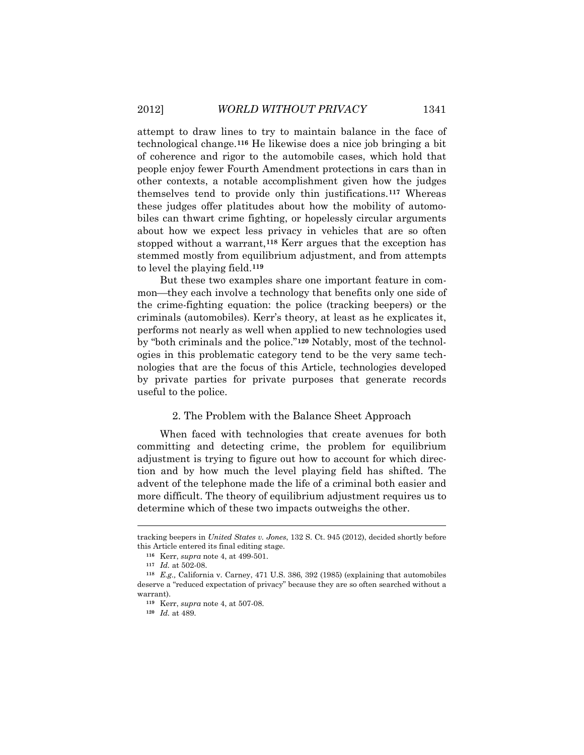attempt to draw lines to try to maintain balance in the face of technological change.[116] He likewise does a nice job bringing a bit of coherence and rigor to the automobile cases, which hold that people enjoy fewer Fourth Amendment protections in cars than in other contexts, a notable accomplishment given how the judges themselves tend to provide only thin justifications.[117] Whereas these judges offer platitudes about how the mobility of automobiles can thwart crime fighting, or hopelessly circular arguments about how we expect less privacy in vehicles that are so often stopped without a warrant,[118] Kerr argues that the exception has stemmed mostly from equilibrium adjustment, and from attempts to level the playing field.[119]

But these two examples share one important feature in common—they each involve a technology that benefits only one side of the crime-fighting equation: the police (tracking beepers) or the criminals (automobiles). Kerr's theory, at least as he explicates it, performs not nearly as well when applied to new technologies used by "both criminals and the police."[120] Notably, most of the technologies in this problematic category tend to be the very same technologies that are the focus of this Article, technologies developed by private parties for private purposes that generate records useful to the police.

### 2. The Problem with the Balance Sheet Approach

When faced with technologies that create avenues for both committing and detecting crime, the problem for equilibrium adjustment is trying to figure out how to account for which direction and by how much the level playing field has shifted. The advent of the telephone made the life of a criminal both easier and more difficult. The theory of equilibrium adjustment requires us to determine which of these two impacts outweighs the other.

---

tracking beepers in *United States v. Jones*, 132 S. Ct. 945 (2012), decided shortly before this Article entered its final editing stage.

[116] Kerr, *supra* note 4, at 499-501.

[117] *Id.* at 502-08.

[118] *E.g.,* California v. Carney, 471 U.S. 386, 392 (1985) (explaining that automobiles deserve a "reduced expectation of privacy" because they are so often searched without a warrant).

[119] Kerr, *supra* note 4, at 507-08.

[120] *Id.* at 489.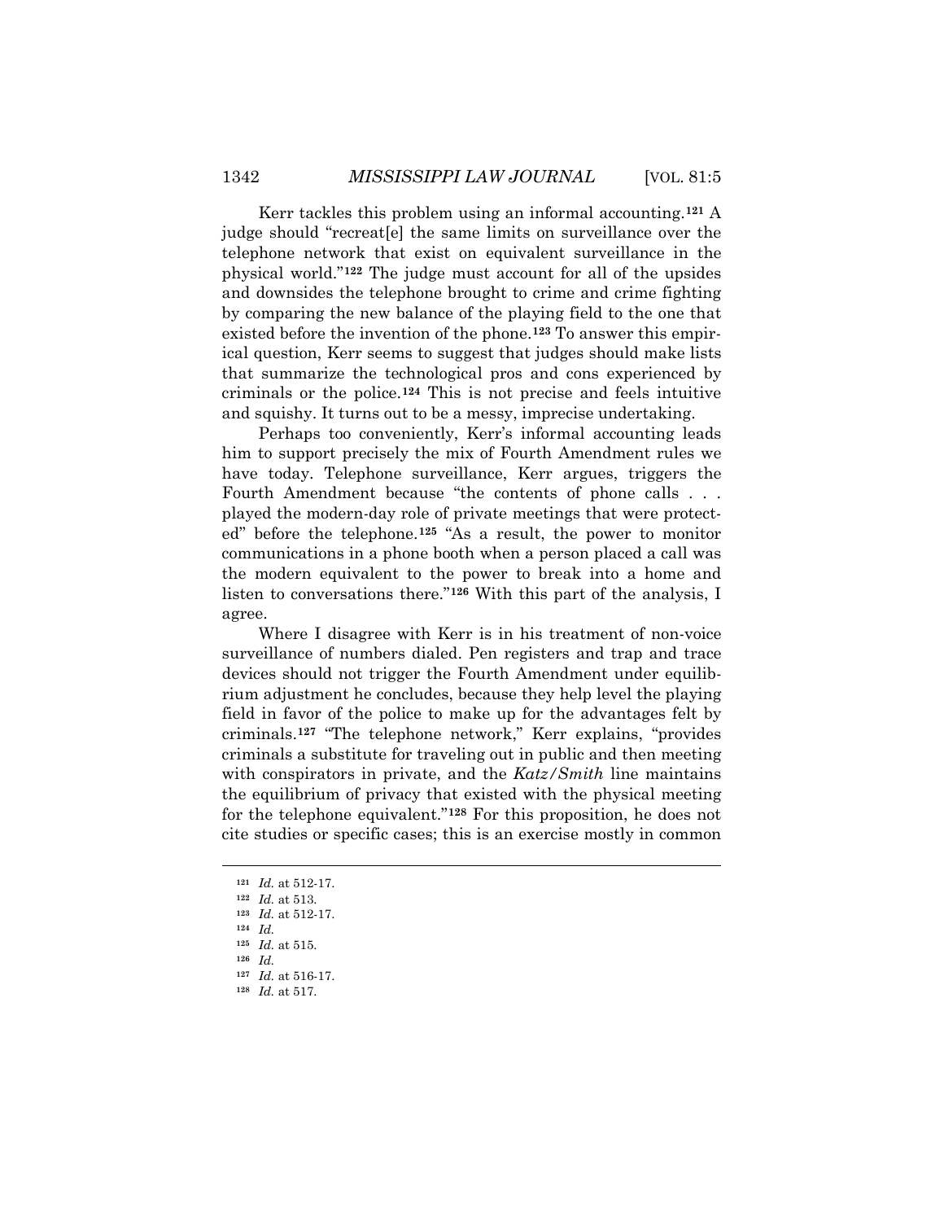Kerr tackles this problem using an informal accounting.[121] A judge should "recreat[e] the same limits on surveillance over the telephone network that exist on equivalent surveillance in the physical world."[122] The judge must account for all of the upsides and downsides the telephone brought to crime and crime fighting by comparing the new balance of the playing field to the one that existed before the invention of the phone.[123] To answer this empirical question, Kerr seems to suggest that judges should make lists that summarize the technological pros and cons experienced by criminals or the police.[124] This is not precise and feels intuitive and squishy. It turns out to be a messy, imprecise undertaking.

Perhaps too conveniently, Kerr's informal accounting leads him to support precisely the mix of Fourth Amendment rules we have today. Telephone surveillance, Kerr argues, triggers the Fourth Amendment because "the contents of phone calls . . . played the modern-day role of private meetings that were protected" before the telephone.[125] "As a result, the power to monitor communications in a phone booth when a person placed a call was the modern equivalent to the power to break into a home and listen to conversations there."[126] With this part of the analysis, I agree.

Where I disagree with Kerr is in his treatment of non-voice surveillance of numbers dialed. Pen registers and trap and trace devices should not trigger the Fourth Amendment under equilibrium adjustment he concludes, because they help level the playing field in favor of the police to make up for the advantages felt by criminals.[127] "The telephone network," Kerr explains, "provides criminals a substitute for traveling out in public and then meeting with conspirators in private, and the *Katz/Smith* line maintains the equilibrium of privacy that existed with the physical meeting for the telephone equivalent."[128] For this proposition, he does not cite studies or specific cases; this is an exercise mostly in common

---

[121] *Id.* at 512-17.

[122] *Id.* at 513.

[123] *Id.* at 512-17.

[124] *Id.*

[125] *Id.* at 515.

[126] *Id.*

[127] *Id.* at 516-17.

[128] *Id.* at 517.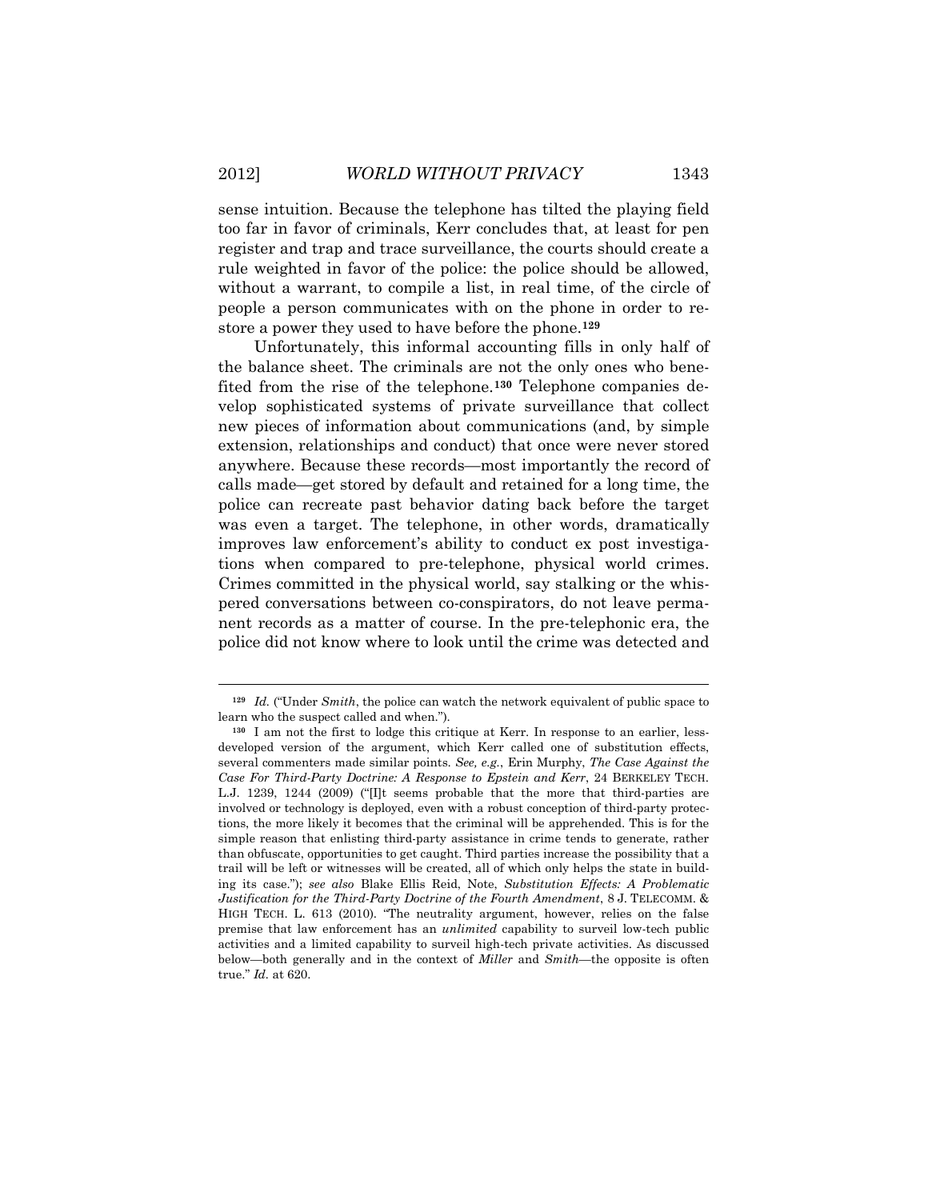sense intuition. Because the telephone has tilted the playing field too far in favor of criminals, Kerr concludes that, at least for pen register and trap and trace surveillance, the courts should create a rule weighted in favor of the police: the police should be allowed, without a warrant, to compile a list, in real time, of the circle of people a person communicates with on the phone in order to restore a power they used to have before the phone.[129]

Unfortunately, this informal accounting fills in only half of the balance sheet. The criminals are not the only ones who benefited from the rise of the telephone.[130] Telephone companies develop sophisticated systems of private surveillance that collect new pieces of information about communications (and, by simple extension, relationships and conduct) that once were never stored anywhere. Because these records—most importantly the record of calls made—get stored by default and retained for a long time, the police can recreate past behavior dating back before the target was even a target. The telephone, in other words, dramatically improves law enforcement's ability to conduct ex post investigations when compared to pre-telephone, physical world crimes. Crimes committed in the physical world, say stalking or the whispered conversations between co-conspirators, do not leave permanent records as a matter of course. In the pre-telephonic era, the police did not know where to look until the crime was detected and

---

[129] *Id.* ("Under *Smith*, the police can watch the network equivalent of public space to learn who the suspect called and when.").

[130] I am not the first to lodge this critique at Kerr. In response to an earlier, less-developed version of the argument, which Kerr called one of substitution effects, several commenters made similar points. *See, e.g.*, Erin Murphy, *The Case Against the Case For Third-Party Doctrine: A Response to Epstein and Kerr*, 24 BERKELEY TECH. L.J. 1239, 1244 (2009) ("[I]t seems probable that the more that third-parties are involved or technology is deployed, even with a robust conception of third-party protections, the more likely it becomes that the criminal will be apprehended. This is for the simple reason that enlisting third-party assistance in crime tends to generate, rather than obfuscate, opportunities to get caught. Third parties increase the possibility that a trail will be left or witnesses will be created, all of which only helps the state in building its case."); *see also* Blake Ellis Reid, Note, *Substitution Effects: A Problematic Justification for the Third-Party Doctrine of the Fourth Amendment*, 8 J. TELECOMM. & HIGH TECH. L. 613 (2010). "The neutrality argument, however, relies on the false premise that law enforcement has an *unlimited* capability to surveil low-tech public activities and a limited capability to surveil high-tech private activities. As discussed below—both generally and in the context of *Miller* and *Smith*—the opposite is often true." *Id.* at 620.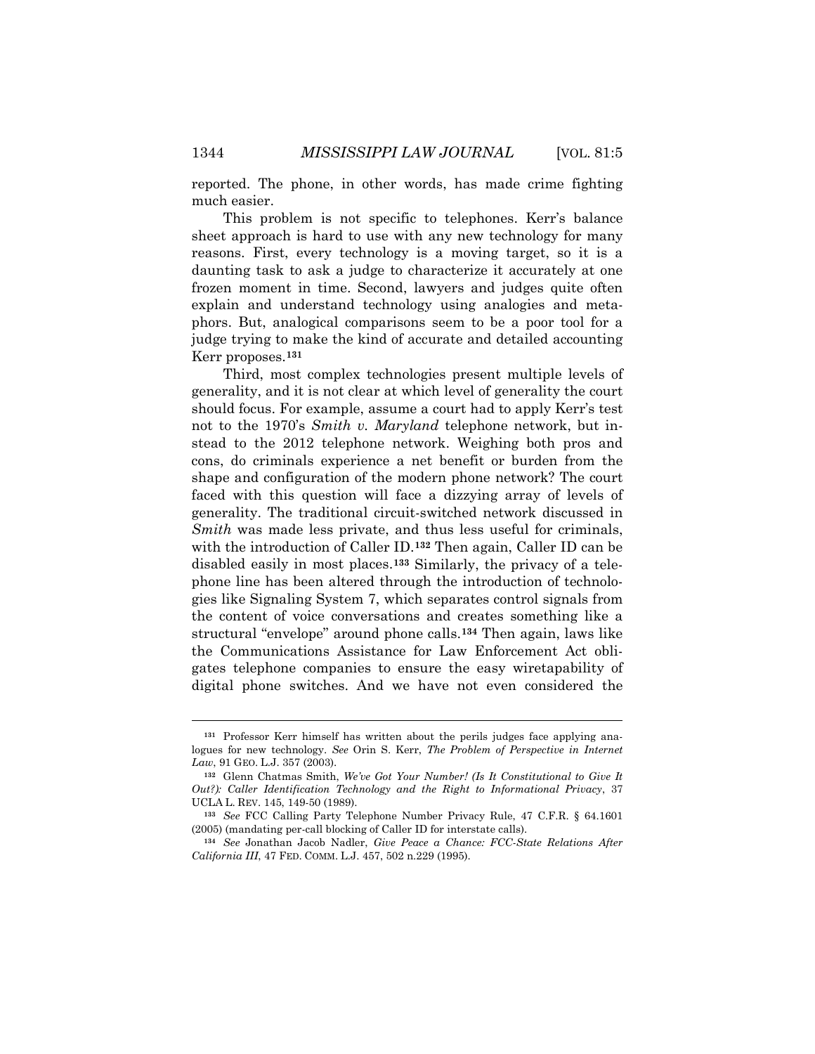reported. The phone, in other words, has made crime fighting much easier.

This problem is not specific to telephones. Kerr's balance sheet approach is hard to use with any new technology for many reasons. First, every technology is a moving target, so it is a daunting task to ask a judge to characterize it accurately at one frozen moment in time. Second, lawyers and judges quite often explain and understand technology using analogies and metaphors. But, analogical comparisons seem to be a poor tool for a judge trying to make the kind of accurate and detailed accounting Kerr proposes.[131]

Third, most complex technologies present multiple levels of generality, and it is not clear at which level of generality the court should focus. For example, assume a court had to apply Kerr's test not to the 1970's *Smith v. Maryland* telephone network, but instead to the 2012 telephone network. Weighing both pros and cons, do criminals experience a net benefit or burden from the shape and configuration of the modern phone network? The court faced with this question will face a dizzying array of levels of generality. The traditional circuit-switched network discussed in *Smith* was made less private, and thus less useful for criminals, with the introduction of Caller ID.[132] Then again, Caller ID can be disabled easily in most places.[133] Similarly, the privacy of a telephone line has been altered through the introduction of technologies like Signaling System 7, which separates control signals from the content of voice conversations and creates something like a structural "envelope" around phone calls.[134] Then again, laws like the Communications Assistance for Law Enforcement Act obligates telephone companies to ensure the easy wiretapability of digital phone switches. And we have not even considered the

---

[131] Professor Kerr himself has written about the perils judges face applying analogues for new technology. *See* Orin S. Kerr, *The Problem of Perspective in Internet Law*, 91 GEO. L.J. 357 (2003).

[132] Glenn Chatmas Smith, *We've Got Your Number! (Is It Constitutional to Give It Out?): Caller Identification Technology and the Right to Informational Privacy*, 37 UCLA L. REV. 145, 149-50 (1989).

[133] *See* FCC Calling Party Telephone Number Privacy Rule, 47 C.F.R. § 64.1601 (2005) (mandating per-call blocking of Caller ID for interstate calls).

[134] *See* Jonathan Jacob Nadler, *Give Peace a Chance: FCC-State Relations After California III*, 47 FED. COMM. L.J. 457, 502 n.229 (1995).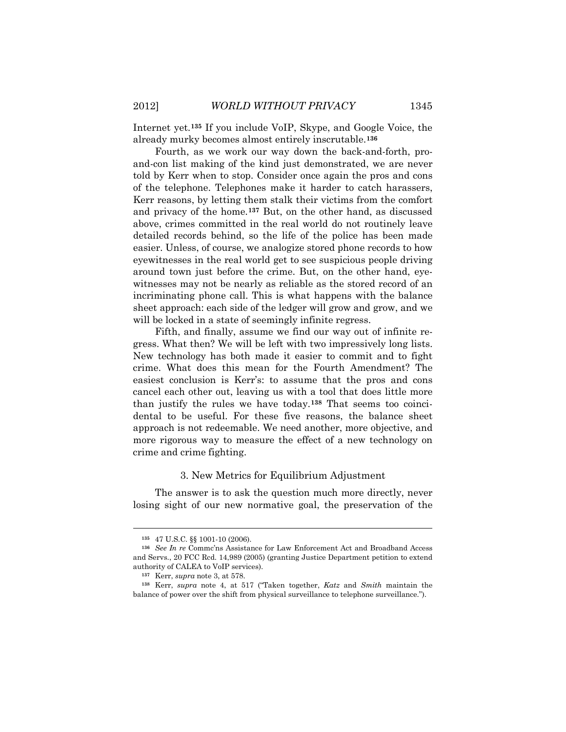Internet yet.[135] If you include VoIP, Skype, and Google Voice, the already murky becomes almost entirely inscrutable.[136]

Fourth, as we work our way down the back-and-forth, pro-and-con list making of the kind just demonstrated, we are never told by Kerr when to stop. Consider once again the pros and cons of the telephone. Telephones make it harder to catch harassers, Kerr reasons, by letting them stalk their victims from the comfort and privacy of the home.[137] But, on the other hand, as discussed above, crimes committed in the real world do not routinely leave detailed records behind, so the life of the police has been made easier. Unless, of course, we analogize stored phone records to how eyewitnesses in the real world get to see suspicious people driving around town just before the crime. But, on the other hand, eyewitnesses may not be nearly as reliable as the stored record of an incriminating phone call. This is what happens with the balance sheet approach: each side of the ledger will grow and grow, and we will be locked in a state of seemingly infinite regress.

Fifth, and finally, assume we find our way out of infinite regress. What then? We will be left with two impressively long lists. New technology has both made it easier to commit and to fight crime. What does this mean for the Fourth Amendment? The easiest conclusion is Kerr's: to assume that the pros and cons cancel each other out, leaving us with a tool that does little more than justify the rules we have today.[138] That seems too coincidental to be useful. For these five reasons, the balance sheet approach is not redeemable. We need another, more objective, and more rigorous way to measure the effect of a new technology on crime and crime fighting.

### 3. New Metrics for Equilibrium Adjustment

The answer is to ask the question much more directly, never losing sight of our new normative goal, the preservation of the

---

[135] 47 U.S.C. §§ 1001-10 (2006).

[136] *See In re* Commc'ns Assistance for Law Enforcement Act and Broadband Access and Servs., 20 FCC Rcd. 14,989 (2005) (granting Justice Department petition to extend authority of CALEA to VoIP services).

[137] Kerr, *supra* note 3, at 578.

[138] Kerr, *supra* note 4, at 517 ("Taken together, *Katz* and *Smith* maintain the balance of power over the shift from physical surveillance to telephone surveillance.").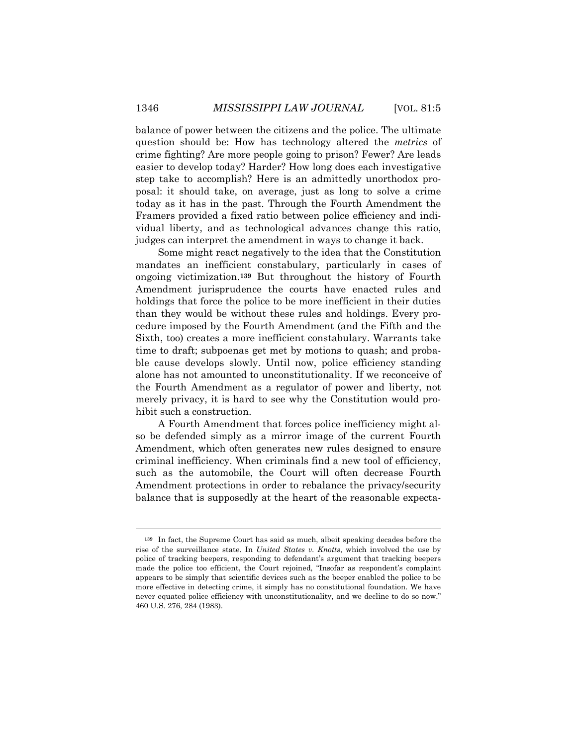balance of power between the citizens and the police. The ultimate question should be: How has technology altered the *metrics* of crime fighting? Are more people going to prison? Fewer? Are leads easier to develop today? Harder? How long does each investigative step take to accomplish? Here is an admittedly unorthodox proposal: it should take, on average, just as long to solve a crime today as it has in the past. Through the Fourth Amendment the Framers provided a fixed ratio between police efficiency and individual liberty, and as technological advances change this ratio, judges can interpret the amendment in ways to change it back.

Some might react negatively to the idea that the Constitution mandates an inefficient constabulary, particularly in cases of ongoing victimization.[139] But throughout the history of Fourth Amendment jurisprudence the courts have enacted rules and holdings that force the police to be more inefficient in their duties than they would be without these rules and holdings. Every procedure imposed by the Fourth Amendment (and the Fifth and the Sixth, too) creates a more inefficient constabulary. Warrants take time to draft; subpoenas get met by motions to quash; and probable cause develops slowly. Until now, police efficiency standing alone has not amounted to unconstitutionality. If we reconceive of the Fourth Amendment as a regulator of power and liberty, not merely privacy, it is hard to see why the Constitution would prohibit such a construction.

A Fourth Amendment that forces police inefficiency might also be defended simply as a mirror image of the current Fourth Amendment, which often generates new rules designed to ensure criminal inefficiency. When criminals find a new tool of efficiency, such as the automobile, the Court will often decrease Fourth Amendment protections in order to rebalance the privacy/security balance that is supposedly at the heart of the reasonable expecta-

---

[139] In fact, the Supreme Court has said as much, albeit speaking decades before the rise of the surveillance state. In *United States v. Knotts*, which involved the use by police of tracking beepers, responding to defendant's argument that tracking beepers made the police too efficient, the Court rejoined, "Insofar as respondent's complaint appears to be simply that scientific devices such as the beeper enabled the police to be more effective in detecting crime, it simply has no constitutional foundation. We have never equated police efficiency with unconstitutionality, and we decline to do so now." 460 U.S. 276, 284 (1983).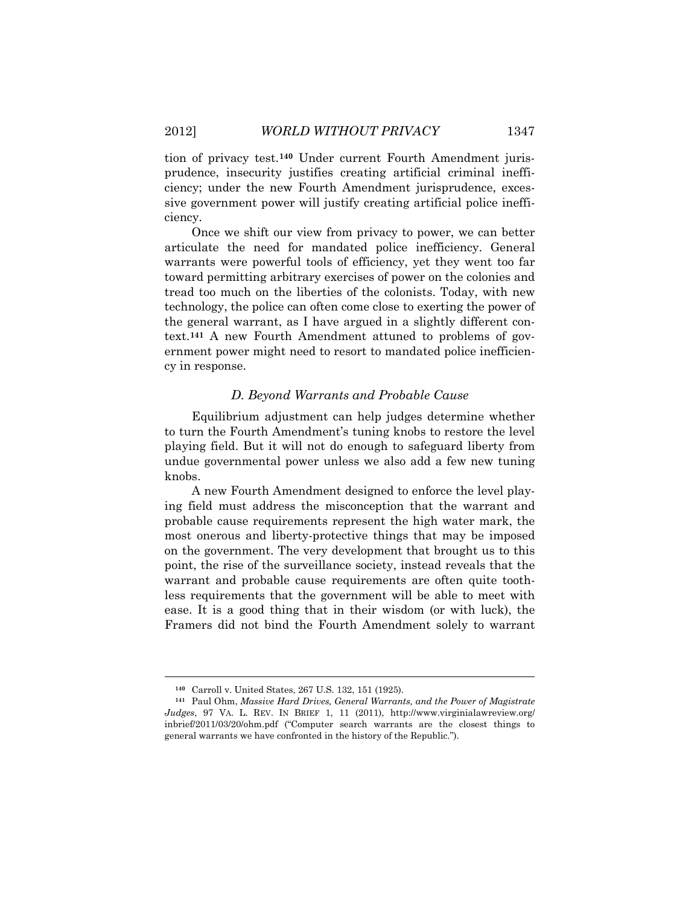tion of privacy test.[140] Under current Fourth Amendment jurisprudence, insecurity justifies creating artificial criminal inefficiency; under the new Fourth Amendment jurisprudence, excessive government power will justify creating artificial police inefficiency.

Once we shift our view from privacy to power, we can better articulate the need for mandated police inefficiency. General warrants were powerful tools of efficiency, yet they went too far toward permitting arbitrary exercises of power on the colonies and tread too much on the liberties of the colonists. Today, with new technology, the police can often come close to exerting the power of the general warrant, as I have argued in a slightly different context.[141] A new Fourth Amendment attuned to problems of government power might need to resort to mandated police inefficiency in response.

### *D. Beyond Warrants and Probable Cause*

Equilibrium adjustment can help judges determine whether to turn the Fourth Amendment's tuning knobs to restore the level playing field. But it will not do enough to safeguard liberty from undue governmental power unless we also add a few new tuning knobs.

A new Fourth Amendment designed to enforce the level playing field must address the misconception that the warrant and probable cause requirements represent the high water mark, the most onerous and liberty-protective things that may be imposed on the government. The very development that brought us to this point, the rise of the surveillance society, instead reveals that the warrant and probable cause requirements are often quite toothless requirements that the government will be able to meet with ease. It is a good thing that in their wisdom (or with luck), the Framers did not bind the Fourth Amendment solely to warrant

---

[140] Carroll v. United States, 267 U.S. 132, 151 (1925).

[141] Paul Ohm, *Massive Hard Drives, General Warrants, and the Power of Magistrate Judges*, 97 VA. L. REV. IN BRIEF 1, 11 (2011), http://www.virginialawreview.org/inbrief/2011/03/20/ohm.pdf ("Computer search warrants are the closest things to general warrants we have confronted in the history of the Republic.").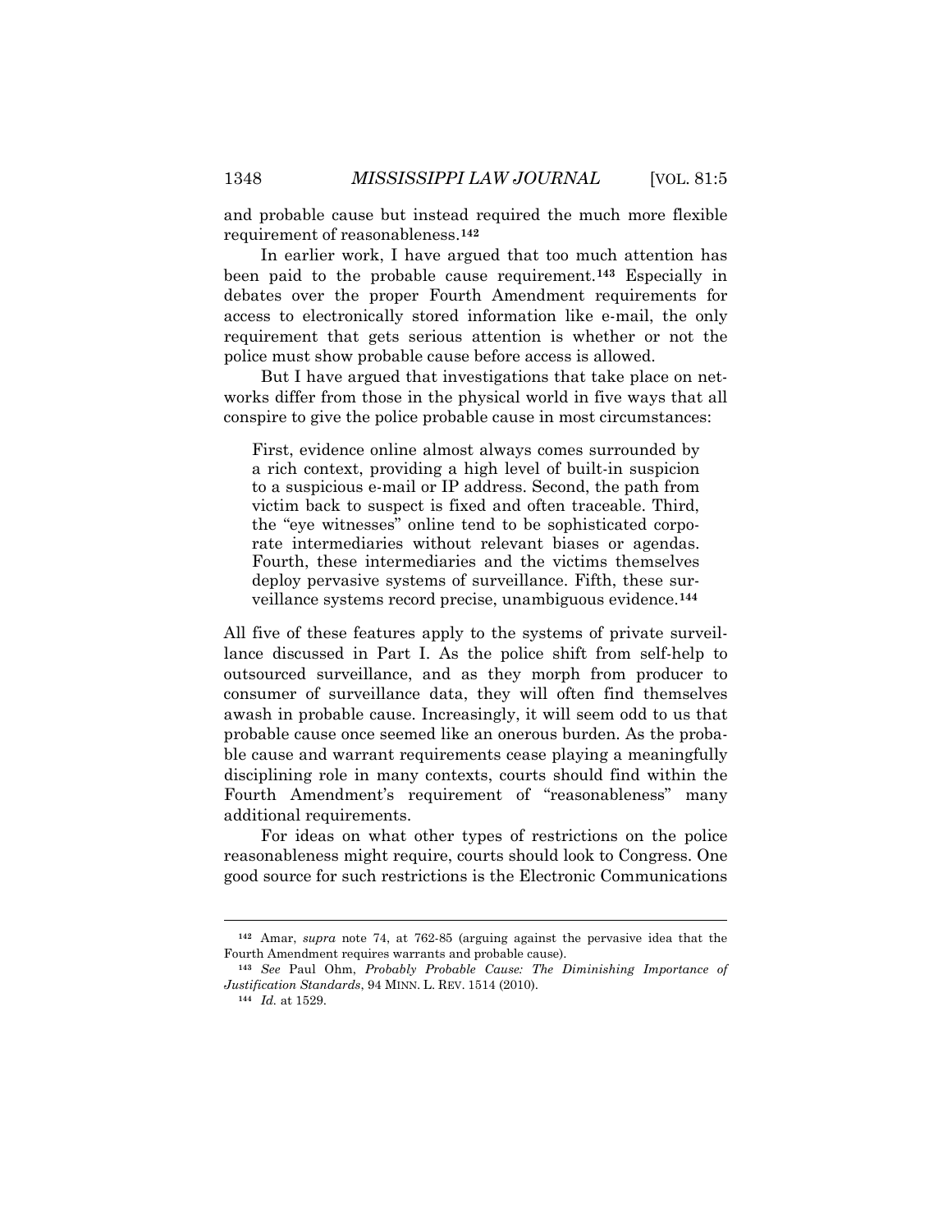and probable cause but instead required the much more flexible requirement of reasonableness.[142]

In earlier work, I have argued that too much attention has been paid to the probable cause requirement.[143] Especially in debates over the proper Fourth Amendment requirements for access to electronically stored information like e-mail, the only requirement that gets serious attention is whether or not the police must show probable cause before access is allowed.

But I have argued that investigations that take place on networks differ from those in the physical world in five ways that all conspire to give the police probable cause in most circumstances:

> First, evidence online almost always comes surrounded by a rich context, providing a high level of built-in suspicion to a suspicious e-mail or IP address. Second, the path from victim back to suspect is fixed and often traceable. Third, the "eye witnesses" online tend to be sophisticated corporate intermediaries without relevant biases or agendas. Fourth, these intermediaries and the victims themselves deploy pervasive systems of surveillance. Fifth, these surveillance systems record precise, unambiguous evidence.[144]

All five of these features apply to the systems of private surveillance discussed in Part I. As the police shift from self-help to outsourced surveillance, and as they morph from producer to consumer of surveillance data, they will often find themselves awash in probable cause. Increasingly, it will seem odd to us that probable cause once seemed like an onerous burden. As the probable cause and warrant requirements cease playing a meaningfully disciplining role in many contexts, courts should find within the Fourth Amendment's requirement of "reasonableness" many additional requirements.

For ideas on what other types of restrictions on the police reasonableness might require, courts should look to Congress. One good source for such restrictions is the Electronic Communications

---

[142] Amar, *supra* note 74, at 762-85 (arguing against the pervasive idea that the Fourth Amendment requires warrants and probable cause).

[143] *See* Paul Ohm, *Probably Probable Cause: The Diminishing Importance of Justification Standards*, 94 MINN. L. REV. 1514 (2010).

[144] *Id.* at 1529.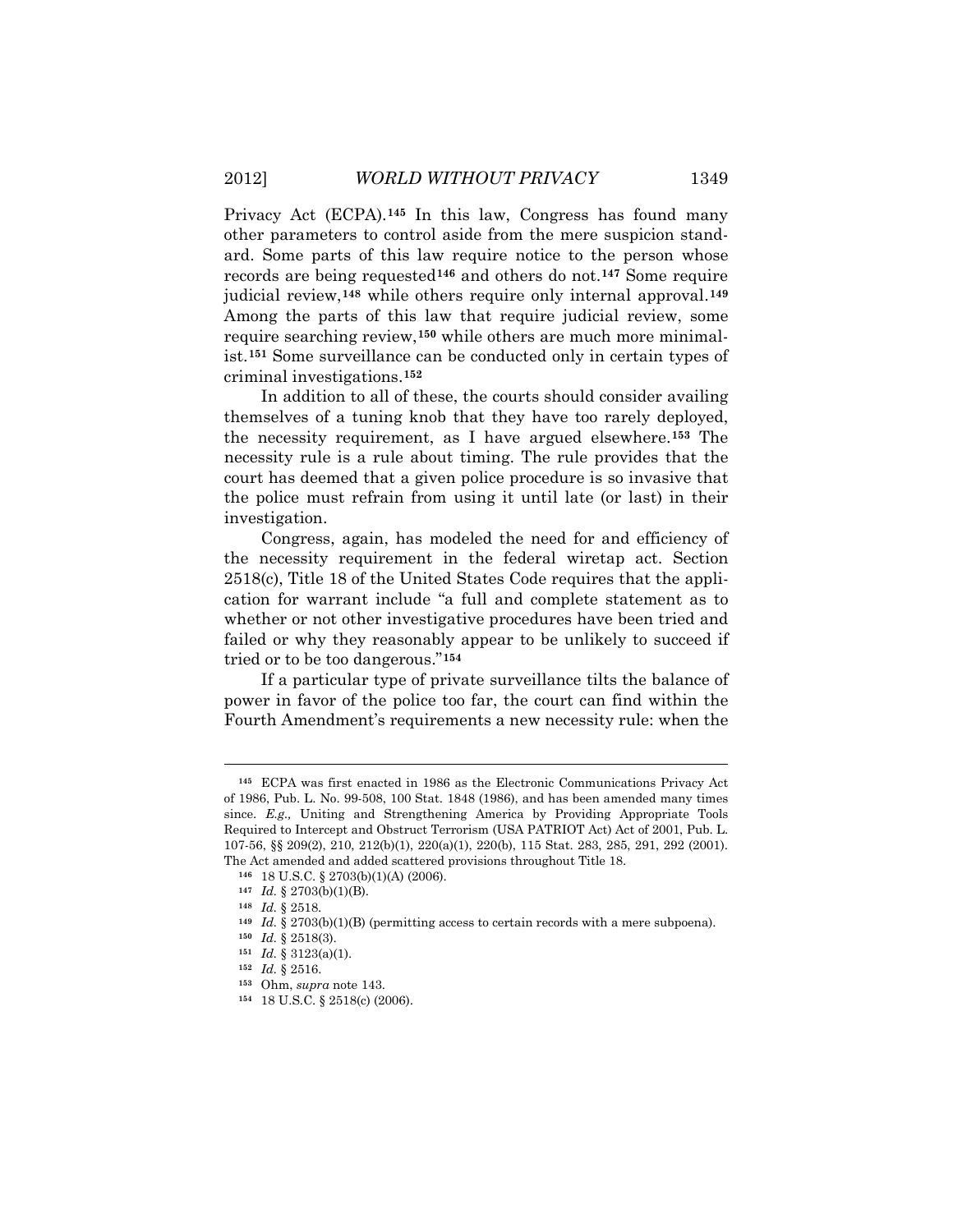Privacy Act (ECPA).[145] In this law, Congress has found many other parameters to control aside from the mere suspicion standard. Some parts of this law require notice to the person whose records are being requested[146] and others do not.[147] Some require judicial review,[148] while others require only internal approval.[149] Among the parts of this law that require judicial review, some require searching review,[150] while others are much more minimalist.[151] Some surveillance can be conducted only in certain types of criminal investigations.[152]

In addition to all of these, the courts should consider availing themselves of a tuning knob that they have too rarely deployed, the necessity requirement, as I have argued elsewhere.[153] The necessity rule is a rule about timing. The rule provides that the court has deemed that a given police procedure is so invasive that the police must refrain from using it until late (or last) in their investigation.

Congress, again, has modeled the need for and efficiency of the necessity requirement in the federal wiretap act. Section 2518(c), Title 18 of the United States Code requires that the application for warrant include "a full and complete statement as to whether or not other investigative procedures have been tried and failed or why they reasonably appear to be unlikely to succeed if tried or to be too dangerous."[154]

If a particular type of private surveillance tilts the balance of power in favor of the police too far, the court can find within the Fourth Amendment's requirements a new necessity rule: when the

---

[145] ECPA was first enacted in 1986 as the Electronic Communications Privacy Act of 1986, Pub. L. No. 99-508, 100 Stat. 1848 (1986), and has been amended many times since. *E.g.,* Uniting and Strengthening America by Providing Appropriate Tools Required to Intercept and Obstruct Terrorism (USA PATRIOT Act) Act of 2001, Pub. L. 107-56, §§ 209(2), 210, 212(b)(1), 220(a)(1), 220(b), 115 Stat. 283, 285, 291, 292 (2001). The Act amended and added scattered provisions throughout Title 18.

[146] 18 U.S.C. § 2703(b)(1)(A) (2006).

[147] *Id.* § 2703(b)(1)(B).

[148] *Id.* § 2518.

[149] *Id.* § 2703(b)(1)(B) (permitting access to certain records with a mere subpoena).

[150] *Id.* § 2518(3).

[151] *Id.* § 3123(a)(1).

[152] *Id.* § 2516.

[153] Ohm, *supra* note 143.

[154] 18 U.S.C. § 2518(c) (2006).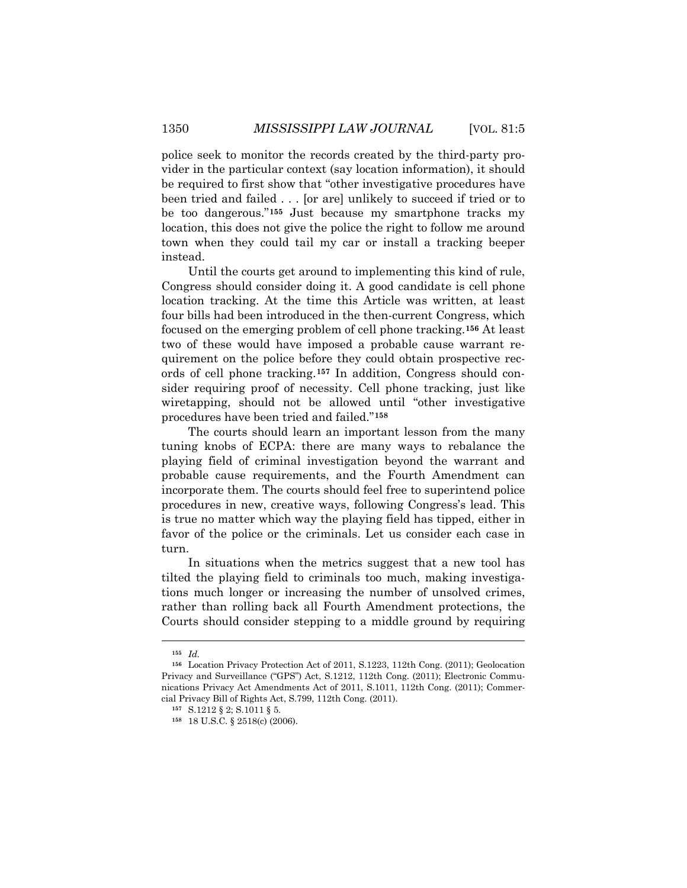police seek to monitor the records created by the third-party provider in the particular context (say location information), it should be required to first show that "other investigative procedures have been tried and failed . . . [or are] unlikely to succeed if tried or to be too dangerous."[155] Just because my smartphone tracks my location, this does not give the police the right to follow me around town when they could tail my car or install a tracking beeper instead.

Until the courts get around to implementing this kind of rule, Congress should consider doing it. A good candidate is cell phone location tracking. At the time this Article was written, at least four bills had been introduced in the then-current Congress, which focused on the emerging problem of cell phone tracking.[156] At least two of these would have imposed a probable cause warrant requirement on the police before they could obtain prospective records of cell phone tracking.[157] In addition, Congress should consider requiring proof of necessity. Cell phone tracking, just like wiretapping, should not be allowed until "other investigative procedures have been tried and failed."[158]

The courts should learn an important lesson from the many tuning knobs of ECPA: there are many ways to rebalance the playing field of criminal investigation beyond the warrant and probable cause requirements, and the Fourth Amendment can incorporate them. The courts should feel free to superintend police procedures in new, creative ways, following Congress's lead. This is true no matter which way the playing field has tipped, either in favor of the police or the criminals. Let us consider each case in turn.

In situations when the metrics suggest that a new tool has tilted the playing field to criminals too much, making investigations much longer or increasing the number of unsolved crimes, rather than rolling back all Fourth Amendment protections, the Courts should consider stepping to a middle ground by requiring

---

[155] *Id.*

[156] Location Privacy Protection Act of 2011, S.1223, 112th Cong. (2011); Geolocation Privacy and Surveillance ("GPS") Act, S.1212, 112th Cong. (2011); Electronic Communications Privacy Act Amendments Act of 2011, S.1011, 112th Cong. (2011); Commercial Privacy Bill of Rights Act, S.799, 112th Cong. (2011).

[157] S.1212 § 2; S.1011 § 5.

[158] 18 U.S.C. § 2518(c) (2006).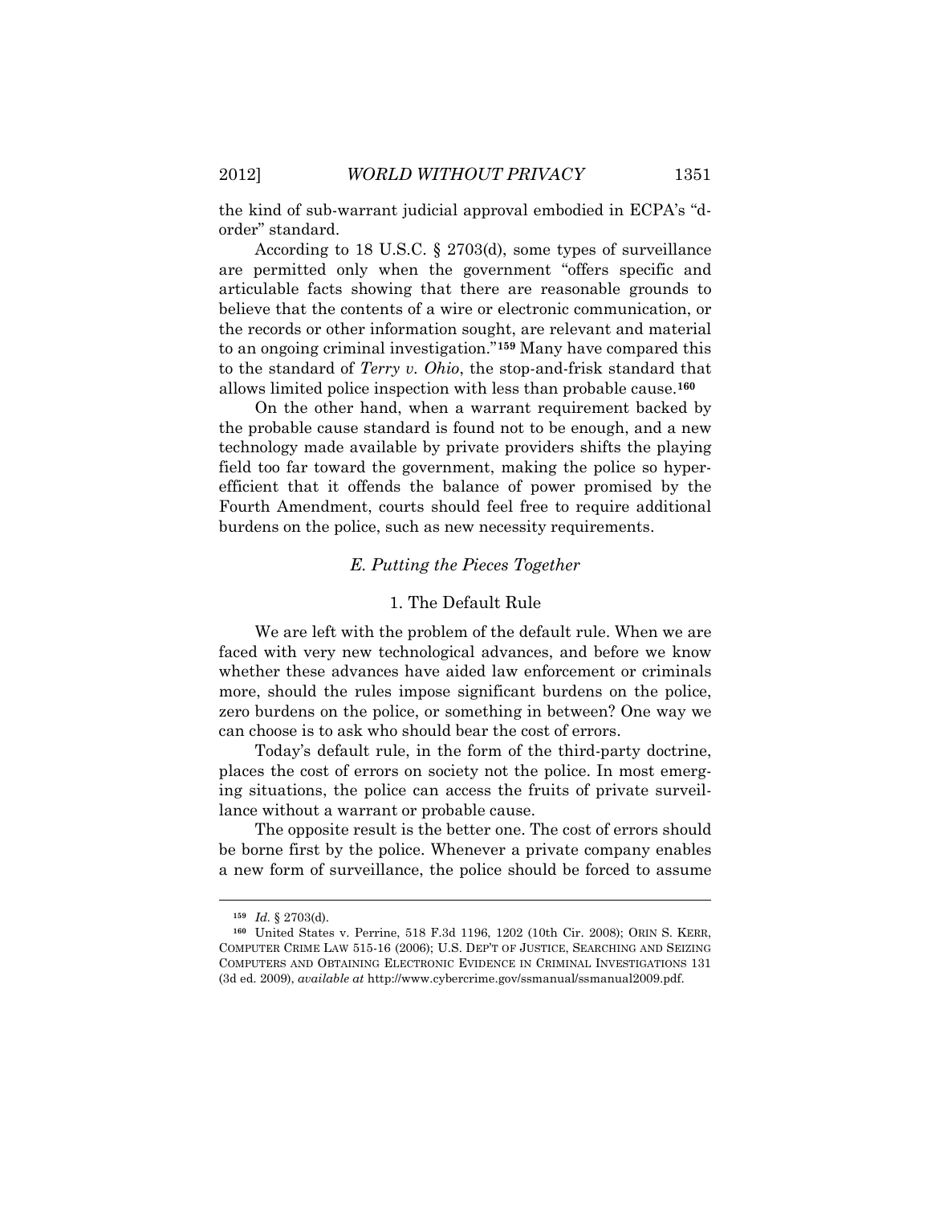the kind of sub-warrant judicial approval embodied in ECPA's "d-order" standard.

According to 18 U.S.C. § 2703(d), some types of surveillance are permitted only when the government "offers specific and articulable facts showing that there are reasonable grounds to believe that the contents of a wire or electronic communication, or the records or other information sought, are relevant and material to an ongoing criminal investigation."[159] Many have compared this to the standard of *Terry v. Ohio*, the stop-and-frisk standard that allows limited police inspection with less than probable cause.[160]

On the other hand, when a warrant requirement backed by the probable cause standard is found not to be enough, and a new technology made available by private providers shifts the playing field too far toward the government, making the police so hyper-efficient that it offends the balance of power promised by the Fourth Amendment, courts should feel free to require additional burdens on the police, such as new necessity requirements.

### *E. Putting the Pieces Together*

#### 1. The Default Rule

We are left with the problem of the default rule. When we are faced with very new technological advances, and before we know whether these advances have aided law enforcement or criminals more, should the rules impose significant burdens on the police, zero burdens on the police, or something in between? One way we can choose is to ask who should bear the cost of errors.

Today's default rule, in the form of the third-party doctrine, places the cost of errors on society not the police. In most emerging situations, the police can access the fruits of private surveillance without a warrant or probable cause.

The opposite result is the better one. The cost of errors should be borne first by the police. Whenever a private company enables a new form of surveillance, the police should be forced to assume

---

[159] *Id.* § 2703(d).

[160] United States v. Perrine, 518 F.3d 1196, 1202 (10th Cir. 2008); ORIN S. KERR, COMPUTER CRIME LAW 515-16 (2006); U.S. DEP'T OF JUSTICE, SEARCHING AND SEIZING COMPUTERS AND OBTAINING ELECTRONIC EVIDENCE IN CRIMINAL INVESTIGATIONS 131 (3d ed. 2009), *available at* http://www.cybercrime.gov/ssmanual/ssmanual2009.pdf.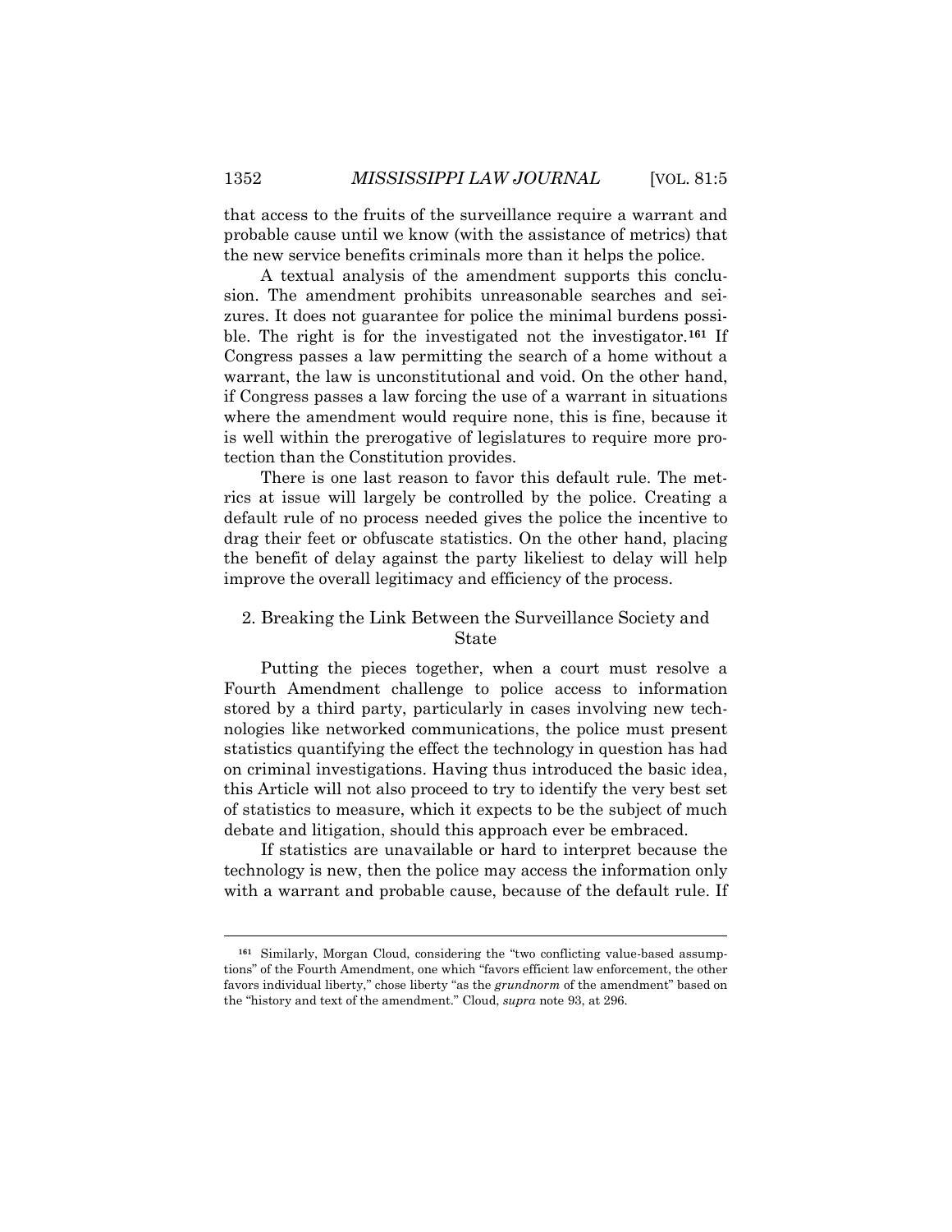that access to the fruits of the surveillance require a warrant and probable cause until we know (with the assistance of metrics) that the new service benefits criminals more than it helps the police.

A textual analysis of the amendment supports this conclusion. The amendment prohibits unreasonable searches and seizures. It does not guarantee for police the minimal burdens possible. The right is for the investigated not the investigator.[161] If Congress passes a law permitting the search of a home without a warrant, the law is unconstitutional and void. On the other hand, if Congress passes a law forcing the use of a warrant in situations where the amendment would require none, this is fine, because it is well within the prerogative of legislatures to require more protection than the Constitution provides.

There is one last reason to favor this default rule. The metrics at issue will largely be controlled by the police. Creating a default rule of no process needed gives the police the incentive to drag their feet or obfuscate statistics. On the other hand, placing the benefit of delay against the party likeliest to delay will help improve the overall legitimacy and efficiency of the process.

### 2. Breaking the Link Between the Surveillance Society and State

Putting the pieces together, when a court must resolve a Fourth Amendment challenge to police access to information stored by a third party, particularly in cases involving new technologies like networked communications, the police must present statistics quantifying the effect the technology in question has had on criminal investigations. Having thus introduced the basic idea, this Article will not also proceed to try to identify the very best set of statistics to measure, which it expects to be the subject of much debate and litigation, should this approach ever be embraced.

If statistics are unavailable or hard to interpret because the technology is new, then the police may access the information only with a warrant and probable cause, because of the default rule. If

---

[161] Similarly, Morgan Cloud, considering the "two conflicting value-based assumptions" of the Fourth Amendment, one which "favors efficient law enforcement, the other favors individual liberty," chose liberty "as the *grundnorm* of the amendment" based on the "history and text of the amendment." Cloud, *supra* note 93, at 296.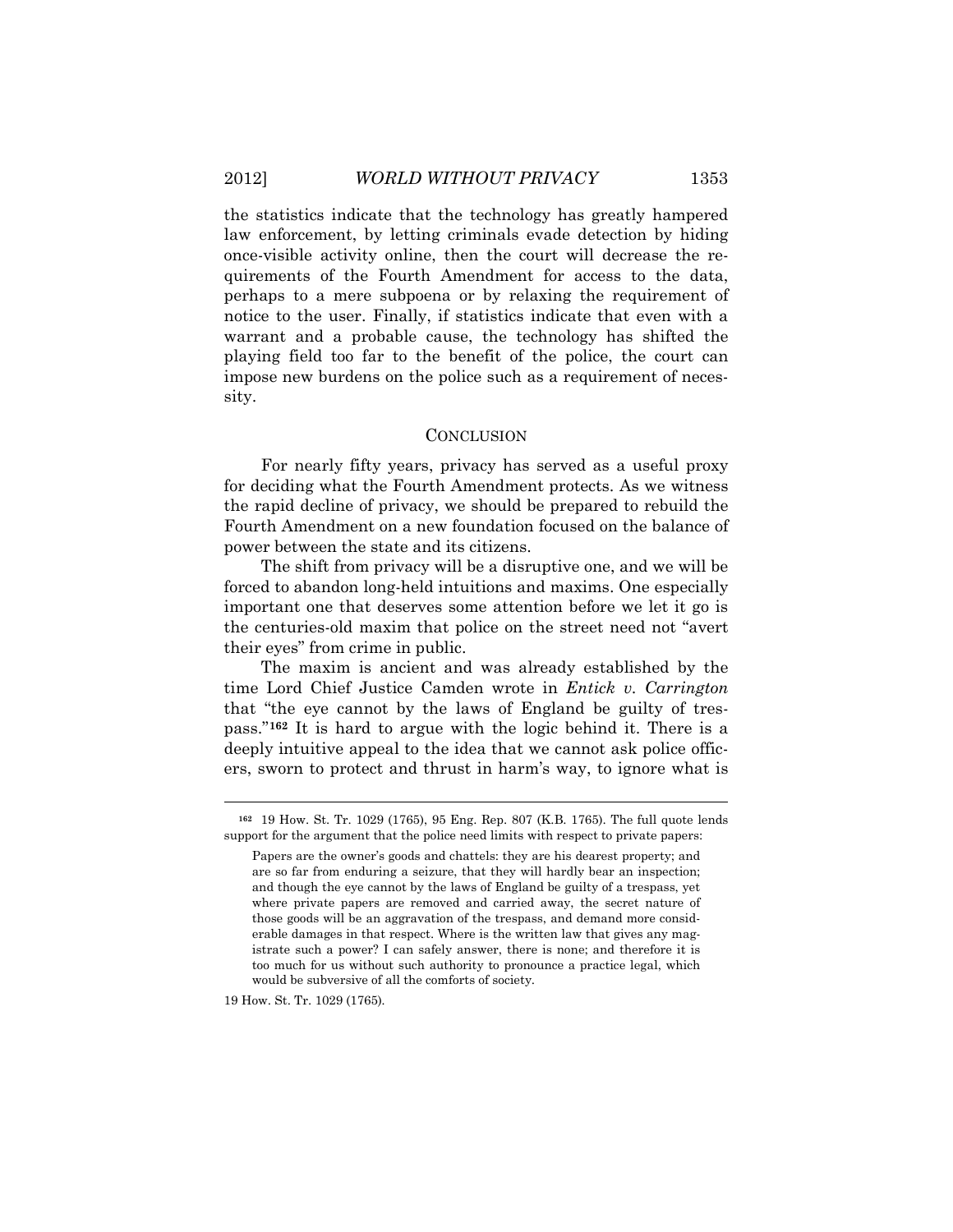the statistics indicate that the technology has greatly hampered law enforcement, by letting criminals evade detection by hiding once-visible activity online, then the court will decrease the requirements of the Fourth Amendment for access to the data, perhaps to a mere subpoena or by relaxing the requirement of notice to the user. Finally, if statistics indicate that even with a warrant and a probable cause, the technology has shifted the playing field too far to the benefit of the police, the court can impose new burdens on the police such as a requirement of necessity.

## CONCLUSION

For nearly fifty years, privacy has served as a useful proxy for deciding what the Fourth Amendment protects. As we witness the rapid decline of privacy, we should be prepared to rebuild the Fourth Amendment on a new foundation focused on the balance of power between the state and its citizens.

The shift from privacy will be a disruptive one, and we will be forced to abandon long-held intuitions and maxims. One especially important one that deserves some attention before we let it go is the centuries-old maxim that police on the street need not "avert their eyes" from crime in public.

The maxim is ancient and was already established by the time Lord Chief Justice Camden wrote in *Entick v. Carrington* that "the eye cannot by the laws of England be guilty of trespass."[162] It is hard to argue with the logic behind it. There is a deeply intuitive appeal to the idea that we cannot ask police officers, sworn to protect and thrust in harm's way, to ignore what is

---

[162] 19 How. St. Tr. 1029 (1765), 95 Eng. Rep. 807 (K.B. 1765). The full quote lends support for the argument that the police need limits with respect to private papers:

> Papers are the owner's goods and chattels: they are his dearest property; and are so far from enduring a seizure, that they will hardly bear an inspection; and though the eye cannot by the laws of England be guilty of a trespass, yet where private papers are removed and carried away, the secret nature of those goods will be an aggravation of the trespass, and demand more considerable damages in that respect. Where is the written law that gives any magistrate such a power? I can safely answer, there is none; and therefore it is too much for us without such authority to pronounce a practice legal, which would be subversive of all the comforts of society.

19 How. St. Tr. 1029 (1765).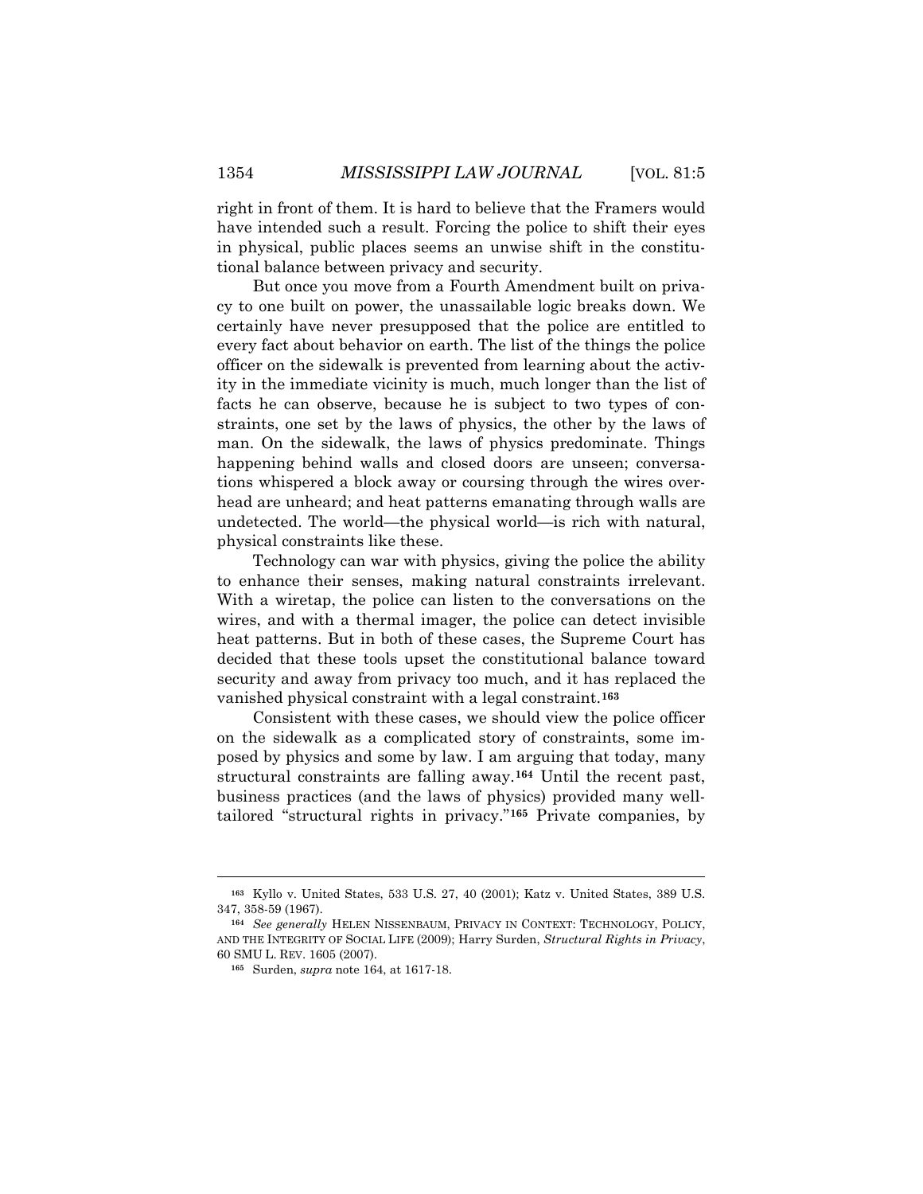right in front of them. It is hard to believe that the Framers would have intended such a result. Forcing the police to shift their eyes in physical, public places seems an unwise shift in the constitutional balance between privacy and security.

But once you move from a Fourth Amendment built on privacy to one built on power, the unassailable logic breaks down. We certainly have never presupposed that the police are entitled to every fact about behavior on earth. The list of the things the police officer on the sidewalk is prevented from learning about the activity in the immediate vicinity is much, much longer than the list of facts he can observe, because he is subject to two types of constraints, one set by the laws of physics, the other by the laws of man. On the sidewalk, the laws of physics predominate. Things happening behind walls and closed doors are unseen; conversations whispered a block away or coursing through the wires overhead are unheard; and heat patterns emanating through walls are undetected. The world—the physical world—is rich with natural, physical constraints like these.

Technology can war with physics, giving the police the ability to enhance their senses, making natural constraints irrelevant. With a wiretap, the police can listen to the conversations on the wires, and with a thermal imager, the police can detect invisible heat patterns. But in both of these cases, the Supreme Court has decided that these tools upset the constitutional balance toward security and away from privacy too much, and it has replaced the vanished physical constraint with a legal constraint.[163]

Consistent with these cases, we should view the police officer on the sidewalk as a complicated story of constraints, some imposed by physics and some by law. I am arguing that today, many structural constraints are falling away.[164] Until the recent past, business practices (and the laws of physics) provided many well-tailored "structural rights in privacy."[165] Private companies, by

---

[163] Kyllo v. United States, 533 U.S. 27, 40 (2001); Katz v. United States, 389 U.S. 347, 358-59 (1967).

[164] *See generally* HELEN NISSENBAUM, PRIVACY IN CONTEXT: TECHNOLOGY, POLICY, AND THE INTEGRITY OF SOCIAL LIFE (2009); Harry Surden, *Structural Rights in Privacy*, 60 SMU L. REV. 1605 (2007).

[165] Surden, *supra* note 164, at 1617-18.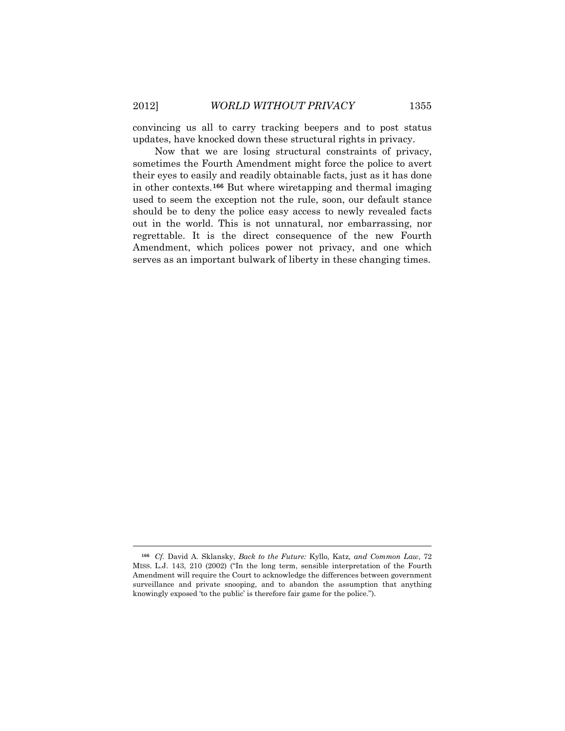convincing us all to carry tracking beepers and to post status updates, have knocked down these structural rights in privacy.

Now that we are losing structural constraints of privacy, sometimes the Fourth Amendment might force the police to avert their eyes to easily and readily obtainable facts, just as it has done in other contexts.[166] But where wiretapping and thermal imaging used to seem the exception not the rule, soon, our default stance should be to deny the police easy access to newly revealed facts out in the world. This is not unnatural, nor embarrassing, nor regrettable. It is the direct consequence of the new Fourth Amendment, which polices power not privacy, and one which serves as an important bulwark of liberty in these changing times.

---

[166] *Cf.* David A. Sklansky, *Back to the Future:* Kyllo*,* Katz*, and Common Law*, 72 MISS. L.J. 143, 210 (2002) ("In the long term, sensible interpretation of the Fourth Amendment will require the Court to acknowledge the differences between government surveillance and private snooping, and to abandon the assumption that anything knowingly exposed 'to the public' is therefore fair game for the police.").